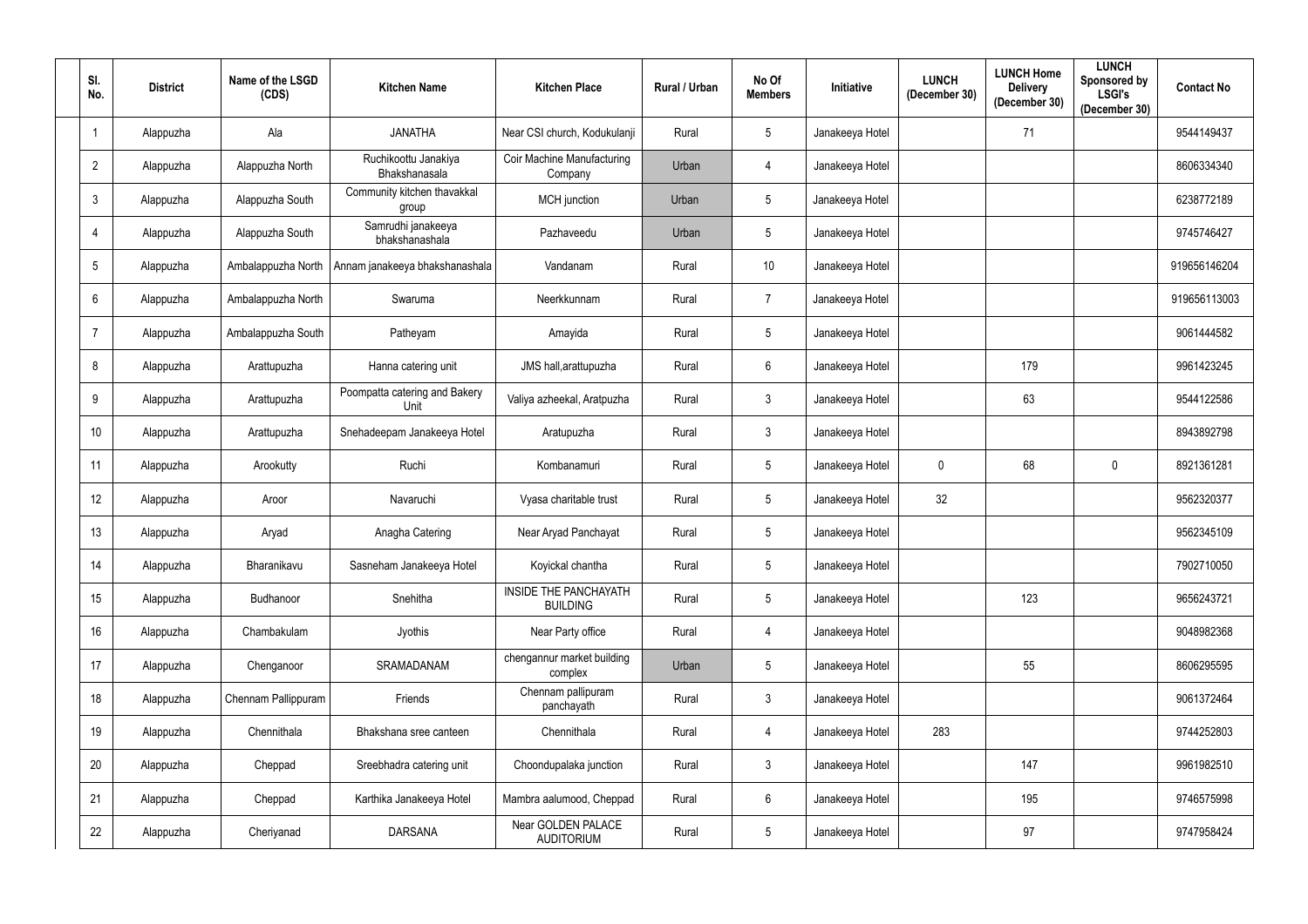| Sl. No. | District | Name of the LSGD (CDS) | Kitchen Name | Kitchen Place | Rural / Urban | No Of Members | Initiative | LUNCH (December 30) | LUNCH Home Delivery (December 30) | LUNCH Sponsored by LSGI's (December 30) | Contact No |
|---|---|---|---|---|---|---|---|---|---|---|---|
| 1 | Alappuzha | Ala | JANATHA | Near CSI church, Kodukulanji | Rural | 5 | Janakeeya Hotel | | 71 | | 9544149437 |
| 2 | Alappuzha | Alappuzha North | Ruchikoottu Janakiya Bhakshanasala | Coir Machine Manufacturing Company | Urban | 4 | Janakeeya Hotel | | | | 8606334340 |
| 3 | Alappuzha | Alappuzha South | Community kitchen thavakkal group | MCH junction | Urban | 5 | Janakeeya Hotel | | | | 6238772189 |
| 4 | Alappuzha | Alappuzha South | Samrudhi janakeeya bhakshanashala | Pazhaveedu | Urban | 5 | Janakeeya Hotel | | | | 9745746427 |
| 5 | Alappuzha | Ambalappuzha North | Annam janakeeya bhakshanashala | Vandanam | Rural | 10 | Janakeeya Hotel | | | | 919656146204 |
| 6 | Alappuzha | Ambalappuzha North | Swaruma | Neerkkunnam | Rural | 7 | Janakeeya Hotel | | | | 919656113003 |
| 7 | Alappuzha | Ambalappuzha South | Patheyam | Amayida | Rural | 5 | Janakeeya Hotel | | | | 9061444582 |
| 8 | Alappuzha | Arattupuzha | Hanna catering unit | JMS hall,arattupuzha | Rural | 6 | Janakeeya Hotel | | 179 | | 9961423245 |
| 9 | Alappuzha | Arattupuzha | Poompatta catering and Bakery Unit | Valiya azheekal, Aratpuzha | Rural | 3 | Janakeeya Hotel | | 63 | | 9544122586 |
| 10 | Alappuzha | Arattupuzha | Snehadeepam Janakeeya Hotel | Aratupuzha | Rural | 3 | Janakeeya Hotel | | | | 8943892798 |
| 11 | Alappuzha | Arookutty | Ruchi | Kombanamuri | Rural | 5 | Janakeeya Hotel | 0 | 68 | 0 | 8921361281 |
| 12 | Alappuzha | Aroor | Navaruchi | Vyasa charitable trust | Rural | 5 | Janakeeya Hotel | 32 | | | 9562320377 |
| 13 | Alappuzha | Aryad | Anagha Catering | Near Aryad Panchayat | Rural | 5 | Janakeeya Hotel | | | | 9562345109 |
| 14 | Alappuzha | Bharanikavu | Sasneham Janakeeya Hotel | Koyickal chantha | Rural | 5 | Janakeeya Hotel | | | | 7902710050 |
| 15 | Alappuzha | Budhanoor | Snehitha | INSIDE THE PANCHAYATH BUILDING | Rural | 5 | Janakeeya Hotel | | 123 | | 9656243721 |
| 16 | Alappuzha | Chambakulam | Jyothis | Near Party office | Rural | 4 | Janakeeya Hotel | | | | 9048982368 |
| 17 | Alappuzha | Chenganoor | SRAMADANAM | chengannur market building complex | Urban | 5 | Janakeeya Hotel | | 55 | | 8606295595 |
| 18 | Alappuzha | Chennam Pallippuram | Friends | Chennam pallipuram panchayath | Rural | 3 | Janakeeya Hotel | | | | 9061372464 |
| 19 | Alappuzha | Chennithala | Bhakshana sree canteen | Chennithala | Rural | 4 | Janakeeya Hotel | 283 | | | 9744252803 |
| 20 | Alappuzha | Cheppad | Sreebhadra catering unit | Choondupalaka junction | Rural | 3 | Janakeeya Hotel | | 147 | | 9961982510 |
| 21 | Alappuzha | Cheppad | Karthika Janakeeya Hotel | Mambra aalumood, Cheppad | Rural | 6 | Janakeeya Hotel | | 195 | | 9746575998 |
| 22 | Alappuzha | Cheriyanad | DARSANA | Near GOLDEN PALACE AUDITORIUM | Rural | 5 | Janakeeya Hotel | | 97 | | 9747958424 |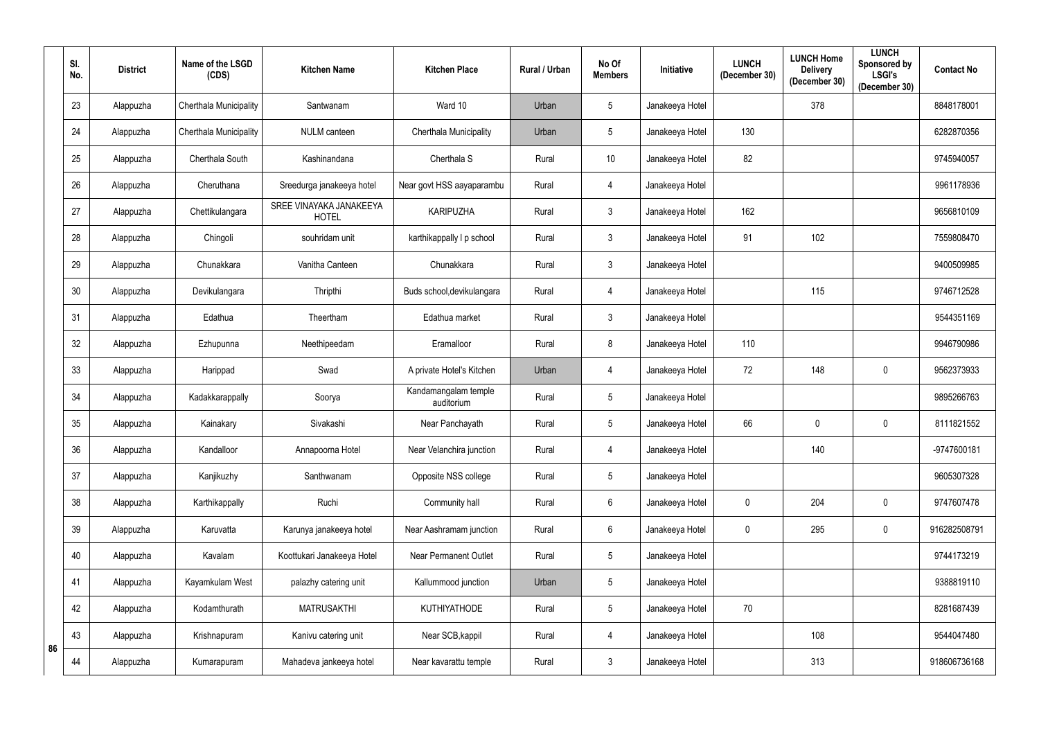| Sl. No. | District | Name of the LSGD (CDS) | Kitchen Name | Kitchen Place | Rural / Urban | No Of Members | Initiative | LUNCH (December 30) | LUNCH Home Delivery (December 30) | LUNCH Sponsored by LSGI's (December 30) | Contact No |
|---|---|---|---|---|---|---|---|---|---|---|---|
| 23 | Alappuzha | Cherthala Municipality | Santwanam | Ward 10 | Urban | 5 | Janakeeya Hotel | | 378 | | 8848178001 |
| 24 | Alappuzha | Cherthala Municipality | NULM canteen | Cherthala Municipality | Urban | 5 | Janakeeya Hotel | 130 | | | 6282870356 |
| 25 | Alappuzha | Cherthala South | Kashinandana | Cherthala S | Rural | 10 | Janakeeya Hotel | 82 | | | 9745940057 |
| 26 | Alappuzha | Cheruthana | Sreedurga janakeeya hotel | Near govt HSS aayaparambu | Rural | 4 | Janakeeya Hotel | | | | 9961178936 |
| 27 | Alappuzha | Chettikulangara | SREE VINAYAKA JANAKEEYA HOTEL | KARIPUZHA | Rural | 3 | Janakeeya Hotel | 162 | | | 9656810109 |
| 28 | Alappuzha | Chingoli | souhridam unit | karthikappally l p school | Rural | 3 | Janakeeya Hotel | 91 | 102 | | 7559808470 |
| 29 | Alappuzha | Chunakkara | Vanitha Canteen | Chunakkara | Rural | 3 | Janakeeya Hotel | | | | 9400509985 |
| 30 | Alappuzha | Devikulangara | Thripthi | Buds school,devikulangara | Rural | 4 | Janakeeya Hotel | | 115 | | 9746712528 |
| 31 | Alappuzha | Edathua | Theertham | Edathua market | Rural | 3 | Janakeeya Hotel | | | | 9544351169 |
| 32 | Alappuzha | Ezhupunna | Neethipeedam | Eramalloor | Rural | 8 | Janakeeya Hotel | 110 | | | 9946790986 |
| 33 | Alappuzha | Harippad | Swad | A private Hotel's Kitchen | Urban | 4 | Janakeeya Hotel | 72 | 148 | 0 | 9562373933 |
| 34 | Alappuzha | Kadakkarappally | Soorya | Kandamangalam temple auditorium | Rural | 5 | Janakeeya Hotel | | | | 9895266763 |
| 35 | Alappuzha | Kainakary | Sivakashi | Near Panchayath | Rural | 5 | Janakeeya Hotel | 66 | 0 | 0 | 8111821552 |
| 36 | Alappuzha | Kandalloor | Annapoorna Hotel | Near Velanchira junction | Rural | 4 | Janakeeya Hotel | | 140 | | -9747600181 |
| 37 | Alappuzha | Kanjikuzhy | Santhwanam | Opposite NSS college | Rural | 5 | Janakeeya Hotel | | | | 9605307328 |
| 38 | Alappuzha | Karthikappally | Ruchi | Community hall | Rural | 6 | Janakeeya Hotel | 0 | 204 | 0 | 9747607478 |
| 39 | Alappuzha | Karuvatta | Karunya janakeeya hotel | Near Aashramam junction | Rural | 6 | Janakeeya Hotel | 0 | 295 | 0 | 916282508791 |
| 40 | Alappuzha | Kavalam | Koottukari Janakeeya Hotel | Near Permanent Outlet | Rural | 5 | Janakeeya Hotel | | | | 9744173219 |
| 41 | Alappuzha | Kayamkulam West | palazhy catering unit | Kallummood junction | Urban | 5 | Janakeeya Hotel | | | | 9388819110 |
| 42 | Alappuzha | Kodamthurath | MATRUSAKTHI | KUTHIYATHODE | Rural | 5 | Janakeeya Hotel | 70 | | | 8281687439 |
| 43 | Alappuzha | Krishnapuram | Kanivu catering unit | Near SCB,kappil | Rural | 4 | Janakeeya Hotel | | 108 | | 9544047480 |
| 44 | Alappuzha | Kumarapuram | Mahadeva jankeeya hotel | Near kavarattu temple | Rural | 3 | Janakeeya Hotel | | 313 | | 918606736168 |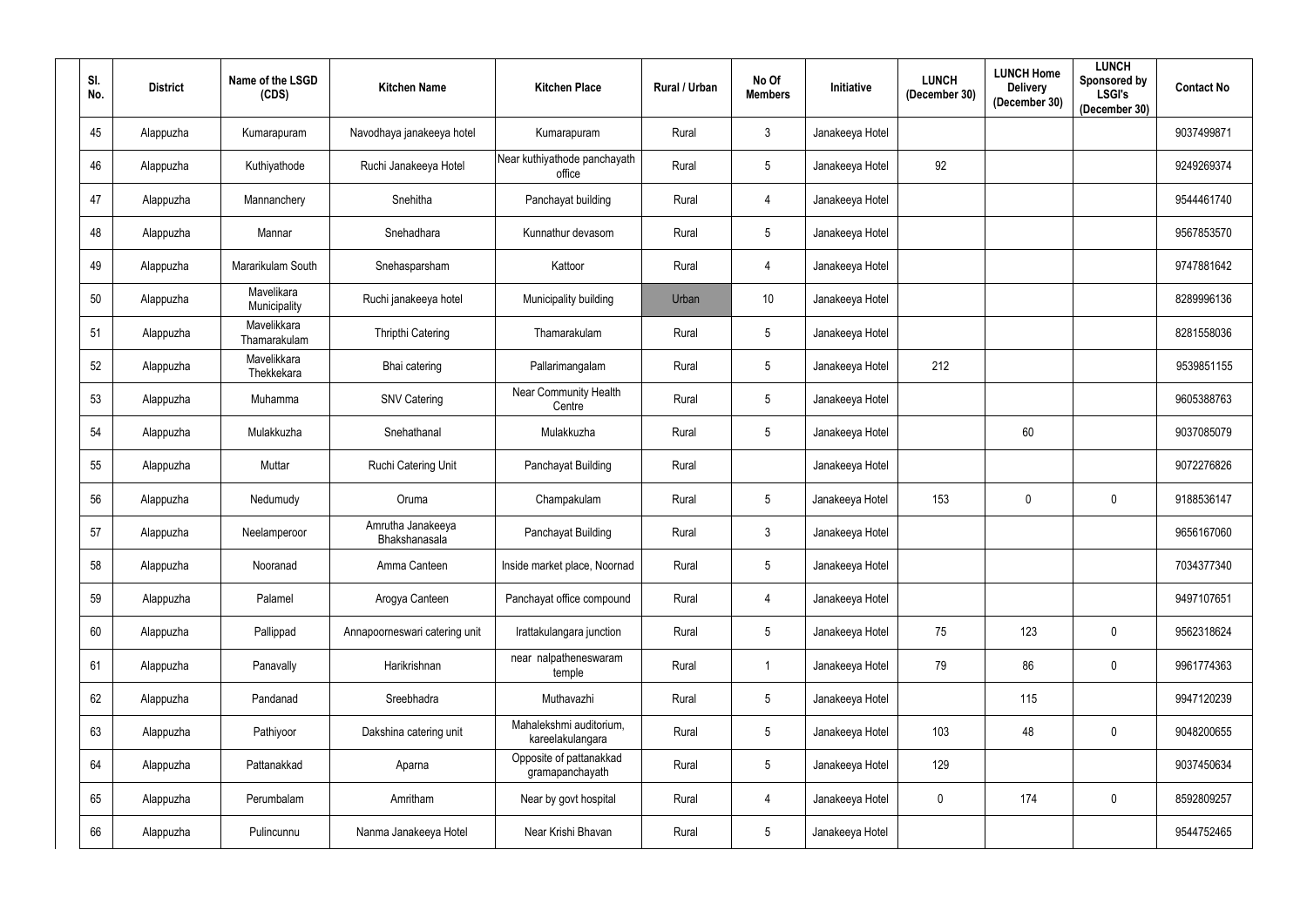| Sl. No. | District | Name of the LSGD (CDS) | Kitchen Name | Kitchen Place | Rural / Urban | No Of Members | Initiative | LUNCH (December 30) | LUNCH Home Delivery (December 30) | LUNCH Sponsored by LSGI's (December 30) | Contact No |
|---|---|---|---|---|---|---|---|---|---|---|---|
| 45 | Alappuzha | Kumarapuram | Navodhaya janakeeya hotel | Kumarapuram | Rural | 3 | Janakeeya Hotel | | | | 9037499871 |
| 46 | Alappuzha | Kuthiyathode | Ruchi Janakeeya Hotel | Near kuthiyathode panchayath office | Rural | 5 | Janakeeya Hotel | 92 | | | 9249269374 |
| 47 | Alappuzha | Mannanchery | Snehitha | Panchayat building | Rural | 4 | Janakeeya Hotel | | | | 9544461740 |
| 48 | Alappuzha | Mannar | Snehadhara | Kunnathur devasom | Rural | 5 | Janakeeya Hotel | | | | 9567853570 |
| 49 | Alappuzha | Mararikulam South | Snehasparsham | Kattoor | Rural | 4 | Janakeeya Hotel | | | | 9747881642 |
| 50 | Alappuzha | Mavelikara Municipality | Ruchi janakeeya hotel | Municipality building | Urban | 10 | Janakeeya Hotel | | | | 8289996136 |
| 51 | Alappuzha | Mavelikkara Thamarakulam | Thripthi Catering | Thamarakulam | Rural | 5 | Janakeeya Hotel | | | | 8281558036 |
| 52 | Alappuzha | Mavelikkara Thekkekara | Bhai catering | Pallarimangalam | Rural | 5 | Janakeeya Hotel | 212 | | | 9539851155 |
| 53 | Alappuzha | Muhamma | SNV Catering | Near Community Health Centre | Rural | 5 | Janakeeya Hotel | | | | 9605388763 |
| 54 | Alappuzha | Mulakkuzha | Snehathanal | Mulakkuzha | Rural | 5 | Janakeeya Hotel | | 60 | | 9037085079 |
| 55 | Alappuzha | Muttar | Ruchi Catering Unit | Panchayat Building | Rural | | Janakeeya Hotel | | | | 9072276826 |
| 56 | Alappuzha | Nedumudy | Oruma | Champakulam | Rural | 5 | Janakeeya Hotel | 153 | 0 | 0 | 9188536147 |
| 57 | Alappuzha | Neelamperoor | Amrutha Janakeeya Bhakshanasala | Panchayat Building | Rural | 3 | Janakeeya Hotel | | | | 9656167060 |
| 58 | Alappuzha | Nooranad | Amma Canteen | Inside market place, Noornad | Rural | 5 | Janakeeya Hotel | | | | 7034377340 |
| 59 | Alappuzha | Palamel | Arogya Canteen | Panchayat office compound | Rural | 4 | Janakeeya Hotel | | | | 9497107651 |
| 60 | Alappuzha | Pallippad | Annapoorneswari catering unit | Irattakulangara junction | Rural | 5 | Janakeeya Hotel | 75 | 123 | 0 | 9562318624 |
| 61 | Alappuzha | Panavally | Harikrishnan | near nalpatheneswaram temple | Rural | 1 | Janakeeya Hotel | 79 | 86 | 0 | 9961774363 |
| 62 | Alappuzha | Pandanad | Sreebhadra | Muthavazhi | Rural | 5 | Janakeeya Hotel | | 115 | | 9947120239 |
| 63 | Alappuzha | Pathiyoor | Dakshina catering unit | Mahalekshmi auditorium, kareelakulangara | Rural | 5 | Janakeeya Hotel | 103 | 48 | 0 | 9048200655 |
| 64 | Alappuzha | Pattanakkad | Aparna | Opposite of pattanakkad gramapanchayath | Rural | 5 | Janakeeya Hotel | 129 | | | 9037450634 |
| 65 | Alappuzha | Perumbalam | Amritham | Near by govt hospital | Rural | 4 | Janakeeya Hotel | 0 | 174 | 0 | 8592809257 |
| 66 | Alappuzha | Pulincunnu | Nanma Janakeeya Hotel | Near Krishi Bhavan | Rural | 5 | Janakeeya Hotel | | | | 9544752465 |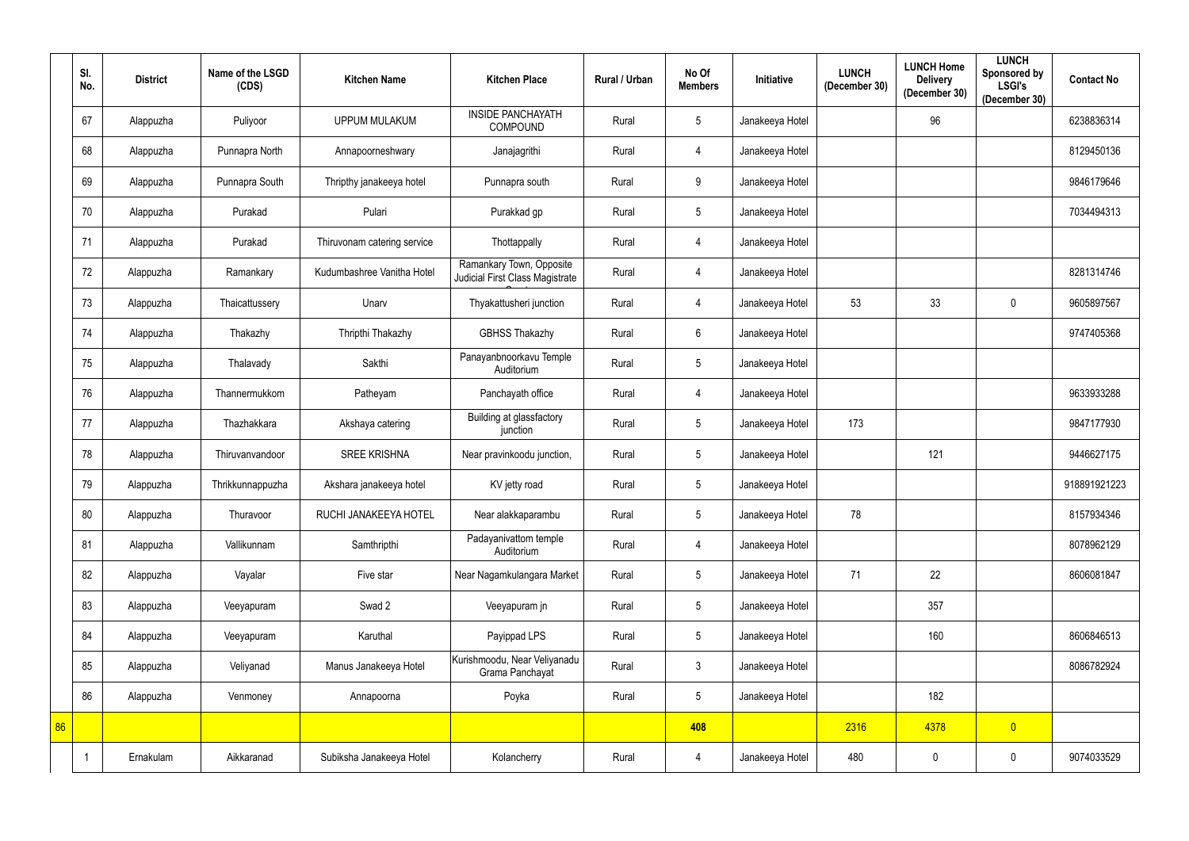| | Sl. No. | District | Name of the LSGD (CDS) | Kitchen Name | Kitchen Place | Rural / Urban | No Of Members | Initiative | LUNCH (December 30) | LUNCH Home Delivery (December 30) | LUNCH Sponsored by LSGI's (December 30) | Contact No |
|---|---|---|---|---|---|---|---|---|---|---|---|---|
| | 67 | Alappuzha | Puliyoor | UPPUM MULAKUM | INSIDE PANCHAYATH COMPOUND | Rural | 5 | Janakeeya Hotel | | 96 | | 6238836314 |
| | 68 | Alappuzha | Punnapra North | Annapoorneshwary | Janajagrithi | Rural | 4 | Janakeeya Hotel | | | | 8129450136 |
| | 69 | Alappuzha | Punnapra South | Thripthy janakeeya hotel | Punnapra south | Rural | 9 | Janakeeya Hotel | | | | 9846179646 |
| | 70 | Alappuzha | Purakad | Pulari | Purakkad gp | Rural | 5 | Janakeeya Hotel | | | | 7034494313 |
| | 71 | Alappuzha | Purakad | Thiruvonam catering service | Thottappally | Rural | 4 | Janakeeya Hotel | | | | |
| | 72 | Alappuzha | Ramankary | Kudumbashree Vanitha Hotel | Ramankary Town, Opposite Judicial First Class Magistrate Court | Rural | 4 | Janakeeya Hotel | | | | 8281314746 |
| | 73 | Alappuzha | Thaicattussery | Unarv | Thyakattusheri junction | Rural | 4 | Janakeeya Hotel | 53 | 33 | 0 | 9605897567 |
| | 74 | Alappuzha | Thakazhy | Thripthi Thakazhy | GBHSS Thakazhy | Rural | 6 | Janakeeya Hotel | | | | 9747405368 |
| | 75 | Alappuzha | Thalavady | Sakthi | Panayanbnoorkavu Temple Auditorium | Rural | 5 | Janakeeya Hotel | | | | |
| | 76 | Alappuzha | Thannermukkom | Patheyam | Panchayath office | Rural | 4 | Janakeeya Hotel | | | | 9633933288 |
| | 77 | Alappuzha | Thazhakkara | Akshaya catering | Building at glassfactory junction | Rural | 5 | Janakeeya Hotel | 173 | | | 9847177930 |
| | 78 | Alappuzha | Thiruvanvandoor | SREE KRISHNA | Near pravinkoodu junction, | Rural | 5 | Janakeeya Hotel | | 121 | | 9446627175 |
| | 79 | Alappuzha | Thrikkunnappuzha | Akshara janakeeya hotel | KV jetty road | Rural | 5 | Janakeeya Hotel | | | | 918891921223 |
| | 80 | Alappuzha | Thuravoor | RUCHI JANAKEEYA HOTEL | Near alakkaparambu | Rural | 5 | Janakeeya Hotel | 78 | | | 8157934346 |
| | 81 | Alappuzha | Vallikunnam | Samthripthi | Padayanivattom temple Auditorium | Rural | 4 | Janakeeya Hotel | | | | 8078962129 |
| | 82 | Alappuzha | Vayalar | Five star | Near Nagamkulangara Market | Rural | 5 | Janakeeya Hotel | 71 | 22 | | 8606081847 |
| | 83 | Alappuzha | Veeyapuram | Swad 2 | Veeyapuram jn | Rural | 5 | Janakeeya Hotel | | 357 | | |
| | 84 | Alappuzha | Veeyapuram | Karuthal | Payippad LPS | Rural | 5 | Janakeeya Hotel | | 160 | | 8606846513 |
| | 85 | Alappuzha | Veliyanad | Manus Janakeeya Hotel | Kurishmoodu, Near Veliyanadu Grama Panchayat | Rural | 3 | Janakeeya Hotel | | | | 8086782924 |
| | 86 | Alappuzha | Venmoney | Annapoorna | Poyka | Rural | 5 | Janakeeya Hotel | | 182 | | |
| 86 | | | | | | | 408 | | 2316 | 4378 | 0 | |
| | 1 | Ernakulam | Aikkaranad | Subiksha Janakeeya Hotel | Kolancherry | Rural | 4 | Janakeeya Hotel | 480 | 0 | 0 | 9074033529 |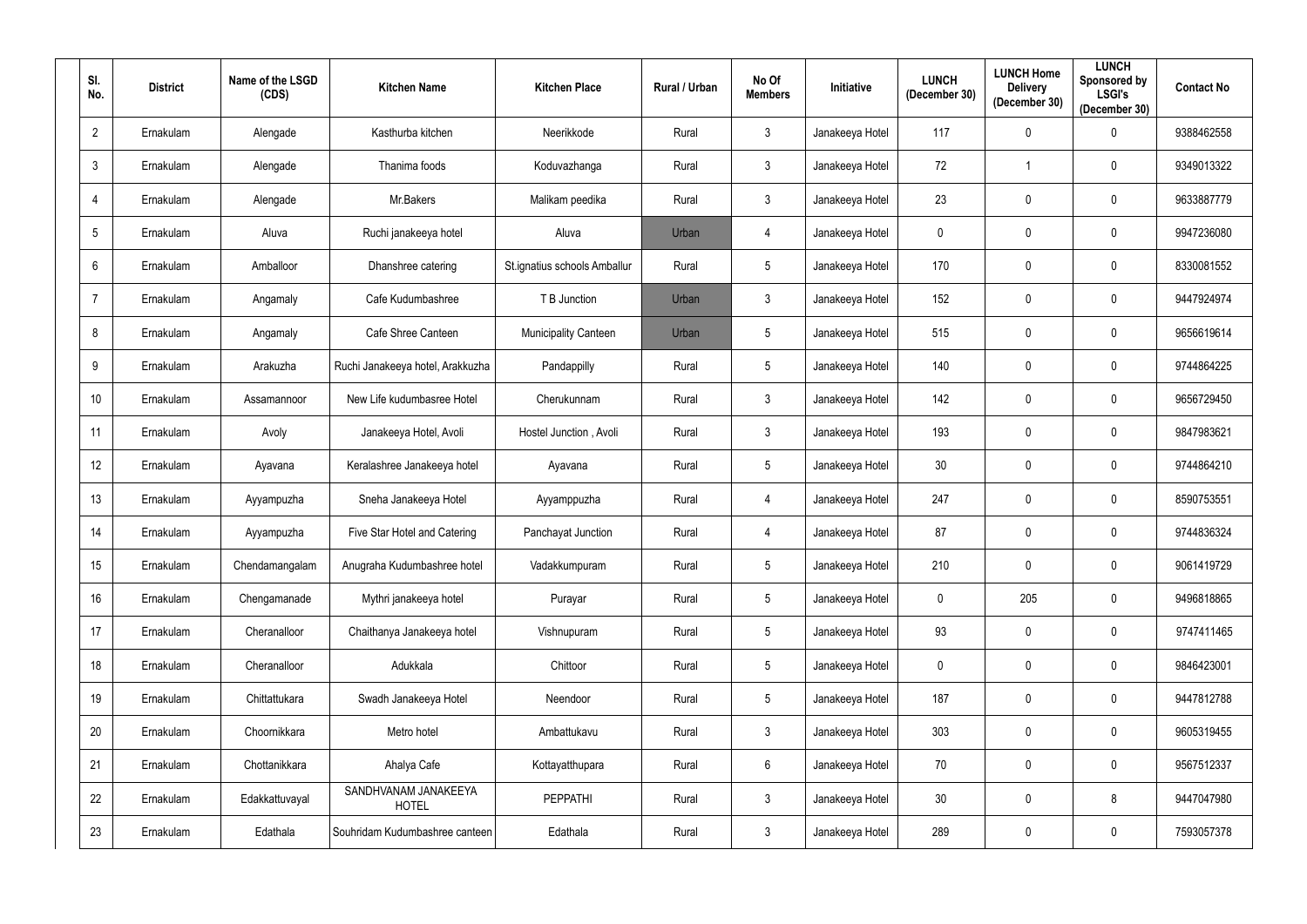| Sl. No. | District | Name of the LSGD (CDS) | Kitchen Name | Kitchen Place | Rural / Urban | No Of Members | Initiative | LUNCH (December 30) | LUNCH Home Delivery (December 30) | LUNCH Sponsored by LSGI's (December 30) | Contact No |
|---|---|---|---|---|---|---|---|---|---|---|---|
| 2 | Ernakulam | Alengade | Kasthurba kitchen | Neerikkode | Rural | 3 | Janakeeya Hotel | 117 | 0 | 0 | 9388462558 |
| 3 | Ernakulam | Alengade | Thanima foods | Koduvazhanga | Rural | 3 | Janakeeya Hotel | 72 | 1 | 0 | 9349013322 |
| 4 | Ernakulam | Alengade | Mr.Bakers | Malikam peedika | Rural | 3 | Janakeeya Hotel | 23 | 0 | 0 | 9633887779 |
| 5 | Ernakulam | Aluva | Ruchi janakeeya hotel | Aluva | Urban | 4 | Janakeeya Hotel | 0 | 0 | 0 | 9947236080 |
| 6 | Ernakulam | Amballoor | Dhanshree catering | St.ignatius schools Amballur | Rural | 5 | Janakeeya Hotel | 170 | 0 | 0 | 8330081552 |
| 7 | Ernakulam | Angamaly | Cafe Kudumbashree | T B Junction | Urban | 3 | Janakeeya Hotel | 152 | 0 | 0 | 9447924974 |
| 8 | Ernakulam | Angamaly | Cafe Shree Canteen | Municipality Canteen | Urban | 5 | Janakeeya Hotel | 515 | 0 | 0 | 9656619614 |
| 9 | Ernakulam | Arakuzha | Ruchi Janakeeya hotel, Arakkuzha | Pandappilly | Rural | 5 | Janakeeya Hotel | 140 | 0 | 0 | 9744864225 |
| 10 | Ernakulam | Assamannoor | New Life kudumbasree Hotel | Cherukunnam | Rural | 3 | Janakeeya Hotel | 142 | 0 | 0 | 9656729450 |
| 11 | Ernakulam | Avoly | Janakeeya Hotel, Avoli | Hostel Junction , Avoli | Rural | 3 | Janakeeya Hotel | 193 | 0 | 0 | 9847983621 |
| 12 | Ernakulam | Ayavana | Keralashree Janakeeya hotel | Ayavana | Rural | 5 | Janakeeya Hotel | 30 | 0 | 0 | 9744864210 |
| 13 | Ernakulam | Ayyampuzha | Sneha Janakeeya Hotel | Ayyamppuzha | Rural | 4 | Janakeeya Hotel | 247 | 0 | 0 | 8590753551 |
| 14 | Ernakulam | Ayyampuzha | Five Star Hotel and Catering | Panchayat Junction | Rural | 4 | Janakeeya Hotel | 87 | 0 | 0 | 9744836324 |
| 15 | Ernakulam | Chendamangalam | Anugraha Kudumbashree hotel | Vadakkumpuram | Rural | 5 | Janakeeya Hotel | 210 | 0 | 0 | 9061419729 |
| 16 | Ernakulam | Chengamanade | Mythri janakeeya hotel | Purayar | Rural | 5 | Janakeeya Hotel | 0 | 205 | 0 | 9496818865 |
| 17 | Ernakulam | Cheranalloor | Chaithanya Janakeeya hotel | Vishnupuram | Rural | 5 | Janakeeya Hotel | 93 | 0 | 0 | 9747411465 |
| 18 | Ernakulam | Cheranalloor | Adukkala | Chittoor | Rural | 5 | Janakeeya Hotel | 0 | 0 | 0 | 9846423001 |
| 19 | Ernakulam | Chittattukara | Swadh Janakeeya Hotel | Neendoor | Rural | 5 | Janakeeya Hotel | 187 | 0 | 0 | 9447812788 |
| 20 | Ernakulam | Choornikkara | Metro hotel | Ambattukavu | Rural | 3 | Janakeeya Hotel | 303 | 0 | 0 | 9605319455 |
| 21 | Ernakulam | Chottanikkara | Ahalya Cafe | Kottayatthupara | Rural | 6 | Janakeeya Hotel | 70 | 0 | 0 | 9567512337 |
| 22 | Ernakulam | Edakkattuvayal | SANDHVANAM JANAKEEYA HOTEL | PEPPATHI | Rural | 3 | Janakeeya Hotel | 30 | 0 | 8 | 9447047980 |
| 23 | Ernakulam | Edathala | Souhridam Kudumbashree canteen | Edathala | Rural | 3 | Janakeeya Hotel | 289 | 0 | 0 | 7593057378 |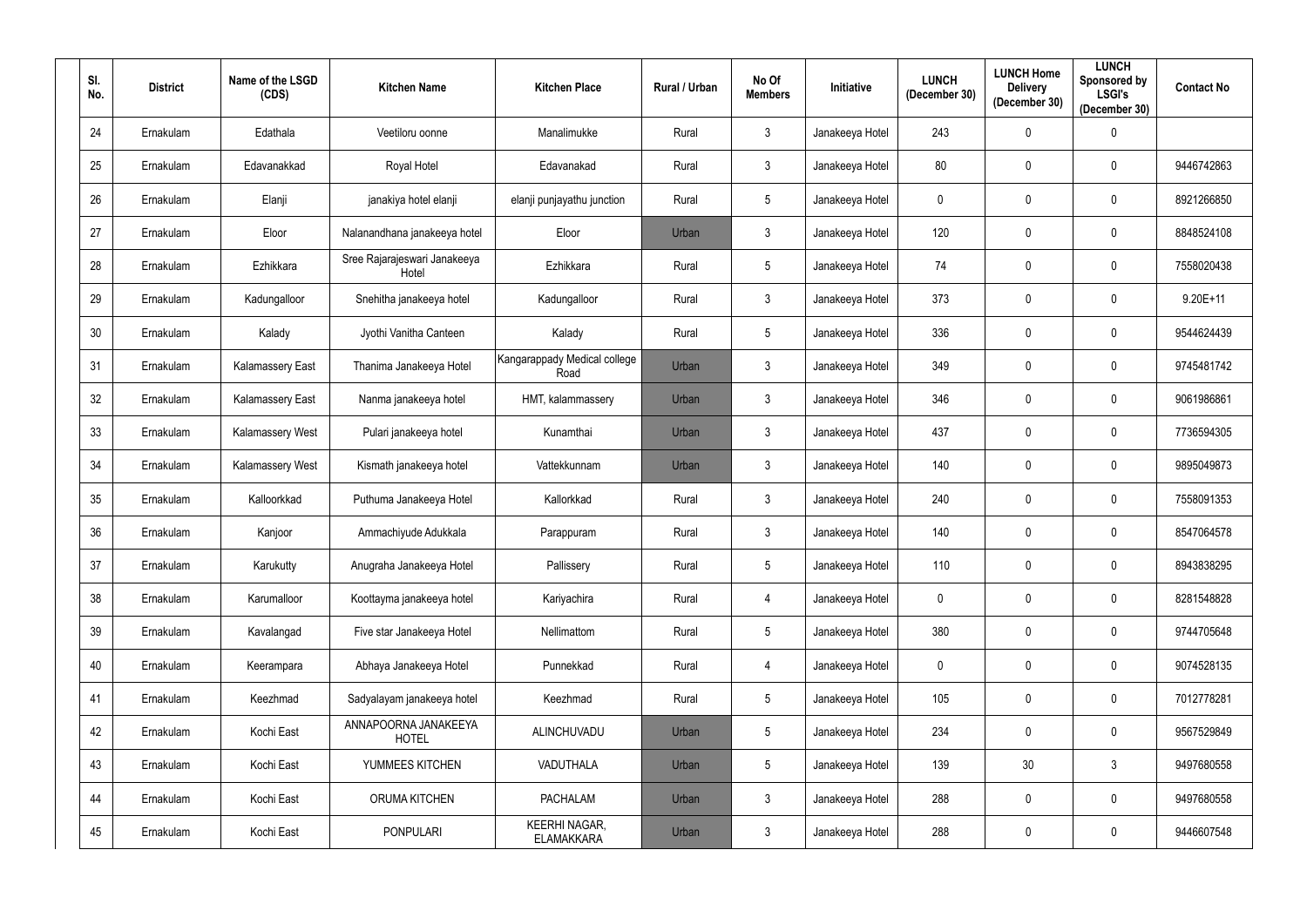| Sl. No. | District | Name of the LSGD (CDS) | Kitchen Name | Kitchen Place | Rural / Urban | No Of Members | Initiative | LUNCH (December 30) | LUNCH Home Delivery (December 30) | LUNCH Sponsored by LSGI's (December 30) | Contact No |
|---|---|---|---|---|---|---|---|---|---|---|---|
| 24 | Ernakulam | Edathala | Veetiloru oonne | Manalimukke | Rural | 3 | Janakeeya Hotel | 243 | 0 | 0 | |
| 25 | Ernakulam | Edavanakkad | Royal Hotel | Edavanakad | Rural | 3 | Janakeeya Hotel | 80 | 0 | 0 | 9446742863 |
| 26 | Ernakulam | Elanji | janakiya hotel elanji | elanji punjayathu junction | Rural | 5 | Janakeeya Hotel | 0 | 0 | 0 | 8921266850 |
| 27 | Ernakulam | Eloor | Nalanandhana janakeeya hotel | Eloor | Urban | 3 | Janakeeya Hotel | 120 | 0 | 0 | 8848524108 |
| 28 | Ernakulam | Ezhikkara | Sree Rajarajeswari Janakeeya Hotel | Ezhikkara | Rural | 5 | Janakeeya Hotel | 74 | 0 | 0 | 7558020438 |
| 29 | Ernakulam | Kadungalloor | Snehitha janakeeya hotel | Kadungalloor | Rural | 3 | Janakeeya Hotel | 373 | 0 | 0 | 9.20E+11 |
| 30 | Ernakulam | Kalady | Jyothi Vanitha Canteen | Kalady | Rural | 5 | Janakeeya Hotel | 336 | 0 | 0 | 9544624439 |
| 31 | Ernakulam | Kalamassery East | Thanima Janakeeya Hotel | Kangarappady Medical college Road | Urban | 3 | Janakeeya Hotel | 349 | 0 | 0 | 9745481742 |
| 32 | Ernakulam | Kalamassery East | Nanma janakeeya hotel | HMT, kalammassery | Urban | 3 | Janakeeya Hotel | 346 | 0 | 0 | 9061986861 |
| 33 | Ernakulam | Kalamassery West | Pulari janakeeya hotel | Kunamthai | Urban | 3 | Janakeeya Hotel | 437 | 0 | 0 | 7736594305 |
| 34 | Ernakulam | Kalamassery West | Kismath janakeeya hotel | Vattekkunnam | Urban | 3 | Janakeeya Hotel | 140 | 0 | 0 | 9895049873 |
| 35 | Ernakulam | Kalloorkkad | Puthuma Janakeeya Hotel | Kallorkkad | Rural | 3 | Janakeeya Hotel | 240 | 0 | 0 | 7558091353 |
| 36 | Ernakulam | Kanjoor | Ammachiyude Adukkala | Parappuram | Rural | 3 | Janakeeya Hotel | 140 | 0 | 0 | 8547064578 |
| 37 | Ernakulam | Karukutty | Anugraha Janakeeya Hotel | Pallissery | Rural | 5 | Janakeeya Hotel | 110 | 0 | 0 | 8943838295 |
| 38 | Ernakulam | Karumalloor | Koottayma janakeeya hotel | Kariyachira | Rural | 4 | Janakeeya Hotel | 0 | 0 | 0 | 8281548828 |
| 39 | Ernakulam | Kavalangad | Five star Janakeeya Hotel | Nellimattom | Rural | 5 | Janakeeya Hotel | 380 | 0 | 0 | 9744705648 |
| 40 | Ernakulam | Keerampara | Abhaya Janakeeya Hotel | Punnekkad | Rural | 4 | Janakeeya Hotel | 0 | 0 | 0 | 9074528135 |
| 41 | Ernakulam | Keezhmad | Sadyalayam janakeeya hotel | Keezhmad | Rural | 5 | Janakeeya Hotel | 105 | 0 | 0 | 7012778281 |
| 42 | Ernakulam | Kochi East | ANNAPOORNA JANAKEEYA HOTEL | ALINCHUVADU | Urban | 5 | Janakeeya Hotel | 234 | 0 | 0 | 9567529849 |
| 43 | Ernakulam | Kochi East | YUMMEES KITCHEN | VADUTHALA | Urban | 5 | Janakeeya Hotel | 139 | 30 | 3 | 9497680558 |
| 44 | Ernakulam | Kochi East | ORUMA KITCHEN | PACHALAM | Urban | 3 | Janakeeya Hotel | 288 | 0 | 0 | 9497680558 |
| 45 | Ernakulam | Kochi East | PONPULARI | KEERHI NAGAR, ELAMAKKARA | Urban | 3 | Janakeeya Hotel | 288 | 0 | 0 | 9446607548 |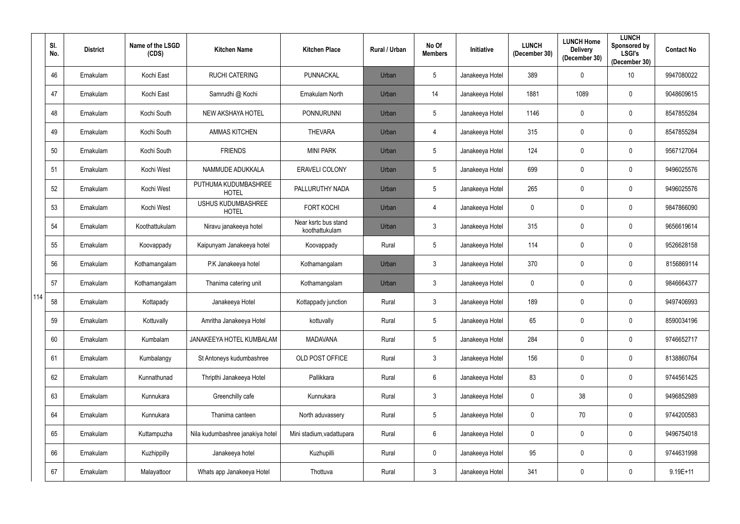| | Sl. No. | District | Name of the LSGD (CDS) | Kitchen Name | Kitchen Place | Rural / Urban | No Of Members | Initiative | LUNCH (December 30) | LUNCH Home Delivery (December 30) | LUNCH Sponsored by LSGI's (December 30) | Contact No |
|---|---|---|---|---|---|---|---|---|---|---|---|---|
| 114 | 46 | Ernakulam | Kochi East | RUCHI CATERING | PUNNACKAL | Urban | 5 | Janakeeya Hotel | 389 | 0 | 10 | 9947080022 |
| | 47 | Ernakulam | Kochi East | Samrudhi @ Kochi | Ernakulam North | Urban | 14 | Janakeeya Hotel | 1881 | 1089 | 0 | 9048609615 |
| | 48 | Ernakulam | Kochi South | NEW AKSHAYA HOTEL | PONNURUNNI | Urban | 5 | Janakeeya Hotel | 1146 | 0 | 0 | 8547855284 |
| | 49 | Ernakulam | Kochi South | AMMAS KITCHEN | THEVARA | Urban | 4 | Janakeeya Hotel | 315 | 0 | 0 | 8547855284 |
| | 50 | Ernakulam | Kochi South | FRIENDS | MINI PARK | Urban | 5 | Janakeeya Hotel | 124 | 0 | 0 | 9567127064 |
| | 51 | Ernakulam | Kochi West | NAMMUDE ADUKKALA | ERAVELI COLONY | Urban | 5 | Janakeeya Hotel | 699 | 0 | 0 | 9496025576 |
| | 52 | Ernakulam | Kochi West | PUTHUMA KUDUMBASHREE HOTEL | PALLURUTHY NADA | Urban | 5 | Janakeeya Hotel | 265 | 0 | 0 | 9496025576 |
| | 53 | Ernakulam | Kochi West | USHUS KUDUMBASHREE HOTEL | FORT KOCHI | Urban | 4 | Janakeeya Hotel | 0 | 0 | 0 | 9847866090 |
| | 54 | Ernakulam | Koothattukulam | Niravu janakeeya hotel | Near ksrtc bus stand koothattukulam | Urban | 3 | Janakeeya Hotel | 315 | 0 | 0 | 9656619614 |
| | 55 | Ernakulam | Koovappady | Kaipunyam Janakeeya hotel | Koovappady | Rural | 5 | Janakeeya Hotel | 114 | 0 | 0 | 9526628158 |
| | 56 | Ernakulam | Kothamangalam | P.K Janakeeya hotel | Kothamangalam | Urban | 3 | Janakeeya Hotel | 370 | 0 | 0 | 8156869114 |
| | 57 | Ernakulam | Kothamangalam | Thanima catering unit | Kothamangalam | Urban | 3 | Janakeeya Hotel | 0 | 0 | 0 | 9846664377 |
| | 58 | Ernakulam | Kottapady | Janakeeya Hotel | Kottappady junction | Rural | 3 | Janakeeya Hotel | 189 | 0 | 0 | 9497406993 |
| | 59 | Ernakulam | Kottuvally | Amritha Janakeeya Hotel | kottuvally | Rural | 5 | Janakeeya Hotel | 65 | 0 | 0 | 8590034196 |
| | 60 | Ernakulam | Kumbalam | JANAKEEYA HOTEL KUMBALAM | MADAVANA | Rural | 5 | Janakeeya Hotel | 284 | 0 | 0 | 9746652717 |
| | 61 | Ernakulam | Kumbalangy | St Antoneys kudumbashree | OLD POST OFFICE | Rural | 3 | Janakeeya Hotel | 156 | 0 | 0 | 8138860764 |
| | 62 | Ernakulam | Kunnathunad | Thripthi Janakeeya Hotel | Pallikkara | Rural | 6 | Janakeeya Hotel | 83 | 0 | 0 | 9744561425 |
| | 63 | Ernakulam | Kunnukara | Greenchilly cafe | Kunnukara | Rural | 3 | Janakeeya Hotel | 0 | 38 | 0 | 9496852989 |
| | 64 | Ernakulam | Kunnukara | Thanima canteen | North aduvassery | Rural | 5 | Janakeeya Hotel | 0 | 70 | 0 | 9744200583 |
| | 65 | Ernakulam | Kuttampuzha | Nila kudumbashree janakiya hotel | Mini stadium,vadattupara | Rural | 6 | Janakeeya Hotel | 0 | 0 | 0 | 9496754018 |
| | 66 | Ernakulam | Kuzhippilly | Janakeeya hotel | Kuzhupilli | Rural | 0 | Janakeeya Hotel | 95 | 0 | 0 | 9744631998 |
| | 67 | Ernakulam | Malayattoor | Whats app Janakeeya Hotel | Thottuva | Rural | 3 | Janakeeya Hotel | 341 | 0 | 0 | 9.19E+11 |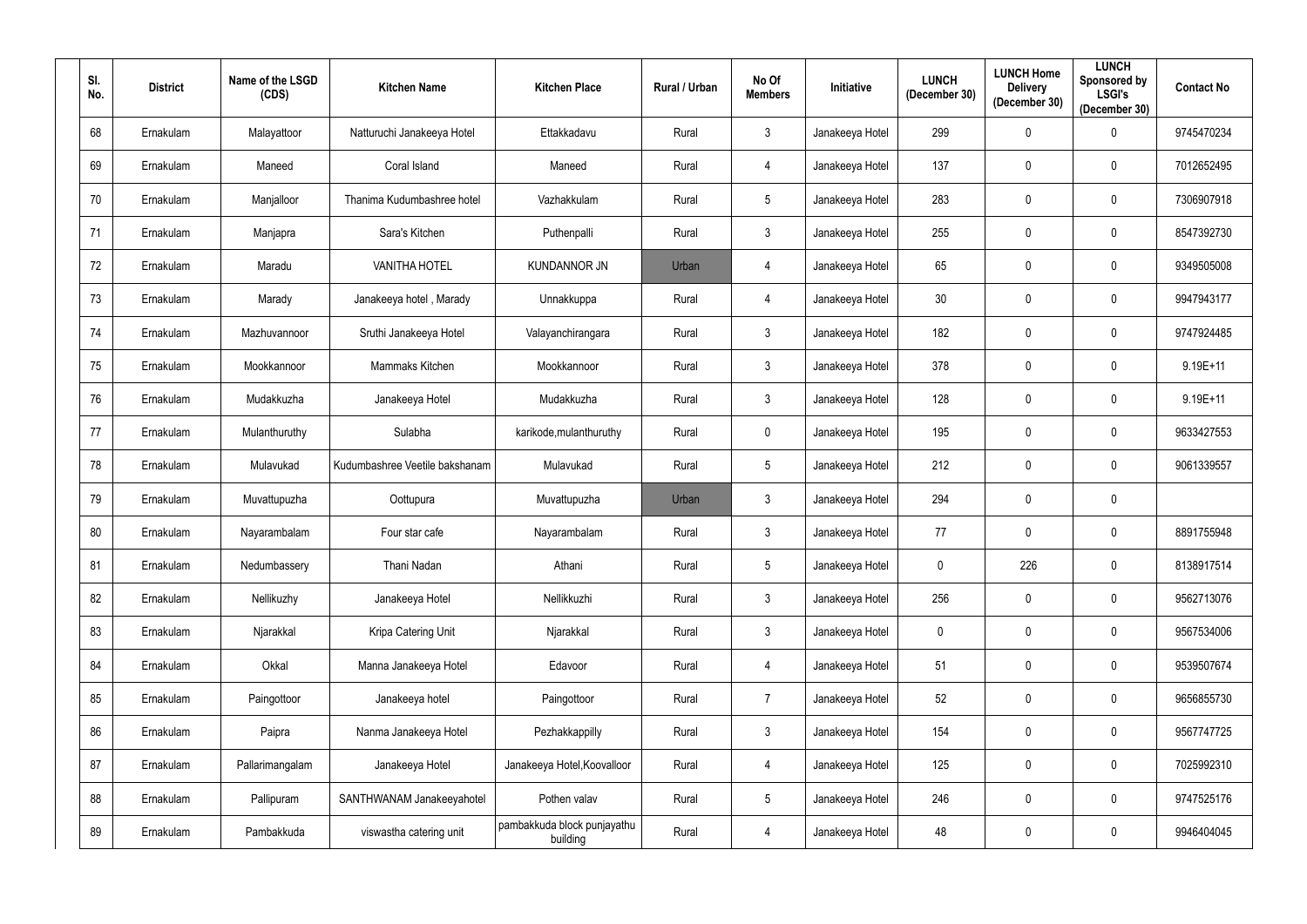| Sl. No. | District | Name of the LSGD (CDS) | Kitchen Name | Kitchen Place | Rural / Urban | No Of Members | Initiative | LUNCH (December 30) | LUNCH Home Delivery (December 30) | LUNCH Sponsored by LSGI's (December 30) | Contact No |
|---|---|---|---|---|---|---|---|---|---|---|---|
| 68 | Ernakulam | Malayattoor | Natturuchi Janakeeya Hotel | Ettakkadavu | Rural | 3 | Janakeeya Hotel | 299 | 0 | 0 | 9745470234 |
| 69 | Ernakulam | Maneed | Coral Island | Maneed | Rural | 4 | Janakeeya Hotel | 137 | 0 | 0 | 7012652495 |
| 70 | Ernakulam | Manjalloor | Thanima Kudumbashree hotel | Vazhakkulam | Rural | 5 | Janakeeya Hotel | 283 | 0 | 0 | 7306907918 |
| 71 | Ernakulam | Manjapra | Sara's Kitchen | Puthenpalli | Rural | 3 | Janakeeya Hotel | 255 | 0 | 0 | 8547392730 |
| 72 | Ernakulam | Maradu | VANITHA HOTEL | KUNDANNOR JN | Urban | 4 | Janakeeya Hotel | 65 | 0 | 0 | 9349505008 |
| 73 | Ernakulam | Marady | Janakeeya hotel , Marady | Unnakkuppa | Rural | 4 | Janakeeya Hotel | 30 | 0 | 0 | 9947943177 |
| 74 | Ernakulam | Mazhuvannoor | Sruthi Janakeeya Hotel | Valayanchirangara | Rural | 3 | Janakeeya Hotel | 182 | 0 | 0 | 9747924485 |
| 75 | Ernakulam | Mookkannoor | Mammaks Kitchen | Mookkannoor | Rural | 3 | Janakeeya Hotel | 378 | 0 | 0 | 9.19E+11 |
| 76 | Ernakulam | Mudakkuzha | Janakeeya Hotel | Mudakkuzha | Rural | 3 | Janakeeya Hotel | 128 | 0 | 0 | 9.19E+11 |
| 77 | Ernakulam | Mulanthuruthy | Sulabha | karikode,mulanthuruthy | Rural | 0 | Janakeeya Hotel | 195 | 0 | 0 | 9633427553 |
| 78 | Ernakulam | Mulavukad | Kudumbashree Veetile bakshanam | Mulavukad | Rural | 5 | Janakeeya Hotel | 212 | 0 | 0 | 9061339557 |
| 79 | Ernakulam | Muvattupuzha | Oottupura | Muvattupuzha | Urban | 3 | Janakeeya Hotel | 294 | 0 | 0 | |
| 80 | Ernakulam | Nayarambalam | Four star cafe | Nayarambalam | Rural | 3 | Janakeeya Hotel | 77 | 0 | 0 | 8891755948 |
| 81 | Ernakulam | Nedumbassery | Thani Nadan | Athani | Rural | 5 | Janakeeya Hotel | 0 | 226 | 0 | 8138917514 |
| 82 | Ernakulam | Nellikuzhy | Janakeeya Hotel | Nellikkuzhi | Rural | 3 | Janakeeya Hotel | 256 | 0 | 0 | 9562713076 |
| 83 | Ernakulam | Njarakkal | Kripa Catering Unit | Njarakkal | Rural | 3 | Janakeeya Hotel | 0 | 0 | 0 | 9567534006 |
| 84 | Ernakulam | Okkal | Manna Janakeeya Hotel | Edavoor | Rural | 4 | Janakeeya Hotel | 51 | 0 | 0 | 9539507674 |
| 85 | Ernakulam | Paingottoor | Janakeeya hotel | Paingottoor | Rural | 7 | Janakeeya Hotel | 52 | 0 | 0 | 9656855730 |
| 86 | Ernakulam | Paipra | Nanma Janakeeya Hotel | Pezhakkappilly | Rural | 3 | Janakeeya Hotel | 154 | 0 | 0 | 9567747725 |
| 87 | Ernakulam | Pallarimangalam | Janakeeya Hotel | Janakeeya Hotel,Koovalloor | Rural | 4 | Janakeeya Hotel | 125 | 0 | 0 | 7025992310 |
| 88 | Ernakulam | Pallipuram | SANTHWANAM Janakeeyahotel | Pothen valav | Rural | 5 | Janakeeya Hotel | 246 | 0 | 0 | 9747525176 |
| 89 | Ernakulam | Pambakkuda | viswastha catering unit | pambakkuda block punjayathu building | Rural | 4 | Janakeeya Hotel | 48 | 0 | 0 | 9946404045 |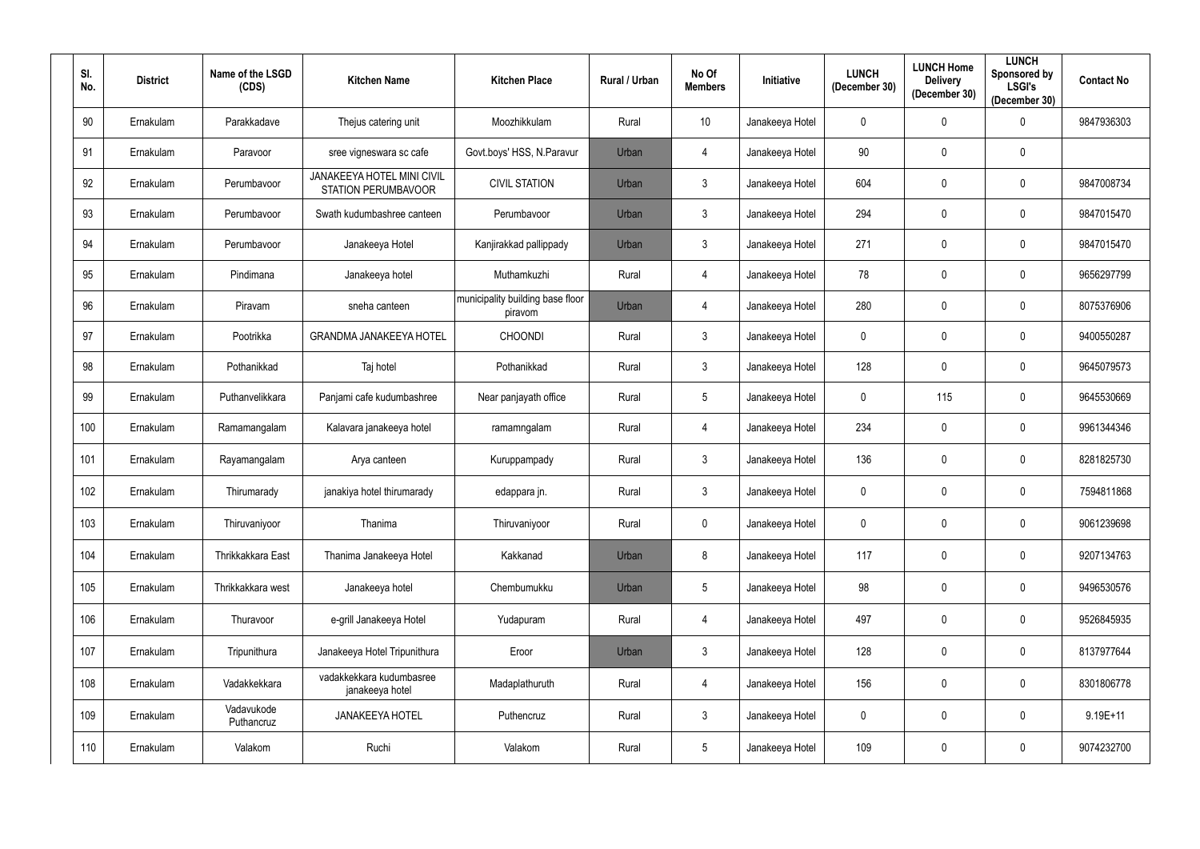| Sl. No. | District | Name of the LSGD (CDS) | Kitchen Name | Kitchen Place | Rural / Urban | No Of Members | Initiative | LUNCH (December 30) | LUNCH Home Delivery (December 30) | LUNCH Sponsored by LSGI's (December 30) | Contact No |
|---|---|---|---|---|---|---|---|---|---|---|---|
| 90 | Ernakulam | Parakkadave | Thejus catering unit | Moozhikkulam | Rural | 10 | Janakeeya Hotel | 0 | 0 | 0 | 9847936303 |
| 91 | Ernakulam | Paravoor | sree vigneswara sc cafe | Govt.boys' HSS, N.Paravur | Urban | 4 | Janakeeya Hotel | 90 | 0 | 0 | |
| 92 | Ernakulam | Perumbavoor | JANAKEEYA HOTEL MINI CIVIL STATION PERUMBAVOOR | CIVIL STATION | Urban | 3 | Janakeeya Hotel | 604 | 0 | 0 | 9847008734 |
| 93 | Ernakulam | Perumbavoor | Swath kudumbashree canteen | Perumbavoor | Urban | 3 | Janakeeya Hotel | 294 | 0 | 0 | 9847015470 |
| 94 | Ernakulam | Perumbavoor | Janakeeya Hotel | Kanjirakkad pallippady | Urban | 3 | Janakeeya Hotel | 271 | 0 | 0 | 9847015470 |
| 95 | Ernakulam | Pindimana | Janakeeya hotel | Muthamkuzhi | Rural | 4 | Janakeeya Hotel | 78 | 0 | 0 | 9656297799 |
| 96 | Ernakulam | Piravam | sneha canteen | municipality building base floor piravom | Urban | 4 | Janakeeya Hotel | 280 | 0 | 0 | 8075376906 |
| 97 | Ernakulam | Pootrikka | GRANDMA JANAKEEYA HOTEL | CHOONDI | Rural | 3 | Janakeeya Hotel | 0 | 0 | 0 | 9400550287 |
| 98 | Ernakulam | Pothanikkad | Taj hotel | Pothanikkad | Rural | 3 | Janakeeya Hotel | 128 | 0 | 0 | 9645079573 |
| 99 | Ernakulam | Puthanvelikkara | Panjami cafe kudumbashree | Near panjayath office | Rural | 5 | Janakeeya Hotel | 0 | 115 | 0 | 9645530669 |
| 100 | Ernakulam | Ramamangalam | Kalavara janakeeya hotel | ramamngalam | Rural | 4 | Janakeeya Hotel | 234 | 0 | 0 | 9961344346 |
| 101 | Ernakulam | Rayamangalam | Arya canteen | Kuruppampady | Rural | 3 | Janakeeya Hotel | 136 | 0 | 0 | 8281825730 |
| 102 | Ernakulam | Thirumarady | janakiya hotel thirumarady | edappara jn. | Rural | 3 | Janakeeya Hotel | 0 | 0 | 0 | 7594811868 |
| 103 | Ernakulam | Thiruvaniyoor | Thanima | Thiruvaniyoor | Rural | 0 | Janakeeya Hotel | 0 | 0 | 0 | 9061239698 |
| 104 | Ernakulam | Thrikkakkara East | Thanima Janakeeya Hotel | Kakkanad | Urban | 8 | Janakeeya Hotel | 117 | 0 | 0 | 9207134763 |
| 105 | Ernakulam | Thrikkakkara west | Janakeeya hotel | Chembumukku | Urban | 5 | Janakeeya Hotel | 98 | 0 | 0 | 9496530576 |
| 106 | Ernakulam | Thuravoor | e-grill Janakeeya Hotel | Yudapuram | Rural | 4 | Janakeeya Hotel | 497 | 0 | 0 | 9526845935 |
| 107 | Ernakulam | Tripunithura | Janakeeya Hotel Tripunithura | Eroor | Urban | 3 | Janakeeya Hotel | 128 | 0 | 0 | 8137977644 |
| 108 | Ernakulam | Vadakkekkara | vadakkekkara kudumbasree janakeeya hotel | Madaplathuruth | Rural | 4 | Janakeeya Hotel | 156 | 0 | 0 | 8301806778 |
| 109 | Ernakulam | Vadavukode Puthancruz | JANAKEEYA HOTEL | Puthencruz | Rural | 3 | Janakeeya Hotel | 0 | 0 | 0 | 9.19E+11 |
| 110 | Ernakulam | Valakom | Ruchi | Valakom | Rural | 5 | Janakeeya Hotel | 109 | 0 | 0 | 9074232700 |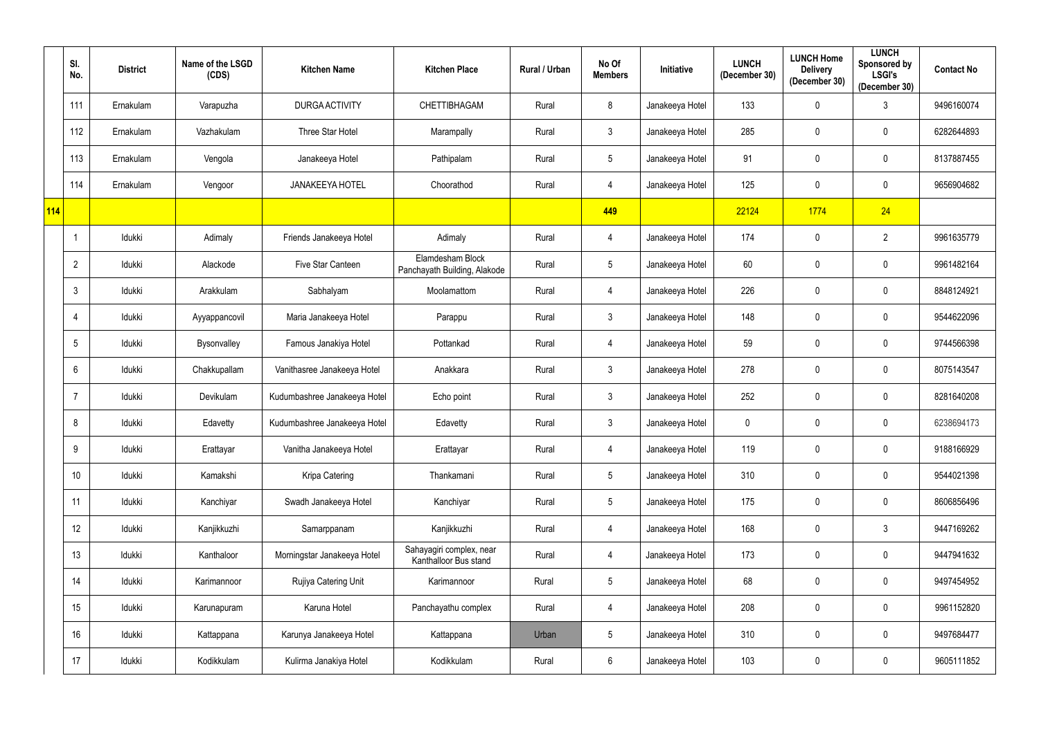|  | Sl. No. | District | Name of the LSGD (CDS) | Kitchen Name | Kitchen Place | Rural / Urban | No Of Members | Initiative | LUNCH (December 30) | LUNCH Home Delivery (December 30) | LUNCH Sponsored by LSGI's (December 30) | Contact No |
|---|---|---|---|---|---|---|---|---|---|---|---|---|
|  | 111 | Ernakulam | Varapuzha | DURGA ACTIVITY | CHETTIBHAGAM | Rural | 8 | Janakeeya Hotel | 133 | 0 | 3 | 9496160074 |
|  | 112 | Ernakulam | Vazhakulam | Three Star Hotel | Marampally | Rural | 3 | Janakeeya Hotel | 285 | 0 | 0 | 6282644893 |
|  | 113 | Ernakulam | Vengola | Janakeeya Hotel | Pathipalam | Rural | 5 | Janakeeya Hotel | 91 | 0 | 0 | 8137887455 |
|  | 114 | Ernakulam | Vengoor | JANAKEEYA HOTEL | Choorathod | Rural | 4 | Janakeeya Hotel | 125 | 0 | 0 | 9656904682 |
| 114 |  |  |  |  |  |  | 449 |  | 22124 | 1774 | 24 |  |
|  | 1 | Idukki | Adimaly | Friends Janakeeya Hotel | Adimaly | Rural | 4 | Janakeeya Hotel | 174 | 0 | 2 | 9961635779 |
|  | 2 | Idukki | Alackode | Five Star Canteen | Elamdesham Block Panchayath Building, Alakode | Rural | 5 | Janakeeya Hotel | 60 | 0 | 0 | 9961482164 |
|  | 3 | Idukki | Arakkulam | Sabhalyam | Moolamattom | Rural | 4 | Janakeeya Hotel | 226 | 0 | 0 | 8848124921 |
|  | 4 | Idukki | Ayyappancovil | Maria Janakeeya Hotel | Parappu | Rural | 3 | Janakeeya Hotel | 148 | 0 | 0 | 9544622096 |
|  | 5 | Idukki | Bysonvalley | Famous Janakiya Hotel | Pottankad | Rural | 4 | Janakeeya Hotel | 59 | 0 | 0 | 9744566398 |
|  | 6 | Idukki | Chakkupallam | Vanithasree Janakeeya Hotel | Anakkara | Rural | 3 | Janakeeya Hotel | 278 | 0 | 0 | 8075143547 |
|  | 7 | Idukki | Devikulam | Kudumbashree Janakeeya Hotel | Echo point | Rural | 3 | Janakeeya Hotel | 252 | 0 | 0 | 8281640208 |
|  | 8 | Idukki | Edavetty | Kudumbashree Janakeeya Hotel | Edavetty | Rural | 3 | Janakeeya Hotel | 0 | 0 | 0 | 6238694173 |
|  | 9 | Idukki | Erattayar | Vanitha Janakeeya Hotel | Erattayar | Rural | 4 | Janakeeya Hotel | 119 | 0 | 0 | 9188166929 |
|  | 10 | Idukki | Kamakshi | Kripa Catering | Thankamani | Rural | 5 | Janakeeya Hotel | 310 | 0 | 0 | 9544021398 |
|  | 11 | Idukki | Kanchiyar | Swadh Janakeeya Hotel | Kanchiyar | Rural | 5 | Janakeeya Hotel | 175 | 0 | 0 | 8606856496 |
|  | 12 | Idukki | Kanjikkuzhi | Samarppanam | Kanjikkuzhi | Rural | 4 | Janakeeya Hotel | 168 | 0 | 3 | 9447169262 |
|  | 13 | Idukki | Kanthaloor | Morningstar Janakeeya Hotel | Sahayagiri complex, near Kanthalloor Bus stand | Rural | 4 | Janakeeya Hotel | 173 | 0 | 0 | 9447941632 |
|  | 14 | Idukki | Karimannoor | Rujiya Catering Unit | Karimannoor | Rural | 5 | Janakeeya Hotel | 68 | 0 | 0 | 9497454952 |
|  | 15 | Idukki | Karunapuram | Karuna Hotel | Panchayathu complex | Rural | 4 | Janakeeya Hotel | 208 | 0 | 0 | 9961152820 |
|  | 16 | Idukki | Kattappana | Karunya Janakeeya Hotel | Kattappana | Urban | 5 | Janakeeya Hotel | 310 | 0 | 0 | 9497684477 |
|  | 17 | Idukki | Kodikkulam | Kulirma Janakiya Hotel | Kodikkulam | Rural | 6 | Janakeeya Hotel | 103 | 0 | 0 | 9605111852 |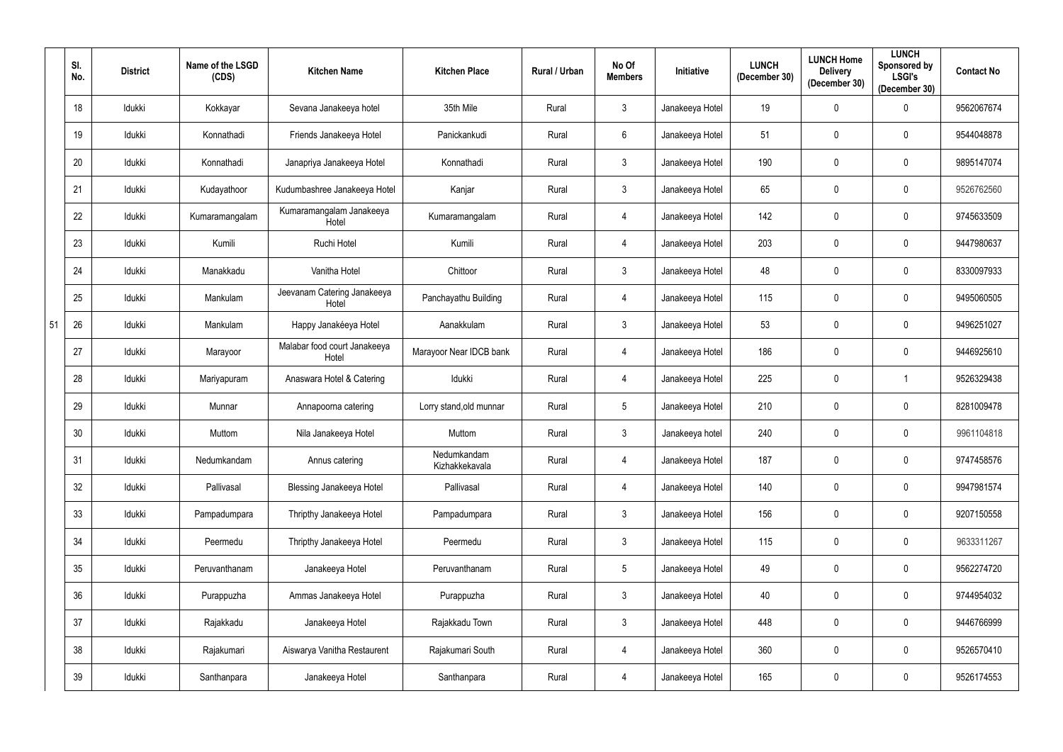|  | Sl. No. | District | Name of the LSGD (CDS) | Kitchen Name | Kitchen Place | Rural / Urban | No Of Members | Initiative | LUNCH (December 30) | LUNCH Home Delivery (December 30) | LUNCH Sponsored by LSGI's (December 30) | Contact No |
|---|---|---|---|---|---|---|---|---|---|---|---|---|
|  | 18 | Idukki | Kokkayar | Sevana Janakeeya hotel | 35th Mile | Rural | 3 | Janakeeya Hotel | 19 | 0 | 0 | 9562067674 |
|  | 19 | Idukki | Konnathadi | Friends Janakeeya Hotel | Panickankudi | Rural | 6 | Janakeeya Hotel | 51 | 0 | 0 | 9544048878 |
|  | 20 | Idukki | Konnathadi | Janapriya Janakeeya Hotel | Konnathadi | Rural | 3 | Janakeeya Hotel | 190 | 0 | 0 | 9895147074 |
|  | 21 | Idukki | Kudayathoor | Kudumbashree Janakeeya Hotel | Kanjar | Rural | 3 | Janakeeya Hotel | 65 | 0 | 0 | 9526762560 |
|  | 22 | Idukki | Kumaramangalam | Kumaramangalam Janakeeya Hotel | Kumaramangalam | Rural | 4 | Janakeeya Hotel | 142 | 0 | 0 | 9745633509 |
|  | 23 | Idukki | Kumili | Ruchi Hotel | Kumili | Rural | 4 | Janakeeya Hotel | 203 | 0 | 0 | 9447980637 |
|  | 24 | Idukki | Manakkadu | Vanitha Hotel | Chittoor | Rural | 3 | Janakeeya Hotel | 48 | 0 | 0 | 8330097933 |
|  | 25 | Idukki | Mankulam | Jeevanam Catering Janakeeya Hotel | Panchayathu Building | Rural | 4 | Janakeeya Hotel | 115 | 0 | 0 | 9495060505 |
| 51 | 26 | Idukki | Mankulam | Happy Janakéeya Hotel | Aanakkulam | Rural | 3 | Janakeeya Hotel | 53 | 0 | 0 | 9496251027 |
|  | 27 | Idukki | Marayoor | Malabar food court Janakeeya Hotel | Marayoor Near IDCB bank | Rural | 4 | Janakeeya Hotel | 186 | 0 | 0 | 9446925610 |
|  | 28 | Idukki | Mariyapuram | Anaswara Hotel & Catering | Idukki | Rural | 4 | Janakeeya Hotel | 225 | 0 | 1 | 9526329438 |
|  | 29 | Idukki | Munnar | Annapoorna catering | Lorry stand,old munnar | Rural | 5 | Janakeeya Hotel | 210 | 0 | 0 | 8281009478 |
|  | 30 | Idukki | Muttom | Nila Janakeeya Hotel | Muttom | Rural | 3 | Janakeeya hotel | 240 | 0 | 0 | 9961104818 |
|  | 31 | Idukki | Nedumkandam | Annus catering | Nedumkandam Kizhakkekavala | Rural | 4 | Janakeeya Hotel | 187 | 0 | 0 | 9747458576 |
|  | 32 | Idukki | Pallivasal | Blessing Janakeeya Hotel | Pallivasal | Rural | 4 | Janakeeya Hotel | 140 | 0 | 0 | 9947981574 |
|  | 33 | Idukki | Pampadumpara | Thripthy Janakeeya Hotel | Pampadumpara | Rural | 3 | Janakeeya Hotel | 156 | 0 | 0 | 9207150558 |
|  | 34 | Idukki | Peermedu | Thripthy Janakeeya Hotel | Peermedu | Rural | 3 | Janakeeya Hotel | 115 | 0 | 0 | 9633311267 |
|  | 35 | Idukki | Peruvanthanam | Janakeeya Hotel | Peruvanthanam | Rural | 5 | Janakeeya Hotel | 49 | 0 | 0 | 9562274720 |
|  | 36 | Idukki | Purappuzha | Ammas Janakeeya Hotel | Purappuzha | Rural | 3 | Janakeeya Hotel | 40 | 0 | 0 | 9744954032 |
|  | 37 | Idukki | Rajakkadu | Janakeeya Hotel | Rajakkadu Town | Rural | 3 | Janakeeya Hotel | 448 | 0 | 0 | 9446766999 |
|  | 38 | Idukki | Rajakumari | Aiswarya Vanitha Restaurent | Rajakumari South | Rural | 4 | Janakeeya Hotel | 360 | 0 | 0 | 9526570410 |
|  | 39 | Idukki | Santhanpara | Janakeeya Hotel | Santhanpara | Rural | 4 | Janakeeya Hotel | 165 | 0 | 0 | 9526174553 |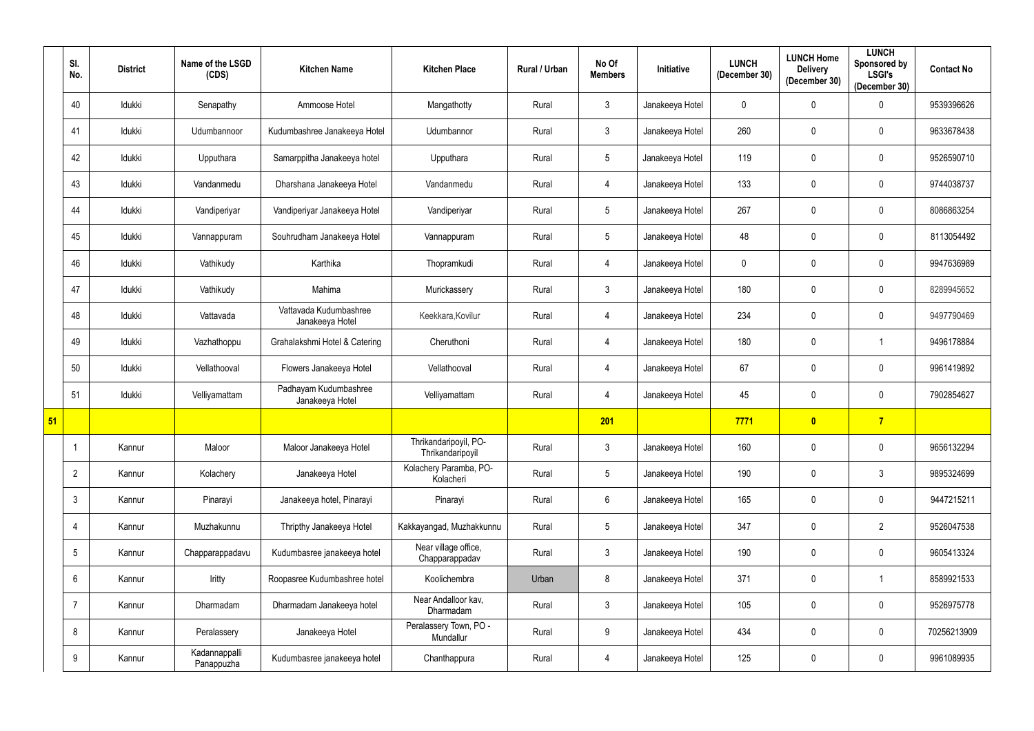| | Sl. No. | District | Name of the LSGD (CDS) | Kitchen Name | Kitchen Place | Rural / Urban | No Of Members | Initiative | LUNCH (December 30) | LUNCH Home Delivery (December 30) | LUNCH Sponsored by LSGI's (December 30) | Contact No |
|---|---|---|---|---|---|---|---|---|---|---|---|---|
| | 40 | Idukki | Senapathy | Ammoose Hotel | Mangathotty | Rural | 3 | Janakeeya Hotel | 0 | 0 | 0 | 9539396626 |
| | 41 | Idukki | Udumbannoor | Kudumbashree Janakeeya Hotel | Udumbannor | Rural | 3 | Janakeeya Hotel | 260 | 0 | 0 | 9633678438 |
| | 42 | Idukki | Upputhara | Samarppitha Janakeeya hotel | Upputhara | Rural | 5 | Janakeeya Hotel | 119 | 0 | 0 | 9526590710 |
| | 43 | Idukki | Vandanmedu | Dharshana Janakeeya Hotel | Vandanmedu | Rural | 4 | Janakeeya Hotel | 133 | 0 | 0 | 9744038737 |
| | 44 | Idukki | Vandiperiyar | Vandiperiyar Janakeeya Hotel | Vandiperiyar | Rural | 5 | Janakeeya Hotel | 267 | 0 | 0 | 8086863254 |
| | 45 | Idukki | Vannappuram | Souhrudham Janakeeya Hotel | Vannappuram | Rural | 5 | Janakeeya Hotel | 48 | 0 | 0 | 8113054492 |
| | 46 | Idukki | Vathikudy | Karthika | Thopramkudi | Rural | 4 | Janakeeya Hotel | 0 | 0 | 0 | 9947636989 |
| | 47 | Idukki | Vathikudy | Mahima | Murickassery | Rural | 3 | Janakeeya Hotel | 180 | 0 | 0 | 8289945652 |
| | 48 | Idukki | Vattavada | Vattavada Kudumbashree Janakeeya Hotel | Keekkara,Kovilur | Rural | 4 | Janakeeya Hotel | 234 | 0 | 0 | 9497790469 |
| | 49 | Idukki | Vazhathoppu | Grahalakshmi Hotel & Catering | Cheruthoni | Rural | 4 | Janakeeya Hotel | 180 | 0 | 1 | 9496178884 |
| | 50 | Idukki | Vellathooval | Flowers Janakeeya Hotel | Vellathooval | Rural | 4 | Janakeeya Hotel | 67 | 0 | 0 | 9961419892 |
| | 51 | Idukki | Velliyamattam | Padhayam Kudumbashree Janakeeya Hotel | Velliyamattam | Rural | 4 | Janakeeya Hotel | 45 | 0 | 0 | 7902854627 |
| **51** | | | | | | | **201** | | **7771** | **0** | **7** | |
| | 1 | Kannur | Maloor | Maloor Janakeeya Hotel | Thrikandaripoyil, PO-Thrikandaripoyil | Rural | 3 | Janakeeya Hotel | 160 | 0 | 0 | 9656132294 |
| | 2 | Kannur | Kolachery | Janakeeya Hotel | Kolachery Paramba, PO-Kolacheri | Rural | 5 | Janakeeya Hotel | 190 | 0 | 3 | 9895324699 |
| | 3 | Kannur | Pinarayi | Janakeeya hotel, Pinarayi | Pinarayi | Rural | 6 | Janakeeya Hotel | 165 | 0 | 0 | 9447215211 |
| | 4 | Kannur | Muzhakunnu | Thripthy Janakeeya Hotel | Kakkayangad, Muzhakkunnu | Rural | 5 | Janakeeya Hotel | 347 | 0 | 2 | 9526047538 |
| | 5 | Kannur | Chapparappadavu | Kudumbasree janakeeya hotel | Near village office, Chapparappadav | Rural | 3 | Janakeeya Hotel | 190 | 0 | 0 | 9605413324 |
| | 6 | Kannur | Iritty | Roopasree Kudumbashree hotel | Koolichembra | Urban | 8 | Janakeeya Hotel | 371 | 0 | 1 | 8589921533 |
| | 7 | Kannur | Dharmadam | Dharmadam Janakeeya hotel | Near Andalloor kav, Dharmadam | Rural | 3 | Janakeeya Hotel | 105 | 0 | 0 | 9526975778 |
| | 8 | Kannur | Peralassery | Janakeeya Hotel | Peralassery Town, PO - Mundallur | Rural | 9 | Janakeeya Hotel | 434 | 0 | 0 | 70256213909 |
| | 9 | Kannur | Kadannappalli Panappuzha | Kudumbasree janakeeya hotel | Chanthappura | Rural | 4 | Janakeeya Hotel | 125 | 0 | 0 | 9961089935 |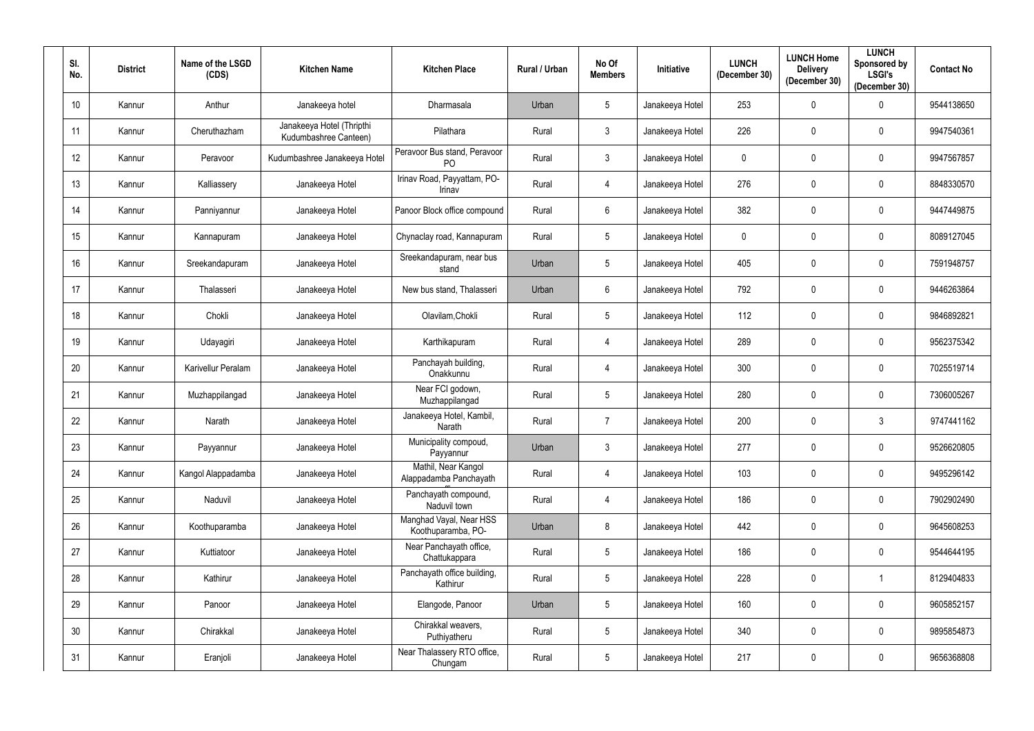| Sl. No. | District | Name of the LSGD (CDS) | Kitchen Name | Kitchen Place | Rural / Urban | No Of Members | Initiative | LUNCH (December 30) | LUNCH Home Delivery (December 30) | LUNCH Sponsored by LSGI's (December 30) | Contact No |
|---|---|---|---|---|---|---|---|---|---|---|---|
| 10 | Kannur | Anthur | Janakeeya hotel | Dharmasala | Urban | 5 | Janakeeya Hotel | 253 | 0 | 0 | 9544138650 |
| 11 | Kannur | Cheruthazham | Janakeeya Hotel (Thripthi Kudumbashree Canteen) | Pilathara | Rural | 3 | Janakeeya Hotel | 226 | 0 | 0 | 9947540361 |
| 12 | Kannur | Peravoor | Kudumbashree Janakeeya Hotel | Peravoor Bus stand, Peravoor PO | Rural | 3 | Janakeeya Hotel | 0 | 0 | 0 | 9947567857 |
| 13 | Kannur | Kalliassery | Janakeeya Hotel | Irinav Road, Payyattam, PO-Irinav | Rural | 4 | Janakeeya Hotel | 276 | 0 | 0 | 8848330570 |
| 14 | Kannur | Panniyannur | Janakeeya Hotel | Panoor Block office compound | Rural | 6 | Janakeeya Hotel | 382 | 0 | 0 | 9447449875 |
| 15 | Kannur | Kannapuram | Janakeeya Hotel | Chynaclay road, Kannapuram | Rural | 5 | Janakeeya Hotel | 0 | 0 | 0 | 8089127045 |
| 16 | Kannur | Sreekandapuram | Janakeeya Hotel | Sreekandapuram, near bus stand | Urban | 5 | Janakeeya Hotel | 405 | 0 | 0 | 7591948757 |
| 17 | Kannur | Thalasseri | Janakeeya Hotel | New bus stand, Thalasseri | Urban | 6 | Janakeeya Hotel | 792 | 0 | 0 | 9446263864 |
| 18 | Kannur | Chokli | Janakeeya Hotel | Olavilam,Chokli | Rural | 5 | Janakeeya Hotel | 112 | 0 | 0 | 9846892821 |
| 19 | Kannur | Udayagiri | Janakeeya Hotel | Karthikapuram | Rural | 4 | Janakeeya Hotel | 289 | 0 | 0 | 9562375342 |
| 20 | Kannur | Karivellur Peralam | Janakeeya Hotel | Panchayah building, Onakkunnu | Rural | 4 | Janakeeya Hotel | 300 | 0 | 0 | 7025519714 |
| 21 | Kannur | Muzhappilangad | Janakeeya Hotel | Near FCI godown, Muzhappilangad | Rural | 5 | Janakeeya Hotel | 280 | 0 | 0 | 7306005267 |
| 22 | Kannur | Narath | Janakeeya Hotel | Janakeeya Hotel, Kambil, Narath | Rural | 7 | Janakeeya Hotel | 200 | 0 | 3 | 9747441162 |
| 23 | Kannur | Payyannur | Janakeeya Hotel | Municipality compoud, Payyannur | Urban | 3 | Janakeeya Hotel | 277 | 0 | 0 | 9526620805 |
| 24 | Kannur | Kangol Alappadamba | Janakeeya Hotel | Mathil, Near Kangol Alappadamba Panchayath | Rural | 4 | Janakeeya Hotel | 103 | 0 | 0 | 9495296142 |
| 25 | Kannur | Naduvil | Janakeeya Hotel | Panchayath compound, Naduvil town | Rural | 4 | Janakeeya Hotel | 186 | 0 | 0 | 7902902490 |
| 26 | Kannur | Koothuparamba | Janakeeya Hotel | Manghad Vayal, Near HSS Koothuparamba, PO- | Urban | 8 | Janakeeya Hotel | 442 | 0 | 0 | 9645608253 |
| 27 | Kannur | Kuttiatoor | Janakeeya Hotel | Near Panchayath office, Chattukappara | Rural | 5 | Janakeeya Hotel | 186 | 0 | 0 | 9544644195 |
| 28 | Kannur | Kathirur | Janakeeya Hotel | Panchayath office building, Kathirur | Rural | 5 | Janakeeya Hotel | 228 | 0 | 1 | 8129404833 |
| 29 | Kannur | Panoor | Janakeeya Hotel | Elangode, Panoor | Urban | 5 | Janakeeya Hotel | 160 | 0 | 0 | 9605852157 |
| 30 | Kannur | Chirakkal | Janakeeya Hotel | Chirakkal weavers, Puthiyatheru | Rural | 5 | Janakeeya Hotel | 340 | 0 | 0 | 9895854873 |
| 31 | Kannur | Eranjoli | Janakeeya Hotel | Near Thalassery RTO office, Chungam | Rural | 5 | Janakeeya Hotel | 217 | 0 | 0 | 9656368808 |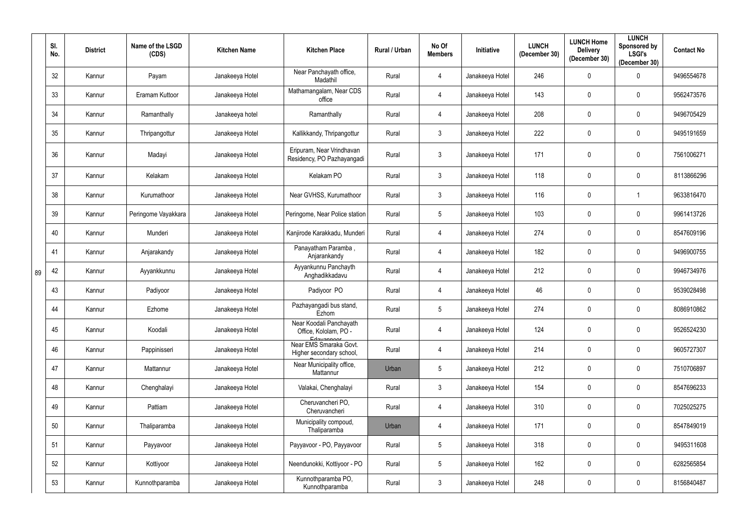| | Sl. No. | District | Name of the LSGD (CDS) | Kitchen Name | Kitchen Place | Rural / Urban | No Of Members | Initiative | LUNCH (December 30) | LUNCH Home Delivery (December 30) | LUNCH Sponsored by LSGI's (December 30) | Contact No |
|---|---|---|---|---|---|---|---|---|---|---|---|---|
| | 32 | Kannur | Payam | Janakeeya Hotel | Near Panchayath office, Madathil | Rural | 4 | Janakeeya Hotel | 246 | 0 | 0 | 9496554678 |
| | 33 | Kannur | Eramam Kuttoor | Janakeeya Hotel | Mathamangalam, Near CDS office | Rural | 4 | Janakeeya Hotel | 143 | 0 | 0 | 9562473576 |
| | 34 | Kannur | Ramanthally | Janakeeya hotel | Ramanthally | Rural | 4 | Janakeeya Hotel | 208 | 0 | 0 | 9496705429 |
| | 35 | Kannur | Thripangottur | Janakeeya Hotel | Kallikkandy, Thripangottur | Rural | 3 | Janakeeya Hotel | 222 | 0 | 0 | 9495191659 |
| | 36 | Kannur | Madayi | Janakeeya Hotel | Eripuram, Near Vrindhavan Residency, PO Pazhayangadi | Rural | 3 | Janakeeya Hotel | 171 | 0 | 0 | 7561006271 |
| | 37 | Kannur | Kelakam | Janakeeya Hotel | Kelakam PO | Rural | 3 | Janakeeya Hotel | 118 | 0 | 0 | 8113866296 |
| | 38 | Kannur | Kurumathoor | Janakeeya Hotel | Near GVHSS, Kurumathoor | Rural | 3 | Janakeeya Hotel | 116 | 0 | 1 | 9633816470 |
| | 39 | Kannur | Peringome Vayakkara | Janakeeya Hotel | Peringome, Near Police station | Rural | 5 | Janakeeya Hotel | 103 | 0 | 0 | 9961413726 |
| | 40 | Kannur | Munderi | Janakeeya Hotel | Kanjirode Karakkadu, Munderi | Rural | 4 | Janakeeya Hotel | 274 | 0 | 0 | 8547609196 |
| | 41 | Kannur | Anjarakandy | Janakeeya Hotel | Panayatham Paramba , Anjarankandy | Rural | 4 | Janakeeya Hotel | 182 | 0 | 0 | 9496900755 |
| 89 | 42 | Kannur | Ayyankkunnu | Janakeeya Hotel | Ayyankunnu Panchayth Anghadikkadavu | Rural | 4 | Janakeeya Hotel | 212 | 0 | 0 | 9946734976 |
| | 43 | Kannur | Padiyoor | Janakeeya Hotel | Padiyoor PO | Rural | 4 | Janakeeya Hotel | 46 | 0 | 0 | 9539028498 |
| | 44 | Kannur | Ezhome | Janakeeya Hotel | Pazhayangadi bus stand, Ezhom | Rural | 5 | Janakeeya Hotel | 274 | 0 | 0 | 8086910862 |
| | 45 | Kannur | Koodali | Janakeeya Hotel | Near Koodali Panchayath Office, Kololam, PO - Edavannoor | Rural | 4 | Janakeeya Hotel | 124 | 0 | 0 | 9526524230 |
| | 46 | Kannur | Pappinisseri | Janakeeya Hotel | Near EMS Smaraka Govt. Higher secondary school, Pappinisseri | Rural | 4 | Janakeeya Hotel | 214 | 0 | 0 | 9605727307 |
| | 47 | Kannur | Mattannur | Janakeeya Hotel | Near Municipality office, Mattannur | Urban | 5 | Janakeeya Hotel | 212 | 0 | 0 | 7510706897 |
| | 48 | Kannur | Chenghalayi | Janakeeya Hotel | Valakai, Chenghalayi | Rural | 3 | Janakeeya Hotel | 154 | 0 | 0 | 8547696233 |
| | 49 | Kannur | Pattiam | Janakeeya Hotel | Cheruvancheri PO, Cheruvancheri | Rural | 4 | Janakeeya Hotel | 310 | 0 | 0 | 7025025275 |
| | 50 | Kannur | Thaliparamba | Janakeeya Hotel | Municipality compoud, Thaliparamba | Urban | 4 | Janakeeya Hotel | 171 | 0 | 0 | 8547849019 |
| | 51 | Kannur | Payyavoor | Janakeeya Hotel | Payyavoor - PO, Payyavoor | Rural | 5 | Janakeeya Hotel | 318 | 0 | 0 | 9495311608 |
| | 52 | Kannur | Kottiyoor | Janakeeya Hotel | Neendunokki, Kottiyoor - PO | Rural | 5 | Janakeeya Hotel | 162 | 0 | 0 | 6282565854 |
| | 53 | Kannur | Kunnothparamba | Janakeeya Hotel | Kunnothparamba PO, Kunnothparamba | Rural | 3 | Janakeeya Hotel | 248 | 0 | 0 | 8156840487 |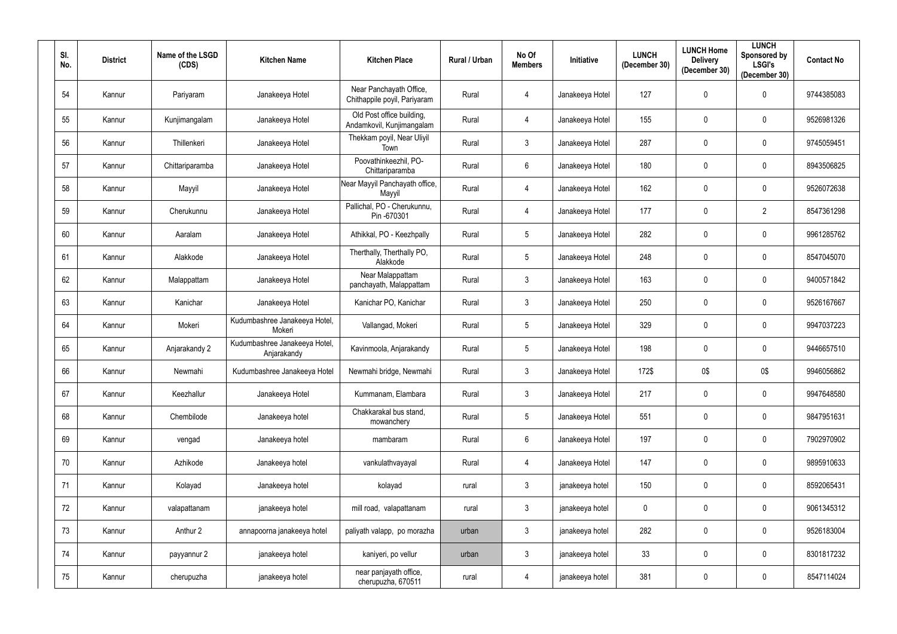| Sl. No. | District | Name of the LSGD (CDS) | Kitchen Name | Kitchen Place | Rural / Urban | No Of Members | Initiative | LUNCH (December 30) | LUNCH Home Delivery (December 30) | LUNCH Sponsored by LSGI's (December 30) | Contact No |
|---|---|---|---|---|---|---|---|---|---|---|---|
| 54 | Kannur | Pariyaram | Janakeeya Hotel | Near Panchayath Office, Chithappile poyil, Pariyaram | Rural | 4 | Janakeeya Hotel | 127 | 0 | 0 | 9744385083 |
| 55 | Kannur | Kunjimangalam | Janakeeya Hotel | Old Post office building, Andamkovil, Kunjimangalam | Rural | 4 | Janakeeya Hotel | 155 | 0 | 0 | 9526981326 |
| 56 | Kannur | Thillenkeri | Janakeeya Hotel | Thekkam poyil, Near Uliyil Town | Rural | 3 | Janakeeya Hotel | 287 | 0 | 0 | 9745059451 |
| 57 | Kannur | Chittariparamba | Janakeeya Hotel | Poovathinkeezhil, PO-Chittariparamba | Rural | 6 | Janakeeya Hotel | 180 | 0 | 0 | 8943506825 |
| 58 | Kannur | Mayyil | Janakeeya Hotel | Near Mayyil Panchayath office, Mayyil | Rural | 4 | Janakeeya Hotel | 162 | 0 | 0 | 9526072638 |
| 59 | Kannur | Cherukunnu | Janakeeya Hotel | Pallichal, PO - Cherukunnu, Pin -670301 | Rural | 4 | Janakeeya Hotel | 177 | 0 | 2 | 8547361298 |
| 60 | Kannur | Aaralam | Janakeeya Hotel | Athikkal, PO - Keezhpally | Rural | 5 | Janakeeya Hotel | 282 | 0 | 0 | 9961285762 |
| 61 | Kannur | Alakkode | Janakeeya Hotel | Therthally, Therthally PO, Alakkode | Rural | 5 | Janakeeya Hotel | 248 | 0 | 0 | 8547045070 |
| 62 | Kannur | Malappattam | Janakeeya Hotel | Near Malappattam panchayath, Malappattam | Rural | 3 | Janakeeya Hotel | 163 | 0 | 0 | 9400571842 |
| 63 | Kannur | Kanichar | Janakeeya Hotel | Kanichar PO, Kanichar | Rural | 3 | Janakeeya Hotel | 250 | 0 | 0 | 9526167667 |
| 64 | Kannur | Mokeri | Kudumbashree Janakeeya Hotel, Mokeri | Vallangad, Mokeri | Rural | 5 | Janakeeya Hotel | 329 | 0 | 0 | 9947037223 |
| 65 | Kannur | Anjarakandy 2 | Kudumbashree Janakeeya Hotel, Anjarakandy | Kavinmoola, Anjarakandy | Rural | 5 | Janakeeya Hotel | 198 | 0 | 0 | 9446657510 |
| 66 | Kannur | Newmahi | Kudumbashree Janakeeya Hotel | Newmahi bridge, Newmahi | Rural | 3 | Janakeeya Hotel | 172$ | 0$ | 0$ | 9946056862 |
| 67 | Kannur | Keezhallur | Janakeeya Hotel | Kummanam, Elambara | Rural | 3 | Janakeeya Hotel | 217 | 0 | 0 | 9947648580 |
| 68 | Kannur | Chembilode | Janakeeya hotel | Chakkarakal bus stand, mowanchery | Rural | 5 | Janakeeya Hotel | 551 | 0 | 0 | 9847951631 |
| 69 | Kannur | vengad | Janakeeya hotel | mambaram | Rural | 6 | Janakeeya Hotel | 197 | 0 | 0 | 7902970902 |
| 70 | Kannur | Azhikode | Janakeeya hotel | vankulathvayayal | Rural | 4 | Janakeeya Hotel | 147 | 0 | 0 | 9895910633 |
| 71 | Kannur | Kolayad | Janakeeya hotel | kolayad | rural | 3 | janakeeya hotel | 150 | 0 | 0 | 8592065431 |
| 72 | Kannur | valapattanam | janakeeya hotel | mill road, valapattanam | rural | 3 | janakeeya hotel | 0 | 0 | 0 | 9061345312 |
| 73 | Kannur | Anthur 2 | annapoorna janakeeya hotel | paliyath valapp, po morazha | urban | 3 | janakeeya hotel | 282 | 0 | 0 | 9526183004 |
| 74 | Kannur | payyannur 2 | janakeeya hotel | kaniyeri, po vellur | urban | 3 | janakeeya hotel | 33 | 0 | 0 | 8301817232 |
| 75 | Kannur | cherupuzha | janakeeya hotel | near panjayath office, cherupuzha, 670511 | rural | 4 | janakeeya hotel | 381 | 0 | 0 | 8547114024 |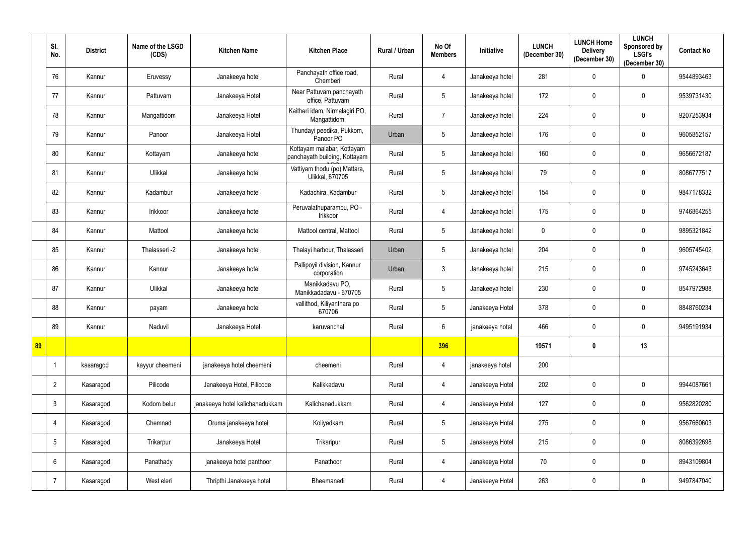| | Sl. No. | District | Name of the LSGD (CDS) | Kitchen Name | Kitchen Place | Rural / Urban | No Of Members | Initiative | LUNCH (December 30) | LUNCH Home Delivery (December 30) | LUNCH Sponsored by LSGI's (December 30) | Contact No |
|---|---|---|---|---|---|---|---|---|---|---|---|---|
| | 76 | Kannur | Eruvessy | Janakeeya hotel | Panchayath office road, Chemberi | Rural | 4 | Janakeeya hotel | 281 | 0 | 0 | 9544893463 |
| | 77 | Kannur | Pattuvam | Janakeeya Hotel | Near Pattuvam panchayath office, Pattuvam | Rural | 5 | Janakeeya hotel | 172 | 0 | 0 | 9539731430 |
| | 78 | Kannur | Mangattidom | Janakeeya Hotel | Kaitheri idam, Nirmalagiri PO, Mangattidom | Rural | 7 | Janakeeya hotel | 224 | 0 | 0 | 9207253934 |
| | 79 | Kannur | Panoor | Janakeeya Hotel | Thundayi peedika, Pukkom, Panoor PO | Urban | 5 | Janakeeya hotel | 176 | 0 | 0 | 9605852157 |
| | 80 | Kannur | Kottayam | Janakeeya hotel | Kottayam malabar, Kottayam panchayath building, Kottayam | Rural | 5 | Janakeeya hotel | 160 | 0 | 0 | 9656672187 |
| | 81 | Kannur | Ulikkal | Janakeeya hotel | Vattiyam thodu (po) Mattara, Ulikkal, 670705 | Rural | 5 | Janakeeya hotel | 79 | 0 | 0 | 8086777517 |
| | 82 | Kannur | Kadambur | Janakeeya hotel | Kadachira, Kadambur | Rural | 5 | Janakeeya hotel | 154 | 0 | 0 | 9847178332 |
| | 83 | Kannur | Irikkoor | Janakeeya hotel | Peruvalathuparambu, PO - Irikkoor | Rural | 4 | Janakeeya hotel | 175 | 0 | 0 | 9746864255 |
| | 84 | Kannur | Mattool | Janakeeya hotel | Mattool central, Mattool | Rural | 5 | Janakeeya hotel | 0 | 0 | 0 | 9895321842 |
| | 85 | Kannur | Thalasseri -2 | Janakeeya hotel | Thalayi harbour, Thalasseri | Urban | 5 | Janakeeya hotel | 204 | 0 | 0 | 9605745402 |
| | 86 | Kannur | Kannur | Janakeeya hotel | Pallipoyil division, Kannur corporation | Urban | 3 | Janakeeya hotel | 215 | 0 | 0 | 9745243643 |
| | 87 | Kannur | Ulikkal | Janakeeya hotel | Manikkadavu PO, Manikkadadavu - 670705 | Rural | 5 | Janakeeya hotel | 230 | 0 | 0 | 8547972988 |
| | 88 | Kannur | payam | Janakeeya hotel | vallithod, Kiliyanthara po 670706 | Rural | 5 | Janakeeya Hotel | 378 | 0 | 0 | 8848760234 |
| | 89 | Kannur | Naduvil | Janakeeya Hotel | karuvanchal | Rural | 6 | janakeeya hotel | 466 | 0 | 0 | 9495191934 |
| **89** | | | | | | | **396** | | **19571** | **0** | **13** | |
| | 1 | kasaragod | kayyur cheemeni | janakeeya hotel cheemeni | cheemeni | Rural | 4 | janakeeya hotel | 200 | | | |
| | 2 | Kasaragod | Pilicode | Janakeeya Hotel, Pilicode | Kalikkadavu | Rural | 4 | Janakeeya Hotel | 202 | 0 | 0 | 9944087661 |
| | 3 | Kasaragod | Kodom belur | janakeeya hotel kalichanadukkam | Kalichanadukkam | Rural | 4 | Janakeeya Hotel | 127 | 0 | 0 | 9562820280 |
| | 4 | Kasaragod | Chemnad | Oruma janakeeya hotel | Koliyadkam | Rural | 5 | Janakeeya Hotel | 275 | 0 | 0 | 9567660603 |
| | 5 | Kasaragod | Trikarpur | Janakeeya Hotel | Trikaripur | Rural | 5 | Janakeeya Hotel | 215 | 0 | 0 | 8086392698 |
| | 6 | Kasaragod | Panathady | janakeeya hotel panthoor | Panathoor | Rural | 4 | Janakeeya Hotel | 70 | 0 | 0 | 8943109804 |
| | 7 | Kasaragod | West eleri | Thripthi Janakeeya hotel | Bheemanadi | Rural | 4 | Janakeeya Hotel | 263 | 0 | 0 | 9497847040 |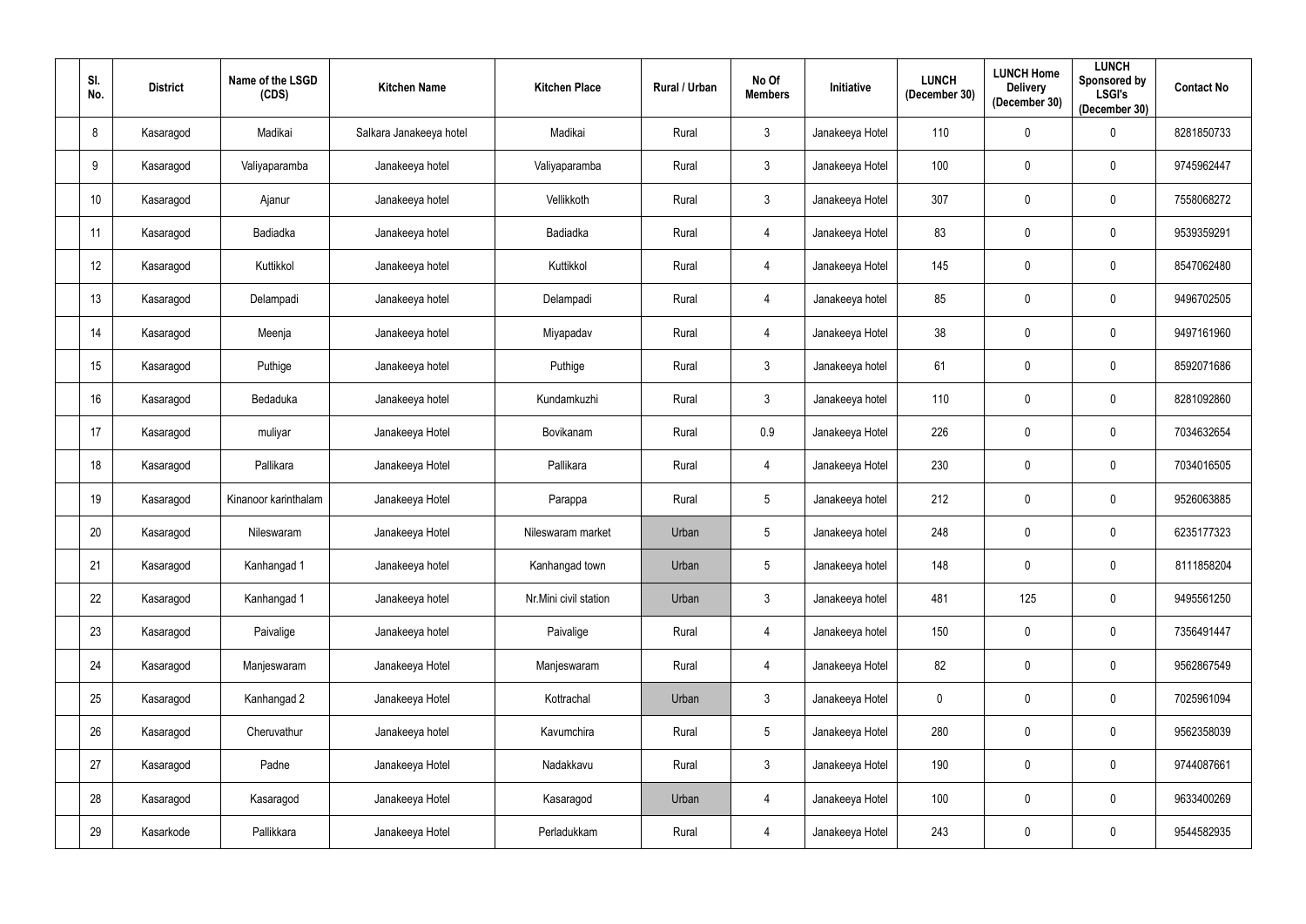| Sl. No. | District | Name of the LSGD (CDS) | Kitchen Name | Kitchen Place | Rural / Urban | No Of Members | Initiative | LUNCH (December 30) | LUNCH Home Delivery (December 30) | LUNCH Sponsored by LSGI's (December 30) | Contact No |
|---|---|---|---|---|---|---|---|---|---|---|---|
| 8 | Kasaragod | Madikai | Salkara Janakeeya hotel | Madikai | Rural | 3 | Janakeeya Hotel | 110 | 0 | 0 | 8281850733 |
| 9 | Kasaragod | Valiyaparamba | Janakeeya hotel | Valiyaparamba | Rural | 3 | Janakeeya Hotel | 100 | 0 | 0 | 9745962447 |
| 10 | Kasaragod | Ajanur | Janakeeya hotel | Vellikkoth | Rural | 3 | Janakeeya Hotel | 307 | 0 | 0 | 7558068272 |
| 11 | Kasaragod | Badiadka | Janakeeya hotel | Badiadka | Rural | 4 | Janakeeya Hotel | 83 | 0 | 0 | 9539359291 |
| 12 | Kasaragod | Kuttikkol | Janakeeya hotel | Kuttikkol | Rural | 4 | Janakeeya Hotel | 145 | 0 | 0 | 8547062480 |
| 13 | Kasaragod | Delampadi | Janakeeya hotel | Delampadi | Rural | 4 | Janakeeya hotel | 85 | 0 | 0 | 9496702505 |
| 14 | Kasaragod | Meenja | Janakeeya hotel | Miyapadav | Rural | 4 | Janakeeya Hotel | 38 | 0 | 0 | 9497161960 |
| 15 | Kasaragod | Puthige | Janakeeya hotel | Puthige | Rural | 3 | Janakeeya hotel | 61 | 0 | 0 | 8592071686 |
| 16 | Kasaragod | Bedaduka | Janakeeya hotel | Kundamkuzhi | Rural | 3 | Janakeeya hotel | 110 | 0 | 0 | 8281092860 |
| 17 | Kasaragod | muliyar | Janakeeya Hotel | Bovikanam | Rural | 0.9 | Janakeeya Hotel | 226 | 0 | 0 | 7034632654 |
| 18 | Kasaragod | Pallikara | Janakeeya Hotel | Pallikara | Rural | 4 | Janakeeya Hotel | 230 | 0 | 0 | 7034016505 |
| 19 | Kasaragod | Kinanoor karinthalam | Janakeeya Hotel | Parappa | Rural | 5 | Janakeeya hotel | 212 | 0 | 0 | 9526063885 |
| 20 | Kasaragod | Nileswaram | Janakeeya Hotel | Nileswaram market | Urban | 5 | Janakeeya hotel | 248 | 0 | 0 | 6235177323 |
| 21 | Kasaragod | Kanhangad 1 | Janakeeya hotel | Kanhangad town | Urban | 5 | Janakeeya hotel | 148 | 0 | 0 | 8111858204 |
| 22 | Kasaragod | Kanhangad 1 | Janakeeya hotel | Nr.Mini civil station | Urban | 3 | Janakeeya hotel | 481 | 125 | 0 | 9495561250 |
| 23 | Kasaragod | Paivalige | Janakeeya hotel | Paivalige | Rural | 4 | Janakeeya hotel | 150 | 0 | 0 | 7356491447 |
| 24 | Kasaragod | Manjeswaram | Janakeeya Hotel | Manjeswaram | Rural | 4 | Janakeeya Hotel | 82 | 0 | 0 | 9562867549 |
| 25 | Kasaragod | Kanhangad 2 | Janakeeya Hotel | Kottrachal | Urban | 3 | Janakeeya Hotel | 0 | 0 | 0 | 7025961094 |
| 26 | Kasaragod | Cheruvathur | Janakeeya hotel | Kavumchira | Rural | 5 | Janakeeya Hotel | 280 | 0 | 0 | 9562358039 |
| 27 | Kasaragod | Padne | Janakeeya Hotel | Nadakkavu | Rural | 3 | Janakeeya Hotel | 190 | 0 | 0 | 9744087661 |
| 28 | Kasaragod | Kasaragod | Janakeeya Hotel | Kasaragod | Urban | 4 | Janakeeya Hotel | 100 | 0 | 0 | 9633400269 |
| 29 | Kasarkode | Pallikkara | Janakeeya Hotel | Perladukkam | Rural | 4 | Janakeeya Hotel | 243 | 0 | 0 | 9544582935 |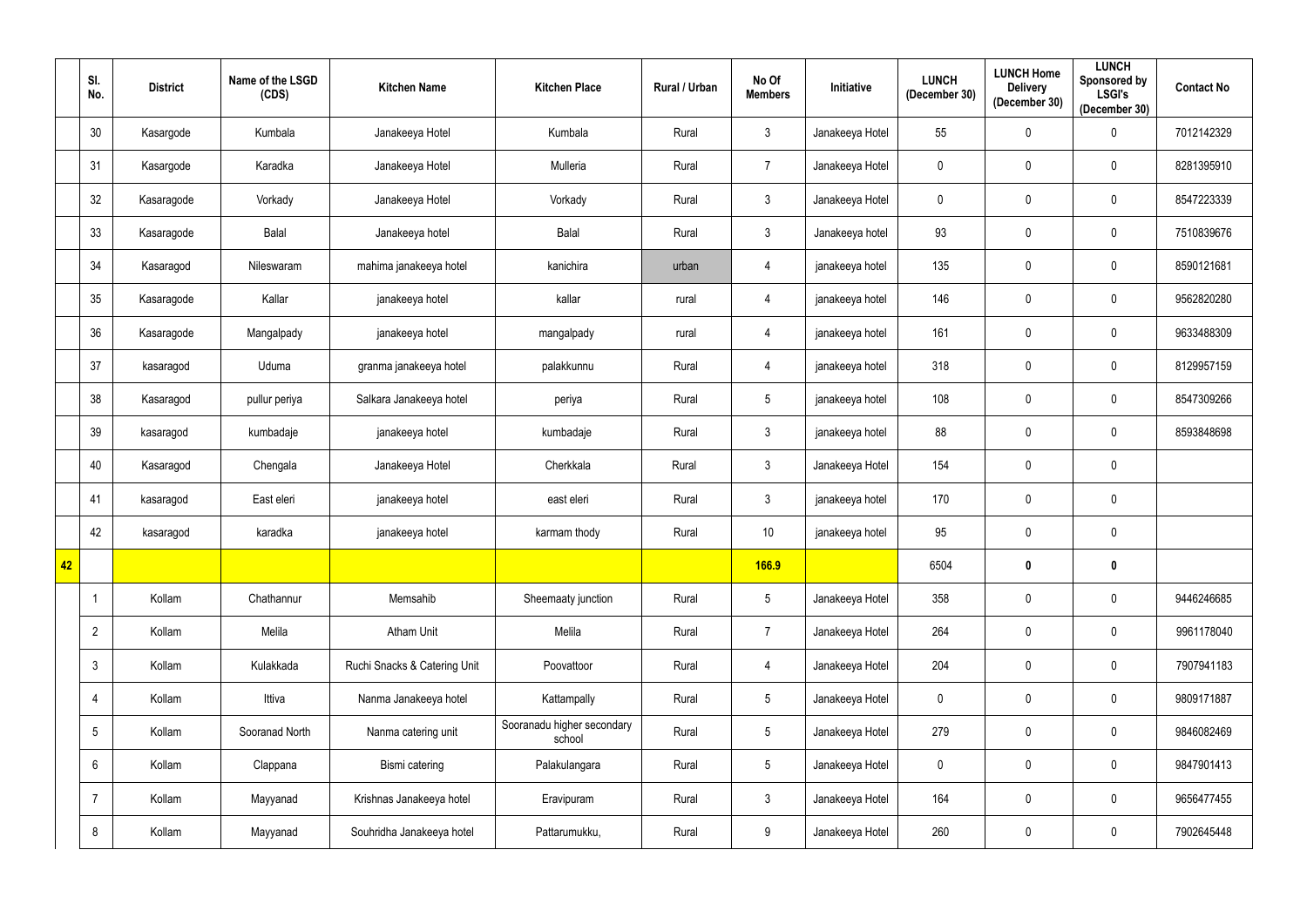| | Sl. No. | District | Name of the LSGD (CDS) | Kitchen Name | Kitchen Place | Rural / Urban | No Of Members | Initiative | LUNCH (December 30) | LUNCH Home Delivery (December 30) | LUNCH Sponsored by LSGI's (December 30) | Contact No |
|---|---|---|---|---|---|---|---|---|---|---|---|---|
| | 30 | Kasargode | Kumbala | Janakeeya Hotel | Kumbala | Rural | 3 | Janakeeya Hotel | 55 | 0 | 0 | 7012142329 |
| | 31 | Kasargode | Karadka | Janakeeya Hotel | Mulleria | Rural | 7 | Janakeeya Hotel | 0 | 0 | 0 | 8281395910 |
| | 32 | Kasaragode | Vorkady | Janakeeya Hotel | Vorkady | Rural | 3 | Janakeeya Hotel | 0 | 0 | 0 | 8547223339 |
| | 33 | Kasaragode | Balal | Janakeeya hotel | Balal | Rural | 3 | Janakeeya hotel | 93 | 0 | 0 | 7510839676 |
| | 34 | Kasaragod | Nileswaram | mahima janakeeya hotel | kanichira | urban | 4 | janakeeya hotel | 135 | 0 | 0 | 8590121681 |
| | 35 | Kasaragode | Kallar | janakeeya hotel | kallar | rural | 4 | janakeeya hotel | 146 | 0 | 0 | 9562820280 |
| | 36 | Kasaragode | Mangalpady | janakeeya hotel | mangalpady | rural | 4 | janakeeya hotel | 161 | 0 | 0 | 9633488309 |
| | 37 | kasaragod | Uduma | granma janakeeya hotel | palakkunnu | Rural | 4 | janakeeya hotel | 318 | 0 | 0 | 8129957159 |
| | 38 | Kasaragod | pullur periya | Salkara Janakeeya hotel | periya | Rural | 5 | janakeeya hotel | 108 | 0 | 0 | 8547309266 |
| | 39 | kasaragod | kumbadaje | janakeeya hotel | kumbadaje | Rural | 3 | janakeeya hotel | 88 | 0 | 0 | 8593848698 |
| | 40 | Kasaragod | Chengala | Janakeeya Hotel | Cherkkala | Rural | 3 | Janakeeya Hotel | 154 | 0 | 0 | |
| | 41 | kasaragod | East eleri | janakeeya hotel | east eleri | Rural | 3 | janakeeya hotel | 170 | 0 | 0 | |
| | 42 | kasaragod | karadka | janakeeya hotel | karmam thody | Rural | 10 | janakeeya hotel | 95 | 0 | 0 | |
| **42** | | | | | | | **166.9** | | 6504 | **0** | **0** | |
| | 1 | Kollam | Chathannur | Memsahib | Sheemaaty junction | Rural | 5 | Janakeeya Hotel | 358 | 0 | 0 | 9446246685 |
| | 2 | Kollam | Melila | Atham Unit | Melila | Rural | 7 | Janakeeya Hotel | 264 | 0 | 0 | 9961178040 |
| | 3 | Kollam | Kulakkada | Ruchi Snacks & Catering Unit | Poovattoor | Rural | 4 | Janakeeya Hotel | 204 | 0 | 0 | 7907941183 |
| | 4 | Kollam | Ittiva | Nanma Janakeeya hotel | Kattampally | Rural | 5 | Janakeeya Hotel | 0 | 0 | 0 | 9809171887 |
| | 5 | Kollam | Sooranad North | Nanma catering unit | Sooranadu higher secondary school | Rural | 5 | Janakeeya Hotel | 279 | 0 | 0 | 9846082469 |
| | 6 | Kollam | Clappana | Bismi catering | Palakulangara | Rural | 5 | Janakeeya Hotel | 0 | 0 | 0 | 9847901413 |
| | 7 | Kollam | Mayyanad | Krishnas Janakeeya hotel | Eravipuram | Rural | 3 | Janakeeya Hotel | 164 | 0 | 0 | 9656477455 |
| | 8 | Kollam | Mayyanad | Souhridha Janakeeya hotel | Pattarumukku, | Rural | 9 | Janakeeya Hotel | 260 | 0 | 0 | 7902645448 |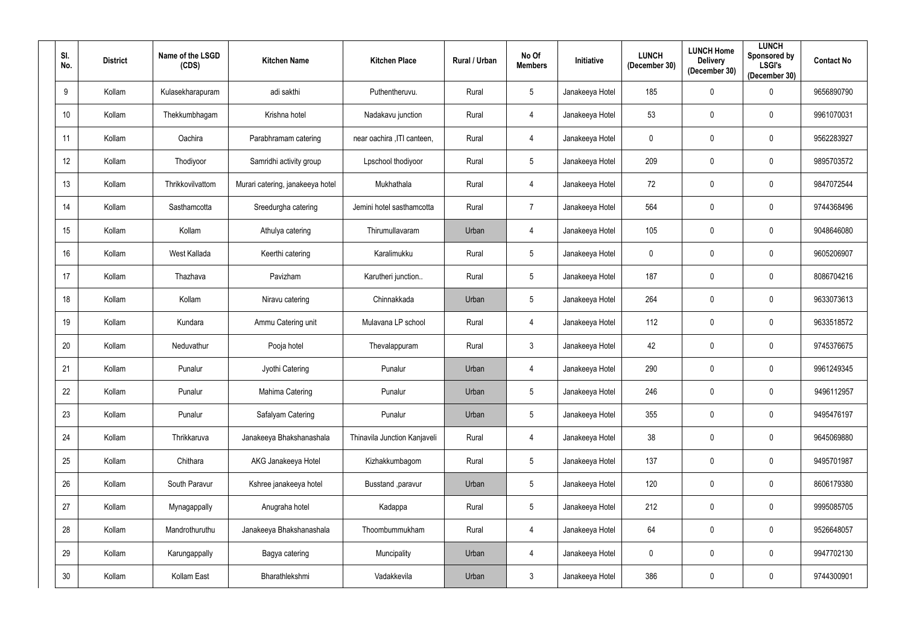| Sl. No. | District | Name of the LSGD (CDS) | Kitchen Name | Kitchen Place | Rural / Urban | No Of Members | Initiative | LUNCH (December 30) | LUNCH Home Delivery (December 30) | LUNCH Sponsored by LSGI's (December 30) | Contact No |
|---|---|---|---|---|---|---|---|---|---|---|---|
| 9 | Kollam | Kulasekharapuram | adi sakthi | Puthentheruvu. | Rural | 5 | Janakeeya Hotel | 185 | 0 | 0 | 9656890790 |
| 10 | Kollam | Thekkumbhagam | Krishna hotel | Nadakavu junction | Rural | 4 | Janakeeya Hotel | 53 | 0 | 0 | 9961070031 |
| 11 | Kollam | Oachira | Parabhramam catering | near oachira ,ITI canteen, | Rural | 4 | Janakeeya Hotel | 0 | 0 | 0 | 9562283927 |
| 12 | Kollam | Thodiyoor | Samridhi activity group | Lpschool thodiyoor | Rural | 5 | Janakeeya Hotel | 209 | 0 | 0 | 9895703572 |
| 13 | Kollam | Thrikkovilvattom | Murari catering, janakeeya hotel | Mukhathala | Rural | 4 | Janakeeya Hotel | 72 | 0 | 0 | 9847072544 |
| 14 | Kollam | Sasthamcotta | Sreedurgha catering | Jemini hotel sasthamcotta | Rural | 7 | Janakeeya Hotel | 564 | 0 | 0 | 9744368496 |
| 15 | Kollam | Kollam | Athulya catering | Thirumullavaram | Urban | 4 | Janakeeya Hotel | 105 | 0 | 0 | 9048646080 |
| 16 | Kollam | West Kallada | Keerthi catering | Karalimukku | Rural | 5 | Janakeeya Hotel | 0 | 0 | 0 | 9605206907 |
| 17 | Kollam | Thazhava | Pavizham | Karutheri junction.. | Rural | 5 | Janakeeya Hotel | 187 | 0 | 0 | 8086704216 |
| 18 | Kollam | Kollam | Niravu catering | Chinnakkada | Urban | 5 | Janakeeya Hotel | 264 | 0 | 0 | 9633073613 |
| 19 | Kollam | Kundara | Ammu Catering unit | Mulavana LP school | Rural | 4 | Janakeeya Hotel | 112 | 0 | 0 | 9633518572 |
| 20 | Kollam | Neduvathur | Pooja hotel | Thevalappuram | Rural | 3 | Janakeeya Hotel | 42 | 0 | 0 | 9745376675 |
| 21 | Kollam | Punalur | Jyothi Catering | Punalur | Urban | 4 | Janakeeya Hotel | 290 | 0 | 0 | 9961249345 |
| 22 | Kollam | Punalur | Mahima Catering | Punalur | Urban | 5 | Janakeeya Hotel | 246 | 0 | 0 | 9496112957 |
| 23 | Kollam | Punalur | Safalyam Catering | Punalur | Urban | 5 | Janakeeya Hotel | 355 | 0 | 0 | 9495476197 |
| 24 | Kollam | Thrikkaruva | Janakeeya Bhakshanashala | Thinavila Junction Kanjaveli | Rural | 4 | Janakeeya Hotel | 38 | 0 | 0 | 9645069880 |
| 25 | Kollam | Chithara | AKG Janakeeya Hotel | Kizhakkumbagom | Rural | 5 | Janakeeya Hotel | 137 | 0 | 0 | 9495701987 |
| 26 | Kollam | South Paravur | Kshree janakeeya hotel | Busstand ,paravur | Urban | 5 | Janakeeya Hotel | 120 | 0 | 0 | 8606179380 |
| 27 | Kollam | Mynagappally | Anugraha hotel | Kadappa | Rural | 5 | Janakeeya Hotel | 212 | 0 | 0 | 9995085705 |
| 28 | Kollam | Mandrothuruthu | Janakeeya Bhakshanashala | Thoombummukham | Rural | 4 | Janakeeya Hotel | 64 | 0 | 0 | 9526648057 |
| 29 | Kollam | Karungappally | Bagya catering | Muncipality | Urban | 4 | Janakeeya Hotel | 0 | 0 | 0 | 9947702130 |
| 30 | Kollam | Kollam East | Bharathlekshmi | Vadakkevila | Urban | 3 | Janakeeya Hotel | 386 | 0 | 0 | 9744300901 |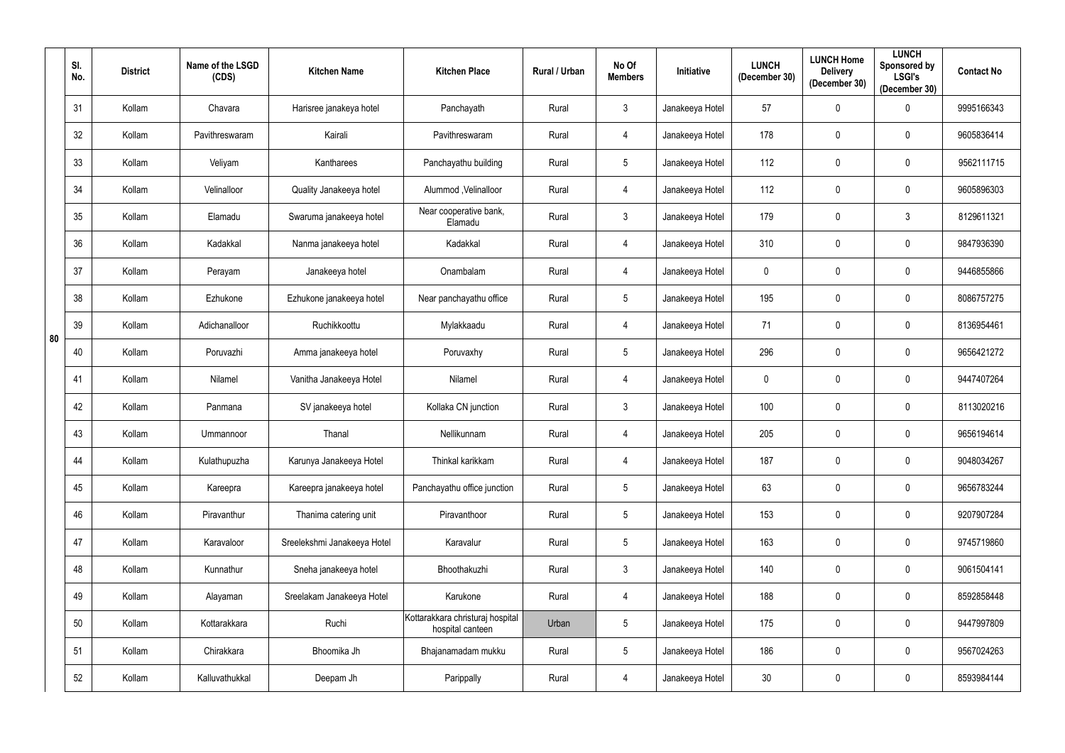|  | Sl. No. | District | Name of the LSGD (CDS) | Kitchen Name | Kitchen Place | Rural / Urban | No Of Members | Initiative | LUNCH (December 30) | LUNCH Home Delivery (December 30) | LUNCH Sponsored by LSGI's (December 30) | Contact No |
|---|---|---|---|---|---|---|---|---|---|---|---|---|
| 80 | 31 | Kollam | Chavara | Harisree janakeeya hotel | Panchayath | Rural | 3 | Janakeeya Hotel | 57 | 0 | 0 | 9995166343 |
|  | 32 | Kollam | Pavithreswaram | Kairali | Pavithreswaram | Rural | 4 | Janakeeya Hotel | 178 | 0 | 0 | 9605836414 |
|  | 33 | Kollam | Veliyam | Kantharees | Panchayathu building | Rural | 5 | Janakeeya Hotel | 112 | 0 | 0 | 9562111715 |
|  | 34 | Kollam | Velinalloor | Quality Janakeeya hotel | Alummod ,Velinalloor | Rural | 4 | Janakeeya Hotel | 112 | 0 | 0 | 9605896303 |
|  | 35 | Kollam | Elamadu | Swaruma janakeeya hotel | Near cooperative bank, Elamadu | Rural | 3 | Janakeeya Hotel | 179 | 0 | 3 | 8129611321 |
|  | 36 | Kollam | Kadakkal | Nanma janakeeya hotel | Kadakkal | Rural | 4 | Janakeeya Hotel | 310 | 0 | 0 | 9847936390 |
|  | 37 | Kollam | Perayam | Janakeeya hotel | Onambalam | Rural | 4 | Janakeeya Hotel | 0 | 0 | 0 | 9446855866 |
|  | 38 | Kollam | Ezhukone | Ezhukone janakeeya hotel | Near panchayathu office | Rural | 5 | Janakeeya Hotel | 195 | 0 | 0 | 8086757275 |
|  | 39 | Kollam | Adichanalloor | Ruchikkoottu | Mylakkaadu | Rural | 4 | Janakeeya Hotel | 71 | 0 | 0 | 8136954461 |
|  | 40 | Kollam | Poruvazhi | Amma janakeeya hotel | Poruvaxhy | Rural | 5 | Janakeeya Hotel | 296 | 0 | 0 | 9656421272 |
|  | 41 | Kollam | Nilamel | Vanitha Janakeeya Hotel | Nilamel | Rural | 4 | Janakeeya Hotel | 0 | 0 | 0 | 9447407264 |
|  | 42 | Kollam | Panmana | SV janakeeya hotel | Kollaka CN junction | Rural | 3 | Janakeeya Hotel | 100 | 0 | 0 | 8113020216 |
|  | 43 | Kollam | Ummannoor | Thanal | Nellikunnam | Rural | 4 | Janakeeya Hotel | 205 | 0 | 0 | 9656194614 |
|  | 44 | Kollam | Kulathupuzha | Karunya Janakeeya Hotel | Thinkal karikkam | Rural | 4 | Janakeeya Hotel | 187 | 0 | 0 | 9048034267 |
|  | 45 | Kollam | Kareepra | Kareepra janakeeya hotel | Panchayathu office junction | Rural | 5 | Janakeeya Hotel | 63 | 0 | 0 | 9656783244 |
|  | 46 | Kollam | Piravanthur | Thanima catering unit | Piravanthoor | Rural | 5 | Janakeeya Hotel | 153 | 0 | 0 | 9207907284 |
|  | 47 | Kollam | Karavaloor | Sreelekshmi Janakeeya Hotel | Karavalur | Rural | 5 | Janakeeya Hotel | 163 | 0 | 0 | 9745719860 |
|  | 48 | Kollam | Kunnathur | Sneha janakeeya hotel | Bhoothakuzhi | Rural | 3 | Janakeeya Hotel | 140 | 0 | 0 | 9061504141 |
|  | 49 | Kollam | Alayaman | Sreelakam Janakeeya Hotel | Karukone | Rural | 4 | Janakeeya Hotel | 188 | 0 | 0 | 8592858448 |
|  | 50 | Kollam | Kottarakkara | Ruchi | Kottarakkara christuraj hospital hospital canteen | Urban | 5 | Janakeeya Hotel | 175 | 0 | 0 | 9447997809 |
|  | 51 | Kollam | Chirakkara | Bhoomika Jh | Bhajanamadam mukku | Rural | 5 | Janakeeya Hotel | 186 | 0 | 0 | 9567024263 |
|  | 52 | Kollam | Kalluvathukkal | Deepam Jh | Parippally | Rural | 4 | Janakeeya Hotel | 30 | 0 | 0 | 8593984144 |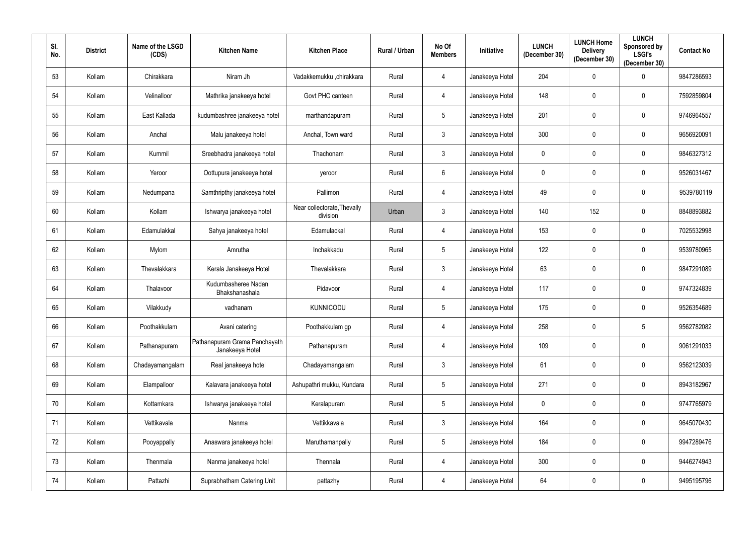| Sl. No. | District | Name of the LSGD (CDS) | Kitchen Name | Kitchen Place | Rural / Urban | No Of Members | Initiative | LUNCH (December 30) | LUNCH Home Delivery (December 30) | LUNCH Sponsored by LSGI's (December 30) | Contact No |
|---|---|---|---|---|---|---|---|---|---|---|---|
| 53 | Kollam | Chirakkara | Niram Jh | Vadakkemukku ,chirakkara | Rural | 4 | Janakeeya Hotel | 204 | 0 | 0 | 9847286593 |
| 54 | Kollam | Velinalloor | Mathrika janakeeya hotel | Govt PHC canteen | Rural | 4 | Janakeeya Hotel | 148 | 0 | 0 | 7592859804 |
| 55 | Kollam | East Kallada | kudumbashree janakeeya hotel | marthandapuram | Rural | 5 | Janakeeya Hotel | 201 | 0 | 0 | 9746964557 |
| 56 | Kollam | Anchal | Malu janakeeya hotel | Anchal, Town ward | Rural | 3 | Janakeeya Hotel | 300 | 0 | 0 | 9656920091 |
| 57 | Kollam | Kummil | Sreebhadra janakeeya hotel | Thachonam | Rural | 3 | Janakeeya Hotel | 0 | 0 | 0 | 9846327312 |
| 58 | Kollam | Yeroor | Oottupura janakeeya hotel | yeroor | Rural | 6 | Janakeeya Hotel | 0 | 0 | 0 | 9526031467 |
| 59 | Kollam | Nedumpana | Samthripthy janakeeya hotel | Pallimon | Rural | 4 | Janakeeya Hotel | 49 | 0 | 0 | 9539780119 |
| 60 | Kollam | Kollam | Ishwarya janakeeya hotel | Near collectorate,Thevally division | Urban | 3 | Janakeeya Hotel | 140 | 152 | 0 | 8848893882 |
| 61 | Kollam | Edamulakkal | Sahya janakeeya hotel | Edamulackal | Rural | 4 | Janakeeya Hotel | 153 | 0 | 0 | 7025532998 |
| 62 | Kollam | Mylom | Amrutha | Inchakkadu | Rural | 5 | Janakeeya Hotel | 122 | 0 | 0 | 9539780965 |
| 63 | Kollam | Thevalakkara | Kerala Janakeeya Hotel | Thevalakkara | Rural | 3 | Janakeeya Hotel | 63 | 0 | 0 | 9847291089 |
| 64 | Kollam | Thalavoor | Kudumbasheree Nadan Bhakshanashala | Pidavoor | Rural | 4 | Janakeeya Hotel | 117 | 0 | 0 | 9747324839 |
| 65 | Kollam | Vilakkudy | vadhanam | KUNNICODU | Rural | 5 | Janakeeya Hotel | 175 | 0 | 0 | 9526354689 |
| 66 | Kollam | Poothakkulam | Avani catering | Poothakkulam gp | Rural | 4 | Janakeeya Hotel | 258 | 0 | 5 | 9562782082 |
| 67 | Kollam | Pathanapuram | Pathanapuram Grama Panchayath Janakeeya Hotel | Pathanapuram | Rural | 4 | Janakeeya Hotel | 109 | 0 | 0 | 9061291033 |
| 68 | Kollam | Chadayamangalam | Real janakeeya hotel | Chadayamangalam | Rural | 3 | Janakeeya Hotel | 61 | 0 | 0 | 9562123039 |
| 69 | Kollam | Elampalloor | Kalavara janakeeya hotel | Ashupathri mukku, Kundara | Rural | 5 | Janakeeya Hotel | 271 | 0 | 0 | 8943182967 |
| 70 | Kollam | Kottamkara | Ishwarya janakeeya hotel | Keralapuram | Rural | 5 | Janakeeya Hotel | 0 | 0 | 0 | 9747765979 |
| 71 | Kollam | Vettikavala | Nanma | Vettikkavala | Rural | 3 | Janakeeya Hotel | 164 | 0 | 0 | 9645070430 |
| 72 | Kollam | Pooyappally | Anaswara janakeeya hotel | Maruthamanpally | Rural | 5 | Janakeeya Hotel | 184 | 0 | 0 | 9947289476 |
| 73 | Kollam | Thenmala | Nanma janakeeya hotel | Thennala | Rural | 4 | Janakeeya Hotel | 300 | 0 | 0 | 9446274943 |
| 74 | Kollam | Pattazhi | Suprabhatham Catering Unit | pattazhy | Rural | 4 | Janakeeya Hotel | 64 | 0 | 0 | 9495195796 |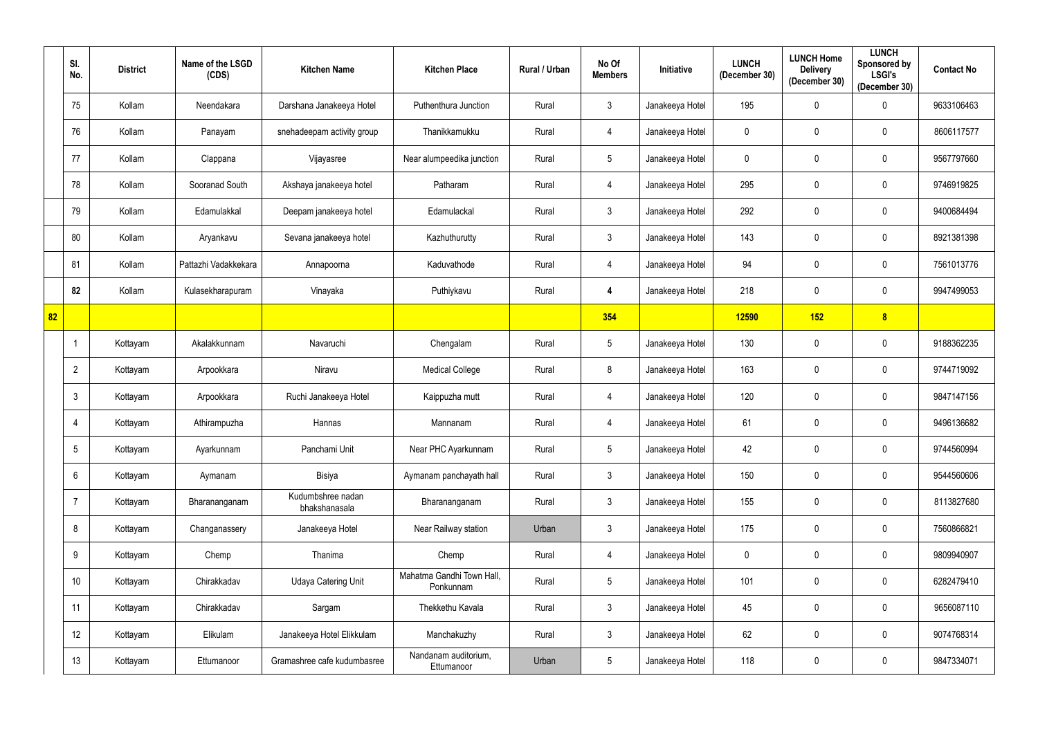| | Sl. No. | District | Name of the LSGD (CDS) | Kitchen Name | Kitchen Place | Rural / Urban | No Of Members | Initiative | LUNCH (December 30) | LUNCH Home Delivery (December 30) | LUNCH Sponsored by LSGI's (December 30) | Contact No |
|---|---|---|---|---|---|---|---|---|---|---|---|---|
| | 75 | Kollam | Neendakara | Darshana Janakeeya Hotel | Puthenthura Junction | Rural | 3 | Janakeeya Hotel | 195 | 0 | 0 | 9633106463 |
| | 76 | Kollam | Panayam | snehadeepam activity group | Thanikkamukku | Rural | 4 | Janakeeya Hotel | 0 | 0 | 0 | 8606117577 |
| | 77 | Kollam | Clappana | Vijayasree | Near alumpeedika junction | Rural | 5 | Janakeeya Hotel | 0 | 0 | 0 | 9567797660 |
| | 78 | Kollam | Sooranad South | Akshaya janakeeya hotel | Patharam | Rural | 4 | Janakeeya Hotel | 295 | 0 | 0 | 9746919825 |
| | 79 | Kollam | Edamulakkal | Deepam janakeeya hotel | Edamulackal | Rural | 3 | Janakeeya Hotel | 292 | 0 | 0 | 9400684494 |
| | 80 | Kollam | Aryankavu | Sevana janakeeya hotel | Kazhuthurutty | Rural | 3 | Janakeeya Hotel | 143 | 0 | 0 | 8921381398 |
| | 81 | Kollam | Pattazhi Vadakkekara | Annapoorna | Kaduvathode | Rural | 4 | Janakeeya Hotel | 94 | 0 | 0 | 7561013776 |
| | **82** | Kollam | Kulasekharapuram | Vinayaka | Puthiykavu | Rural | **4** | Janakeeya Hotel | 218 | 0 | 0 | 9947499053 |
| **82** | | | | | | | **354** | | **12590** | **152** | **8** | |
| | 1 | Kottayam | Akalakkunnam | Navaruchi | Chengalam | Rural | 5 | Janakeeya Hotel | 130 | 0 | 0 | 9188362235 |
| | 2 | Kottayam | Arpookkara | Niravu | Medical College | Rural | 8 | Janakeeya Hotel | 163 | 0 | 0 | 9744719092 |
| | 3 | Kottayam | Arpookkara | Ruchi Janakeeya Hotel | Kaippuzha mutt | Rural | 4 | Janakeeya Hotel | 120 | 0 | 0 | 9847147156 |
| | 4 | Kottayam | Athirampuzha | Hannas | Mannanam | Rural | 4 | Janakeeya Hotel | 61 | 0 | 0 | 9496136682 |
| | 5 | Kottayam | Ayarkunnam | Panchami Unit | Near PHC Ayarkunnam | Rural | 5 | Janakeeya Hotel | 42 | 0 | 0 | 9744560994 |
| | 6 | Kottayam | Aymanam | Bisiya | Aymanam panchayath hall | Rural | 3 | Janakeeya Hotel | 150 | 0 | 0 | 9544560606 |
| | 7 | Kottayam | Bharananganam | Kudumbshree nadan bhakshanasala | Bharananganam | Rural | 3 | Janakeeya Hotel | 155 | 0 | 0 | 8113827680 |
| | 8 | Kottayam | Changanassery | Janakeeya Hotel | Near Railway station | Urban | 3 | Janakeeya Hotel | 175 | 0 | 0 | 7560866821 |
| | 9 | Kottayam | Chemp | Thanima | Chemp | Rural | 4 | Janakeeya Hotel | 0 | 0 | 0 | 9809940907 |
| | 10 | Kottayam | Chirakkadav | Udaya Catering Unit | Mahatma Gandhi Town Hall, Ponkunnam | Rural | 5 | Janakeeya Hotel | 101 | 0 | 0 | 6282479410 |
| | 11 | Kottayam | Chirakkadav | Sargam | Thekkethu Kavala | Rural | 3 | Janakeeya Hotel | 45 | 0 | 0 | 9656087110 |
| | 12 | Kottayam | Elikulam | Janakeeya Hotel Elikkulam | Manchakuzhy | Rural | 3 | Janakeeya Hotel | 62 | 0 | 0 | 9074768314 |
| | 13 | Kottayam | Ettumanoor | Gramashree cafe kudumbasree | Nandanam auditorium, Ettumanoor | Urban | 5 | Janakeeya Hotel | 118 | 0 | 0 | 9847334071 |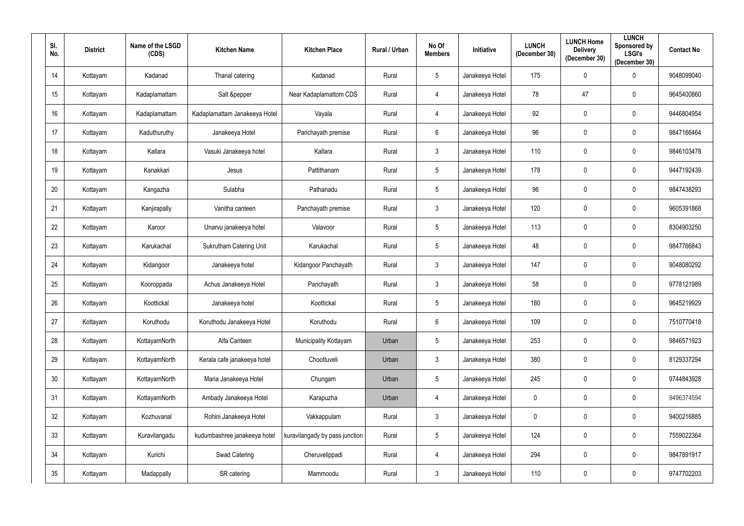| Sl. No. | District | Name of the LSGD (CDS) | Kitchen Name | Kitchen Place | Rural / Urban | No Of Members | Initiative | LUNCH (December 30) | LUNCH Home Delivery (December 30) | LUNCH Sponsored by LSGI's (December 30) | Contact No |
|---|---|---|---|---|---|---|---|---|---|---|---|
| 14 | Kottayam | Kadanad | Thanal catering | Kadanad | Rural | 5 | Janakeeya Hotel | 175 | 0 | 0 | 9048099040 |
| 15 | Kottayam | Kadaplamattam | Salt &pepper | Near Kadaplamattom CDS | Rural | 4 | Janakeeya Hotel | 78 | 47 | 0 | 9645400860 |
| 16 | Kottayam | Kadaplamattam | Kadaplamattam Janakeeya Hotel | Vayala | Rural | 4 | Janakeeya Hotel | 92 | 0 | 0 | 9446804954 |
| 17 | Kottayam | Kaduthuruthy | Janakeeya Hotel | Panchayath premise | Rural | 6 | Janakeeya Hotel | 96 | 0 | 0 | 9847166464 |
| 18 | Kottayam | Kallara | Vasuki Janakeeya hotel | Kallara | Rural | 3 | Janakeeya Hotel | 110 | 0 | 0 | 9846103478 |
| 19 | Kottayam | Kanakkari | Jesus | Pattithanam | Rural | 5 | Janakeeya Hotel | 178 | 0 | 0 | 9447192439 |
| 20 | Kottayam | Kangazha | Sulabha | Pathanadu | Rural | 5 | Janakeeya Hotel | 96 | 0 | 0 | 9847438293 |
| 21 | Kottayam | Kanjirapally | Vanitha canteen | Panchayath premise | Rural | 3 | Janakeeya Hotel | 120 | 0 | 0 | 9605391868 |
| 22 | Kottayam | Karoor | Unarvu janakeeya hotel | Valavoor | Rural | 5 | Janakeeya Hotel | 113 | 0 | 0 | 8304903250 |
| 23 | Kottayam | Karukachal | Sukrutham Catering Unit | Karukachal | Rural | 5 | Janakeeya Hotel | 48 | 0 | 0 | 9847766843 |
| 24 | Kottayam | Kidangoor | Janakeeya hotel | Kidangoor Panchayath | Rural | 3 | Janakeeya Hotel | 147 | 0 | 0 | 9048080292 |
| 25 | Kottayam | Kooroppada | Achus Janakeeya Hotel | Panchayath | Rural | 3 | Janakeeya Hotel | 58 | 0 | 0 | 9778121989 |
| 26 | Kottayam | Koottickal | Janakeeya hotel | Koottickal | Rural | 5 | Janakeeya Hotel | 180 | 0 | 0 | 9645219929 |
| 27 | Kottayam | Koruthodu | Koruthodu Janakeeya Hotel | Koruthodu | Rural | 6 | Janakeeya Hotel | 109 | 0 | 0 | 7510770418 |
| 28 | Kottayam | KottayamNorth | Alfa Canteen | Municipality Kottayam | Urban | 5 | Janakeeya Hotel | 253 | 0 | 0 | 9846571923 |
| 29 | Kottayam | KottayamNorth | Kerala cafe janakeeya hotel | Choottuveli | Urban | 3 | Janakeeya Hotel | 380 | 0 | 0 | 8129337294 |
| 30 | Kottayam | KottayamNorth | Maria Janakeeya Hotel | Chungam | Urban | 5 | Janakeeya Hotel | 245 | 0 | 0 | 9744843928 |
| 31 | Kottayam | KottayamNorth | Ambady Janakeeya Hotel | Karapuzha | Urban | 4 | Janakeeya Hotel | 0 | 0 | 0 | 9496374594 |
| 32 | Kottayam | Kozhuvanal | Rohini Janakeeya Hotel | Vakkappulam | Rural | 3 | Janakeeya Hotel | 0 | 0 | 0 | 9400216885 |
| 33 | Kottayam | Kuravilangadu | kudumbashree janakeeya hotel | kuravilangady by pass junction | Rural | 5 | Janakeeya Hotel | 124 | 0 | 0 | 7559022364 |
| 34 | Kottayam | Kurichi | Swad Catering | Cheruvelippadi | Rural | 4 | Janakeeya Hotel | 294 | 0 | 0 | 9847891917 |
| 35 | Kottayam | Madappally | SR catering | Mammoodu | Rural | 3 | Janakeeya Hotel | 110 | 0 | 0 | 9747702203 |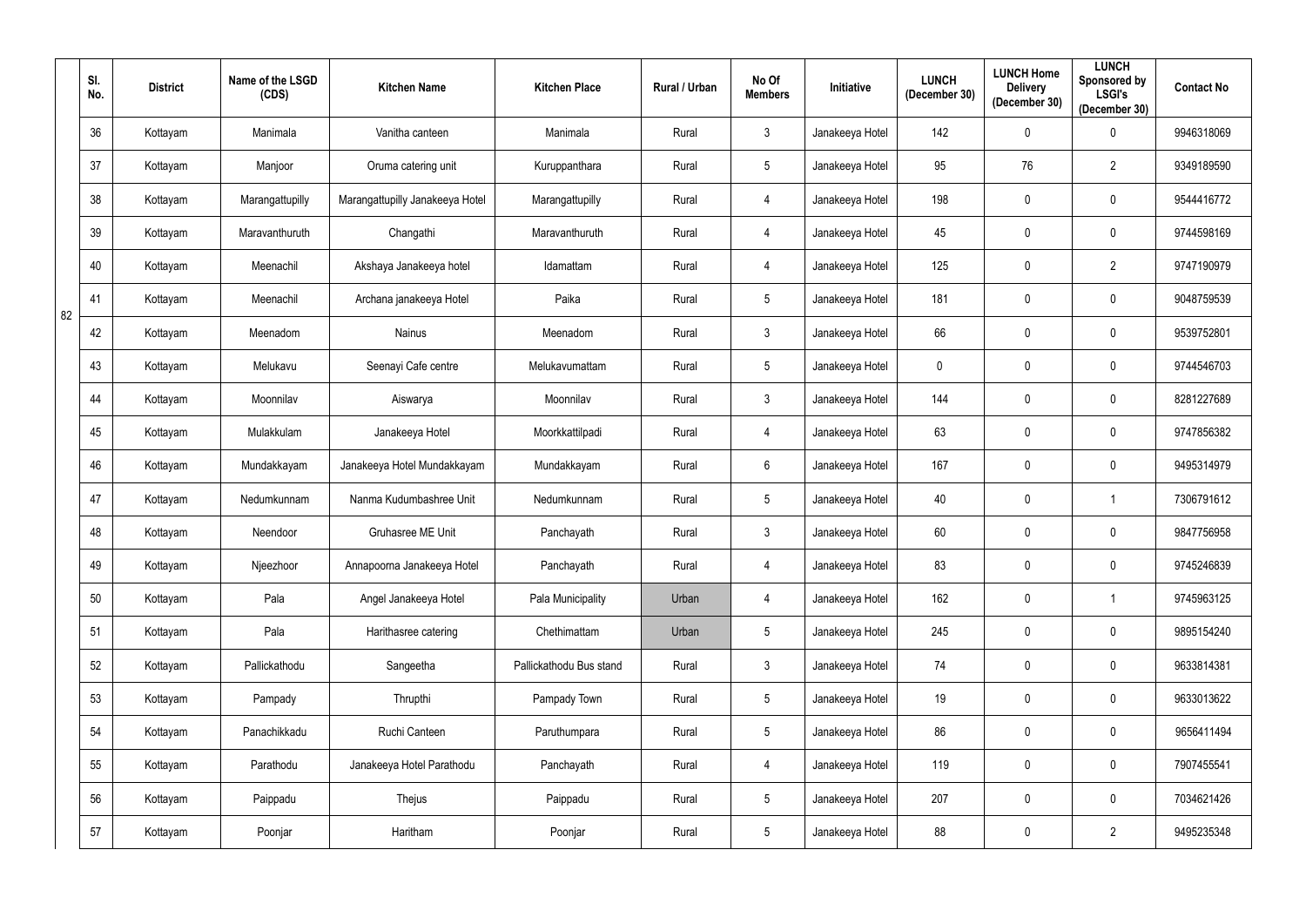|  | Sl. No. | District | Name of the LSGD (CDS) | Kitchen Name | Kitchen Place | Rural / Urban | No Of Members | Initiative | LUNCH (December 30) | LUNCH Home Delivery (December 30) | LUNCH Sponsored by LSGI's (December 30) | Contact No |
|---|---|---|---|---|---|---|---|---|---|---|---|---|
| 82 | 36 | Kottayam | Manimala | Vanitha canteen | Manimala | Rural | 3 | Janakeeya Hotel | 142 | 0 | 0 | 9946318069 |
|  | 37 | Kottayam | Manjoor | Oruma catering unit | Kuruppanthara | Rural | 5 | Janakeeya Hotel | 95 | 76 | 2 | 9349189590 |
|  | 38 | Kottayam | Marangattupilly | Marangattupilly Janakeeya Hotel | Marangattupilly | Rural | 4 | Janakeeya Hotel | 198 | 0 | 0 | 9544416772 |
|  | 39 | Kottayam | Maravanthuruth | Changathi | Maravanthuruth | Rural | 4 | Janakeeya Hotel | 45 | 0 | 0 | 9744598169 |
|  | 40 | Kottayam | Meenachil | Akshaya Janakeeya hotel | Idamattam | Rural | 4 | Janakeeya Hotel | 125 | 0 | 2 | 9747190979 |
|  | 41 | Kottayam | Meenachil | Archana janakeeya Hotel | Paika | Rural | 5 | Janakeeya Hotel | 181 | 0 | 0 | 9048759539 |
|  | 42 | Kottayam | Meenadom | Nainus | Meenadom | Rural | 3 | Janakeeya Hotel | 66 | 0 | 0 | 9539752801 |
|  | 43 | Kottayam | Melukavu | Seenayi Cafe centre | Melukavumattam | Rural | 5 | Janakeeya Hotel | 0 | 0 | 0 | 9744546703 |
|  | 44 | Kottayam | Moonnilav | Aiswarya | Moonnilav | Rural | 3 | Janakeeya Hotel | 144 | 0 | 0 | 8281227689 |
|  | 45 | Kottayam | Mulakkulam | Janakeeya Hotel | Moorkkattilpadi | Rural | 4 | Janakeeya Hotel | 63 | 0 | 0 | 9747856382 |
|  | 46 | Kottayam | Mundakkayam | Janakeeya Hotel Mundakkayam | Mundakkayam | Rural | 6 | Janakeeya Hotel | 167 | 0 | 0 | 9495314979 |
|  | 47 | Kottayam | Nedumkunnam | Nanma Kudumbashree Unit | Nedumkunnam | Rural | 5 | Janakeeya Hotel | 40 | 0 | 1 | 7306791612 |
|  | 48 | Kottayam | Neendoor | Gruhasree ME Unit | Panchayath | Rural | 3 | Janakeeya Hotel | 60 | 0 | 0 | 9847756958 |
|  | 49 | Kottayam | Njeezhoor | Annapoorna Janakeeya Hotel | Panchayath | Rural | 4 | Janakeeya Hotel | 83 | 0 | 0 | 9745246839 |
|  | 50 | Kottayam | Pala | Angel Janakeeya Hotel | Pala Municipality | Urban | 4 | Janakeeya Hotel | 162 | 0 | 1 | 9745963125 |
|  | 51 | Kottayam | Pala | Harithasree catering | Chethimattam | Urban | 5 | Janakeeya Hotel | 245 | 0 | 0 | 9895154240 |
|  | 52 | Kottayam | Pallickathodu | Sangeetha | Pallickathodu Bus stand | Rural | 3 | Janakeeya Hotel | 74 | 0 | 0 | 9633814381 |
|  | 53 | Kottayam | Pampady | Thrupthi | Pampady Town | Rural | 5 | Janakeeya Hotel | 19 | 0 | 0 | 9633013622 |
|  | 54 | Kottayam | Panachikkadu | Ruchi Canteen | Paruthumpara | Rural | 5 | Janakeeya Hotel | 86 | 0 | 0 | 9656411494 |
|  | 55 | Kottayam | Parathodu | Janakeeya Hotel Parathodu | Panchayath | Rural | 4 | Janakeeya Hotel | 119 | 0 | 0 | 7907455541 |
|  | 56 | Kottayam | Paippadu | Thejus | Paippadu | Rural | 5 | Janakeeya Hotel | 207 | 0 | 0 | 7034621426 |
|  | 57 | Kottayam | Poonjar | Haritham | Poonjar | Rural | 5 | Janakeeya Hotel | 88 | 0 | 2 | 9495235348 |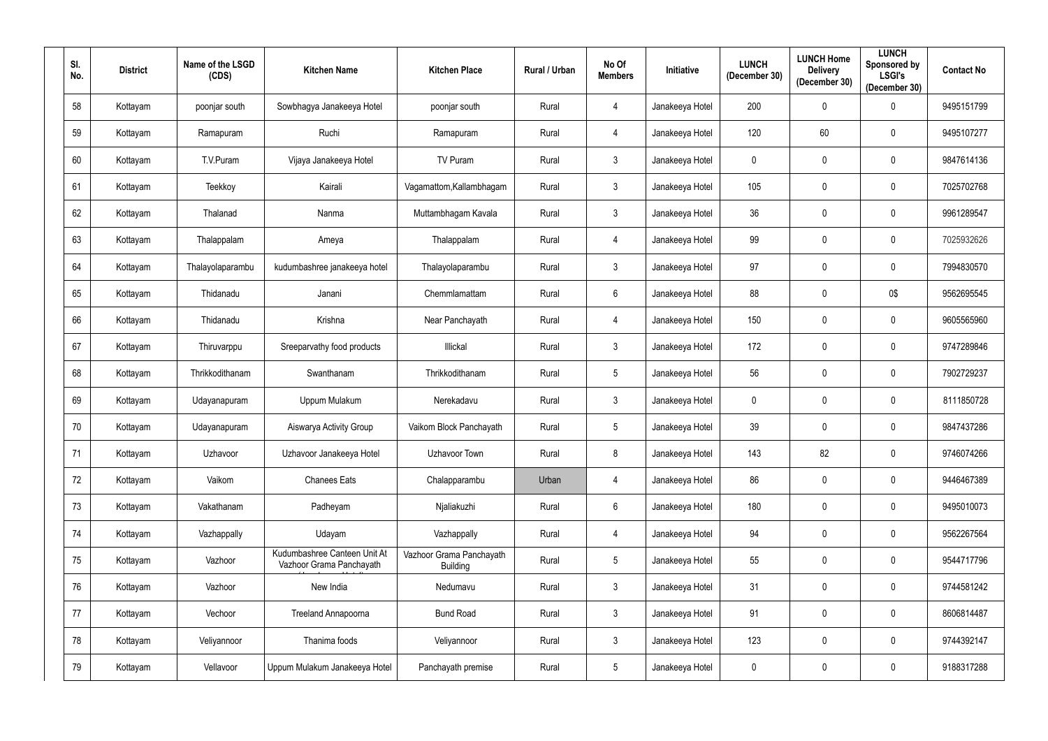| Sl. No. | District | Name of the LSGD (CDS) | Kitchen Name | Kitchen Place | Rural / Urban | No Of Members | Initiative | LUNCH (December 30) | LUNCH Home Delivery (December 30) | LUNCH Sponsored by LSGI's (December 30) | Contact No |
|---|---|---|---|---|---|---|---|---|---|---|---|
| 58 | Kottayam | poonjar south | Sowbhagya Janakeeya Hotel | poonjar south | Rural | 4 | Janakeeya Hotel | 200 | 0 | 0 | 9495151799 |
| 59 | Kottayam | Ramapuram | Ruchi | Ramapuram | Rural | 4 | Janakeeya Hotel | 120 | 60 | 0 | 9495107277 |
| 60 | Kottayam | T.V.Puram | Vijaya Janakeeya Hotel | TV Puram | Rural | 3 | Janakeeya Hotel | 0 | 0 | 0 | 9847614136 |
| 61 | Kottayam | Teekkoy | Kairali | Vagamattom,Kallambhagam | Rural | 3 | Janakeeya Hotel | 105 | 0 | 0 | 7025702768 |
| 62 | Kottayam | Thalanad | Nanma | Muttambhagam Kavala | Rural | 3 | Janakeeya Hotel | 36 | 0 | 0 | 9961289547 |
| 63 | Kottayam | Thalappalam | Ameya | Thalappalam | Rural | 4 | Janakeeya Hotel | 99 | 0 | 0 | 7025932626 |
| 64 | Kottayam | Thalayolaparambu | kudumbashree janakeeya hotel | Thalayolaparambu | Rural | 3 | Janakeeya Hotel | 97 | 0 | 0 | 7994830570 |
| 65 | Kottayam | Thidanadu | Janani | Chemmlamattam | Rural | 6 | Janakeeya Hotel | 88 | 0 | 0$ | 9562695545 |
| 66 | Kottayam | Thidanadu | Krishna | Near Panchayath | Rural | 4 | Janakeeya Hotel | 150 | 0 | 0 | 9605565960 |
| 67 | Kottayam | Thiruvarppu | Sreeparvathy food products | Illickal | Rural | 3 | Janakeeya Hotel | 172 | 0 | 0 | 9747289846 |
| 68 | Kottayam | Thrikkodithanam | Swanthanam | Thrikkodithanam | Rural | 5 | Janakeeya Hotel | 56 | 0 | 0 | 7902729237 |
| 69 | Kottayam | Udayanapuram | Uppum Mulakum | Nerekadavu | Rural | 3 | Janakeeya Hotel | 0 | 0 | 0 | 8111850728 |
| 70 | Kottayam | Udayanapuram | Aiswarya Activity Group | Vaikom Block Panchayath | Rural | 5 | Janakeeya Hotel | 39 | 0 | 0 | 9847437286 |
| 71 | Kottayam | Uzhavoor | Uzhavoor Janakeeya Hotel | Uzhavoor Town | Rural | 8 | Janakeeya Hotel | 143 | 82 | 0 | 9746074266 |
| 72 | Kottayam | Vaikom | Chanees Eats | Chalapparambu | Urban | 4 | Janakeeya Hotel | 86 | 0 | 0 | 9446467389 |
| 73 | Kottayam | Vakathanam | Padheyam | Njaliakuzhi | Rural | 6 | Janakeeya Hotel | 180 | 0 | 0 | 9495010073 |
| 74 | Kottayam | Vazhappally | Udayam | Vazhappally | Rural | 4 | Janakeeya Hotel | 94 | 0 | 0 | 9562267564 |
| 75 | Kottayam | Vazhoor | Kudumbashree Canteen Unit At Vazhoor Grama Panchayath | Vazhoor Grama Panchayath Building | Rural | 5 | Janakeeya Hotel | 55 | 0 | 0 | 9544717796 |
| 76 | Kottayam | Vazhoor | New India | Nedumavu | Rural | 3 | Janakeeya Hotel | 31 | 0 | 0 | 9744581242 |
| 77 | Kottayam | Vechoor | Treeland Annapoorna | Bund Road | Rural | 3 | Janakeeya Hotel | 91 | 0 | 0 | 8606814487 |
| 78 | Kottayam | Veliyannoor | Thanima foods | Veliyannoor | Rural | 3 | Janakeeya Hotel | 123 | 0 | 0 | 9744392147 |
| 79 | Kottayam | Vellavoor | Uppum Mulakum Janakeeya Hotel | Panchayath premise | Rural | 5 | Janakeeya Hotel | 0 | 0 | 0 | 9188317288 |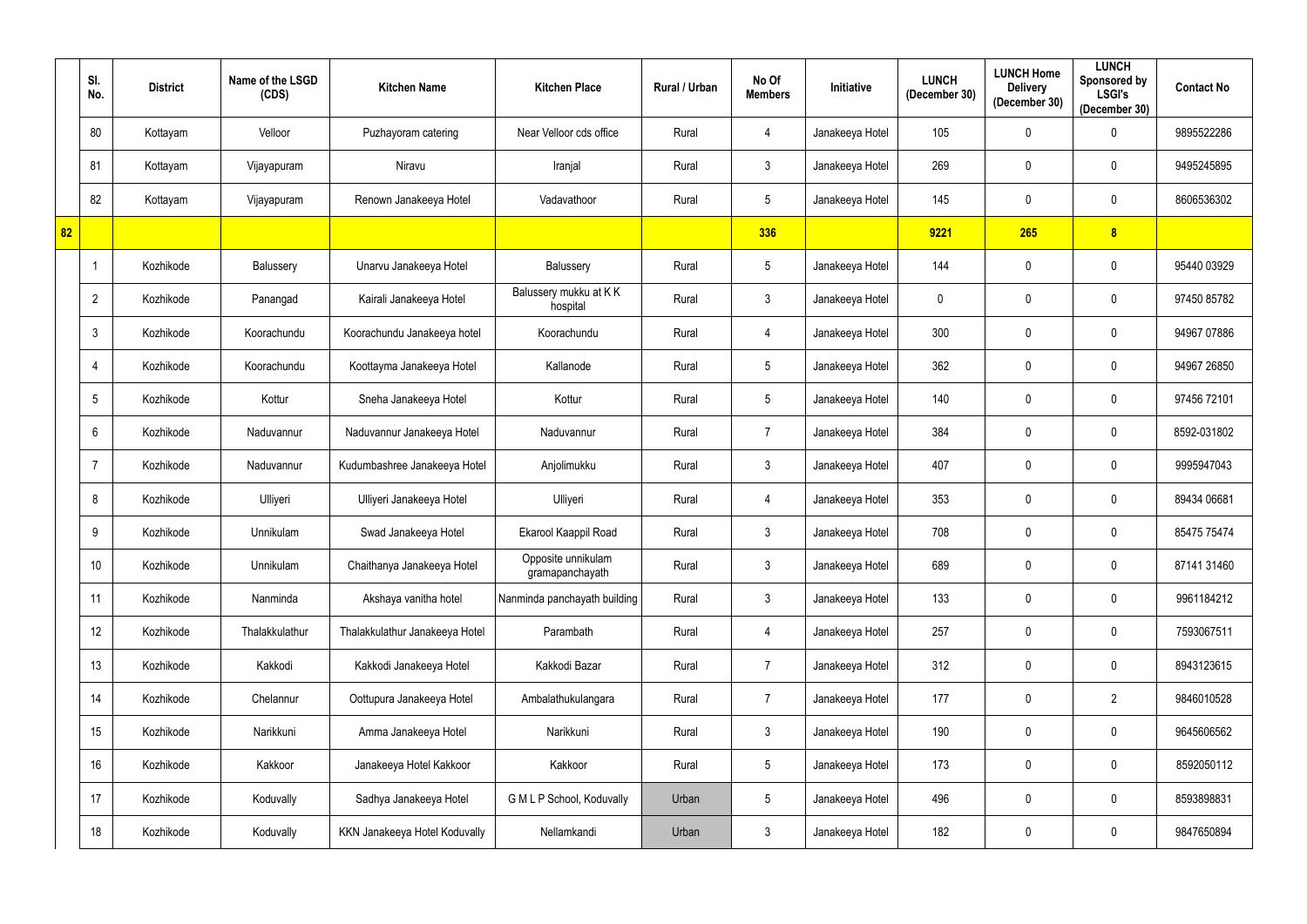| | Sl. No. | District | Name of the LSGD (CDS) | Kitchen Name | Kitchen Place | Rural / Urban | No Of Members | Initiative | LUNCH (December 30) | LUNCH Home Delivery (December 30) | LUNCH Sponsored by LSGI's (December 30) | Contact No |
|---|---|---|---|---|---|---|---|---|---|---|---|---|
| | 80 | Kottayam | Velloor | Puzhayoram catering | Near Velloor cds office | Rural | 4 | Janakeeya Hotel | 105 | 0 | 0 | 9895522286 |
| | 81 | Kottayam | Vijayapuram | Niravu | Iranjal | Rural | 3 | Janakeeya Hotel | 269 | 0 | 0 | 9495245895 |
| | 82 | Kottayam | Vijayapuram | Renown Janakeeya Hotel | Vadavathoor | Rural | 5 | Janakeeya Hotel | 145 | 0 | 0 | 8606536302 |
| **82** | | | | | | | **336** | | **9221** | **265** | **8** | |
| | 1 | Kozhikode | Balussery | Unarvu Janakeeya Hotel | Balussery | Rural | 5 | Janakeeya Hotel | 144 | 0 | 0 | 95440 03929 |
| | 2 | Kozhikode | Panangad | Kairali Janakeeya Hotel | Balussery mukku at K K hospital | Rural | 3 | Janakeeya Hotel | 0 | 0 | 0 | 97450 85782 |
| | 3 | Kozhikode | Koorachundu | Koorachundu Janakeeya hotel | Koorachundu | Rural | 4 | Janakeeya Hotel | 300 | 0 | 0 | 94967 07886 |
| | 4 | Kozhikode | Koorachundu | Koottayma Janakeeya Hotel | Kallanode | Rural | 5 | Janakeeya Hotel | 362 | 0 | 0 | 94967 26850 |
| | 5 | Kozhikode | Kottur | Sneha Janakeeya Hotel | Kottur | Rural | 5 | Janakeeya Hotel | 140 | 0 | 0 | 97456 72101 |
| | 6 | Kozhikode | Naduvannur | Naduvannur Janakeeya Hotel | Naduvannur | Rural | 7 | Janakeeya Hotel | 384 | 0 | 0 | 8592-031802 |
| | 7 | Kozhikode | Naduvannur | Kudumbashree Janakeeya Hotel | Anjolimukku | Rural | 3 | Janakeeya Hotel | 407 | 0 | 0 | 9995947043 |
| | 8 | Kozhikode | Ulliyeri | Ulliyeri Janakeeya Hotel | Ulliyeri | Rural | 4 | Janakeeya Hotel | 353 | 0 | 0 | 89434 06681 |
| | 9 | Kozhikode | Unnikulam | Swad Janakeeya Hotel | Ekarool Kaappil Road | Rural | 3 | Janakeeya Hotel | 708 | 0 | 0 | 85475 75474 |
| | 10 | Kozhikode | Unnikulam | Chaithanya Janakeeya Hotel | Opposite unnikulam gramapanchayath | Rural | 3 | Janakeeya Hotel | 689 | 0 | 0 | 87141 31460 |
| | 11 | Kozhikode | Nanminda | Akshaya vanitha hotel | Nanminda panchayath building | Rural | 3 | Janakeeya Hotel | 133 | 0 | 0 | 9961184212 |
| | 12 | Kozhikode | Thalakkulathur | Thalakkulathur Janakeeya Hotel | Parambath | Rural | 4 | Janakeeya Hotel | 257 | 0 | 0 | 7593067511 |
| | 13 | Kozhikode | Kakkodi | Kakkodi Janakeeya Hotel | Kakkodi Bazar | Rural | 7 | Janakeeya Hotel | 312 | 0 | 0 | 8943123615 |
| | 14 | Kozhikode | Chelannur | Oottupura Janakeeya Hotel | Ambalathukulangara | Rural | 7 | Janakeeya Hotel | 177 | 0 | 2 | 9846010528 |
| | 15 | Kozhikode | Narikkuni | Amma Janakeeya Hotel | Narikkuni | Rural | 3 | Janakeeya Hotel | 190 | 0 | 0 | 9645606562 |
| | 16 | Kozhikode | Kakkoor | Janakeeya Hotel Kakkoor | Kakkoor | Rural | 5 | Janakeeya Hotel | 173 | 0 | 0 | 8592050112 |
| | 17 | Kozhikode | Koduvally | Sadhya Janakeeya Hotel | G M L P School, Koduvally | Urban | 5 | Janakeeya Hotel | 496 | 0 | 0 | 8593898831 |
| | 18 | Kozhikode | Koduvally | KKN Janakeeya Hotel Koduvally | Nellamkandi | Urban | 3 | Janakeeya Hotel | 182 | 0 | 0 | 9847650894 |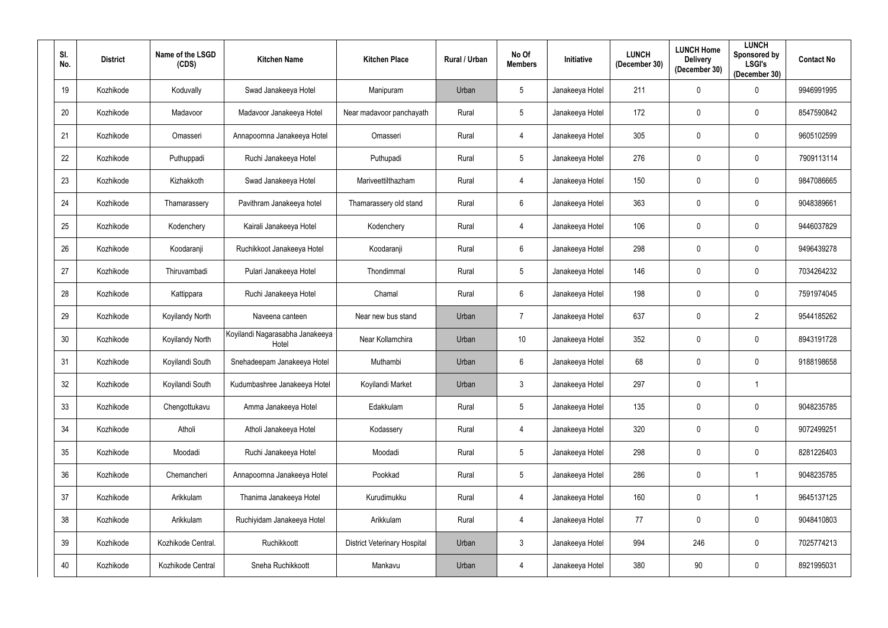| Sl. No. | District | Name of the LSGD (CDS) | Kitchen Name | Kitchen Place | Rural / Urban | No Of Members | Initiative | LUNCH (December 30) | LUNCH Home Delivery (December 30) | LUNCH Sponsored by LSGI's (December 30) | Contact No |
|---|---|---|---|---|---|---|---|---|---|---|---|
| 19 | Kozhikode | Koduvally | Swad Janakeeya Hotel | Manipuram | Urban | 5 | Janakeeya Hotel | 211 | 0 | 0 | 9946991995 |
| 20 | Kozhikode | Madavoor | Madavoor Janakeeya Hotel | Near madavoor panchayath | Rural | 5 | Janakeeya Hotel | 172 | 0 | 0 | 8547590842 |
| 21 | Kozhikode | Omasseri | Annapoornna Janakeeya Hotel | Omasseri | Rural | 4 | Janakeeya Hotel | 305 | 0 | 0 | 9605102599 |
| 22 | Kozhikode | Puthuppadi | Ruchi Janakeeya Hotel | Puthupadi | Rural | 5 | Janakeeya Hotel | 276 | 0 | 0 | 7909113114 |
| 23 | Kozhikode | Kizhakkoth | Swad Janakeeya Hotel | Mariveettilthazham | Rural | 4 | Janakeeya Hotel | 150 | 0 | 0 | 9847086665 |
| 24 | Kozhikode | Thamarassery | Pavithram Janakeeya hotel | Thamarassery old stand | Rural | 6 | Janakeeya Hotel | 363 | 0 | 0 | 9048389661 |
| 25 | Kozhikode | Kodenchery | Kairali Janakeeya Hotel | Kodenchery | Rural | 4 | Janakeeya Hotel | 106 | 0 | 0 | 9446037829 |
| 26 | Kozhikode | Koodaranji | Ruchikkoot Janakeeya Hotel | Koodaranji | Rural | 6 | Janakeeya Hotel | 298 | 0 | 0 | 9496439278 |
| 27 | Kozhikode | Thiruvambadi | Pulari Janakeeya Hotel | Thondimmal | Rural | 5 | Janakeeya Hotel | 146 | 0 | 0 | 7034264232 |
| 28 | Kozhikode | Kattippara | Ruchi Janakeeya Hotel | Chamal | Rural | 6 | Janakeeya Hotel | 198 | 0 | 0 | 7591974045 |
| 29 | Kozhikode | Koyilandy North | Naveena canteen | Near new bus stand | Urban | 7 | Janakeeya Hotel | 637 | 0 | 2 | 9544185262 |
| 30 | Kozhikode | Koyilandy North | Koyilandi Nagarasabha Janakeeya Hotel | Near Kollamchira | Urban | 10 | Janakeeya Hotel | 352 | 0 | 0 | 8943191728 |
| 31 | Kozhikode | Koyilandi South | Snehadeepam Janakeeya Hotel | Muthambi | Urban | 6 | Janakeeya Hotel | 68 | 0 | 0 | 9188198658 |
| 32 | Kozhikode | Koyilandi South | Kudumbashree Janakeeya Hotel | Koyilandi Market | Urban | 3 | Janakeeya Hotel | 297 | 0 | 1 | |
| 33 | Kozhikode | Chengottukavu | Amma Janakeeya Hotel | Edakkulam | Rural | 5 | Janakeeya Hotel | 135 | 0 | 0 | 9048235785 |
| 34 | Kozhikode | Atholi | Atholi Janakeeya Hotel | Kodassery | Rural | 4 | Janakeeya Hotel | 320 | 0 | 0 | 9072499251 |
| 35 | Kozhikode | Moodadi | Ruchi Janakeeya Hotel | Moodadi | Rural | 5 | Janakeeya Hotel | 298 | 0 | 0 | 8281226403 |
| 36 | Kozhikode | Chemancheri | Annapoornna Janakeeya Hotel | Pookkad | Rural | 5 | Janakeeya Hotel | 286 | 0 | 1 | 9048235785 |
| 37 | Kozhikode | Arikkulam | Thanima Janakeeya Hotel | Kurudimukku | Rural | 4 | Janakeeya Hotel | 160 | 0 | 1 | 9645137125 |
| 38 | Kozhikode | Arikkulam | Ruchiyidam Janakeeya Hotel | Arikkulam | Rural | 4 | Janakeeya Hotel | 77 | 0 | 0 | 9048410803 |
| 39 | Kozhikode | Kozhikode Central. | Ruchikkoott | District Veterinary Hospital | Urban | 3 | Janakeeya Hotel | 994 | 246 | 0 | 7025774213 |
| 40 | Kozhikode | Kozhikode Central | Sneha Ruchikkoott | Mankavu | Urban | 4 | Janakeeya Hotel | 380 | 90 | 0 | 8921995031 |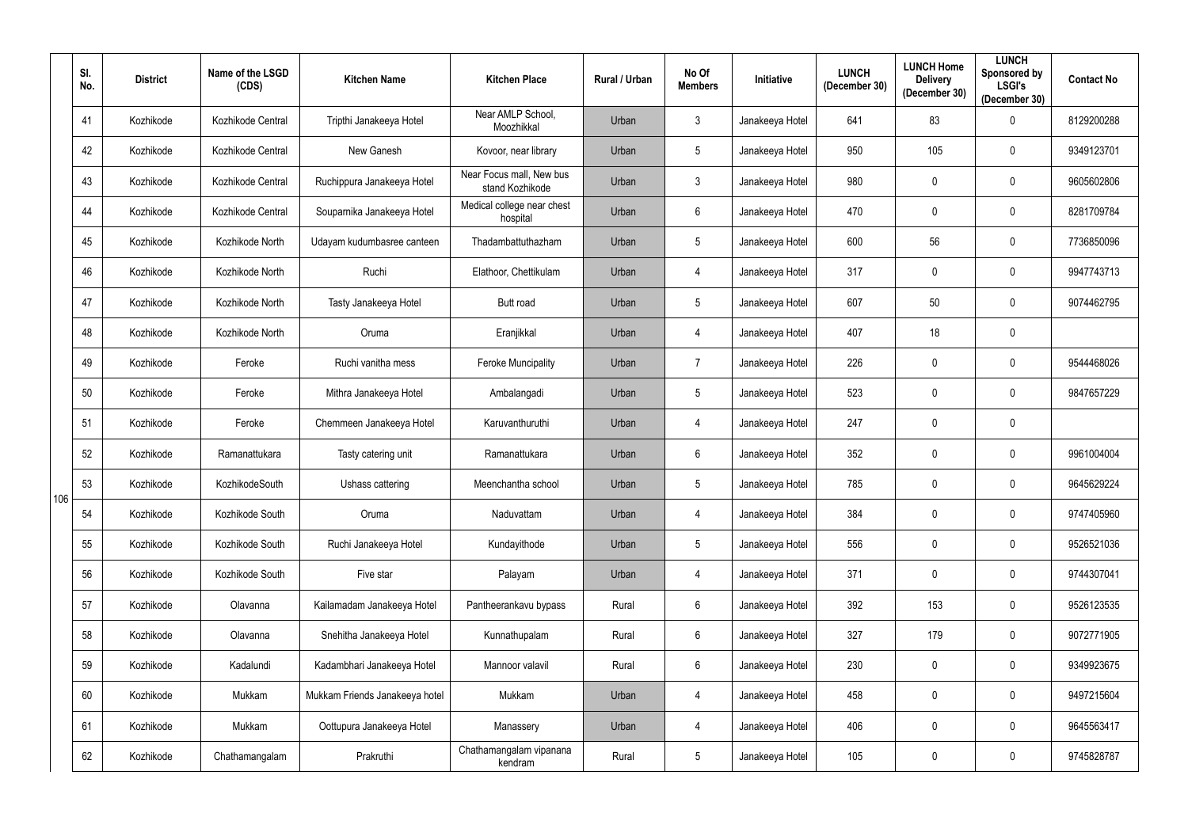| Sl. No. | District | Name of the LSGD (CDS) | Kitchen Name | Kitchen Place | Rural / Urban | No Of Members | Initiative | LUNCH (December 30) | LUNCH Home Delivery (December 30) | LUNCH Sponsored by LSGI's (December 30) | Contact No |
|---|---|---|---|---|---|---|---|---|---|---|---|
| 41 | Kozhikode | Kozhikode Central | Tripthi Janakeeya Hotel | Near AMLP School, Moozhikkal | Urban | 3 | Janakeeya Hotel | 641 | 83 | 0 | 8129200288 |
| 42 | Kozhikode | Kozhikode Central | New Ganesh | Kovoor, near library | Urban | 5 | Janakeeya Hotel | 950 | 105 | 0 | 9349123701 |
| 43 | Kozhikode | Kozhikode Central | Ruchippura Janakeeya Hotel | Near Focus mall, New bus stand Kozhikode | Urban | 3 | Janakeeya Hotel | 980 | 0 | 0 | 9605602806 |
| 44 | Kozhikode | Kozhikode Central | Souparnika Janakeeya Hotel | Medical college near chest hospital | Urban | 6 | Janakeeya Hotel | 470 | 0 | 0 | 8281709784 |
| 45 | Kozhikode | Kozhikode North | Udayam kudumbasree canteen | Thadambattuthazham | Urban | 5 | Janakeeya Hotel | 600 | 56 | 0 | 7736850096 |
| 46 | Kozhikode | Kozhikode North | Ruchi | Elathoor, Chettikulam | Urban | 4 | Janakeeya Hotel | 317 | 0 | 0 | 9947743713 |
| 47 | Kozhikode | Kozhikode North | Tasty Janakeeya Hotel | Butt road | Urban | 5 | Janakeeya Hotel | 607 | 50 | 0 | 9074462795 |
| 48 | Kozhikode | Kozhikode North | Oruma | Eranjikkal | Urban | 4 | Janakeeya Hotel | 407 | 18 | 0 | |
| 49 | Kozhikode | Feroke | Ruchi vanitha mess | Feroke Muncipality | Urban | 7 | Janakeeya Hotel | 226 | 0 | 0 | 9544468026 |
| 50 | Kozhikode | Feroke | Mithra Janakeeya Hotel | Ambalangadi | Urban | 5 | Janakeeya Hotel | 523 | 0 | 0 | 9847657229 |
| 51 | Kozhikode | Feroke | Chemmeen Janakeeya Hotel | Karuvanthuruthi | Urban | 4 | Janakeeya Hotel | 247 | 0 | 0 | |
| 52 | Kozhikode | Ramanattukara | Tasty catering unit | Ramanattukara | Urban | 6 | Janakeeya Hotel | 352 | 0 | 0 | 9961004004 |
| 53 | Kozhikode | KozhikodeSouth | Ushass cattering | Meenchantha school | Urban | 5 | Janakeeya Hotel | 785 | 0 | 0 | 9645629224 |
| 54 | Kozhikode | Kozhikode South | Oruma | Naduvattam | Urban | 4 | Janakeeya Hotel | 384 | 0 | 0 | 9747405960 |
| 55 | Kozhikode | Kozhikode South | Ruchi Janakeeya Hotel | Kundayithode | Urban | 5 | Janakeeya Hotel | 556 | 0 | 0 | 9526521036 |
| 56 | Kozhikode | Kozhikode South | Five star | Palayam | Urban | 4 | Janakeeya Hotel | 371 | 0 | 0 | 9744307041 |
| 57 | Kozhikode | Olavanna | Kailamadam Janakeeya Hotel | Pantheerankavu bypass | Rural | 6 | Janakeeya Hotel | 392 | 153 | 0 | 9526123535 |
| 58 | Kozhikode | Olavanna | Snehitha Janakeeya Hotel | Kunnathupalam | Rural | 6 | Janakeeya Hotel | 327 | 179 | 0 | 9072771905 |
| 59 | Kozhikode | Kadalundi | Kadambhari Janakeeya Hotel | Mannoor valavil | Rural | 6 | Janakeeya Hotel | 230 | 0 | 0 | 9349923675 |
| 60 | Kozhikode | Mukkam | Mukkam Friends Janakeeya hotel | Mukkam | Urban | 4 | Janakeeya Hotel | 458 | 0 | 0 | 9497215604 |
| 61 | Kozhikode | Mukkam | Oottupura Janakeeya Hotel | Manassery | Urban | 4 | Janakeeya Hotel | 406 | 0 | 0 | 9645563417 |
| 62 | Kozhikode | Chathamangalam | Prakruthi | Chathamangalam vipanana kendram | Rural | 5 | Janakeeya Hotel | 105 | 0 | 0 | 9745828787 |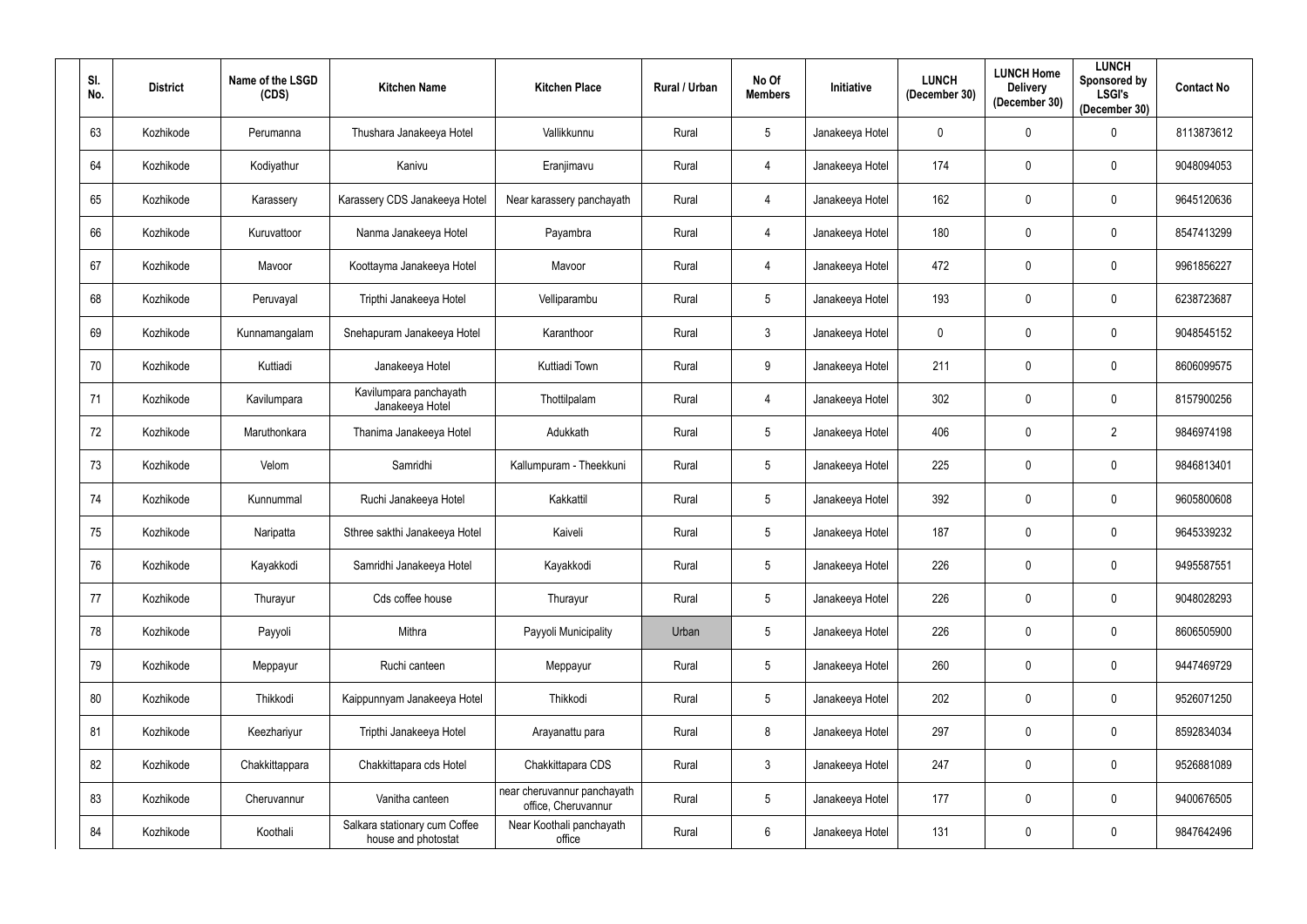| Sl. No. | District | Name of the LSGD (CDS) | Kitchen Name | Kitchen Place | Rural / Urban | No Of Members | Initiative | LUNCH (December 30) | LUNCH Home Delivery (December 30) | LUNCH Sponsored by LSGI's (December 30) | Contact No |
|---|---|---|---|---|---|---|---|---|---|---|---|
| 63 | Kozhikode | Perumanna | Thushara Janakeeya Hotel | Vallikkunnu | Rural | 5 | Janakeeya Hotel | 0 | 0 | 0 | 8113873612 |
| 64 | Kozhikode | Kodiyathur | Kanivu | Eranjimavu | Rural | 4 | Janakeeya Hotel | 174 | 0 | 0 | 9048094053 |
| 65 | Kozhikode | Karassery | Karassery CDS Janakeeya Hotel | Near karassery panchayath | Rural | 4 | Janakeeya Hotel | 162 | 0 | 0 | 9645120636 |
| 66 | Kozhikode | Kuruvattoor | Nanma Janakeeya Hotel | Payambra | Rural | 4 | Janakeeya Hotel | 180 | 0 | 0 | 8547413299 |
| 67 | Kozhikode | Mavoor | Koottayma Janakeeya Hotel | Mavoor | Rural | 4 | Janakeeya Hotel | 472 | 0 | 0 | 9961856227 |
| 68 | Kozhikode | Peruvayal | Tripthi Janakeeya Hotel | Velliparambu | Rural | 5 | Janakeeya Hotel | 193 | 0 | 0 | 6238723687 |
| 69 | Kozhikode | Kunnamangalam | Snehapuram Janakeeya Hotel | Karanthoor | Rural | 3 | Janakeeya Hotel | 0 | 0 | 0 | 9048545152 |
| 70 | Kozhikode | Kuttiadi | Janakeeya Hotel | Kuttiadi Town | Rural | 9 | Janakeeya Hotel | 211 | 0 | 0 | 8606099575 |
| 71 | Kozhikode | Kavilumpara | Kavilumpara panchayath Janakeeya Hotel | Thottilpalam | Rural | 4 | Janakeeya Hotel | 302 | 0 | 0 | 8157900256 |
| 72 | Kozhikode | Maruthonkara | Thanima Janakeeya Hotel | Adukkath | Rural | 5 | Janakeeya Hotel | 406 | 0 | 2 | 9846974198 |
| 73 | Kozhikode | Velom | Samridhi | Kallumpuram - Theekkuni | Rural | 5 | Janakeeya Hotel | 225 | 0 | 0 | 9846813401 |
| 74 | Kozhikode | Kunnummal | Ruchi Janakeeya Hotel | Kakkattil | Rural | 5 | Janakeeya Hotel | 392 | 0 | 0 | 9605800608 |
| 75 | Kozhikode | Naripatta | Sthree sakthi Janakeeya Hotel | Kaiveli | Rural | 5 | Janakeeya Hotel | 187 | 0 | 0 | 9645339232 |
| 76 | Kozhikode | Kayakkodi | Samridhi Janakeeya Hotel | Kayakkodi | Rural | 5 | Janakeeya Hotel | 226 | 0 | 0 | 9495587551 |
| 77 | Kozhikode | Thurayur | Cds coffee house | Thurayur | Rural | 5 | Janakeeya Hotel | 226 | 0 | 0 | 9048028293 |
| 78 | Kozhikode | Payyoli | Mithra | Payyoli Municipality | Urban | 5 | Janakeeya Hotel | 226 | 0 | 0 | 8606505900 |
| 79 | Kozhikode | Meppayur | Ruchi canteen | Meppayur | Rural | 5 | Janakeeya Hotel | 260 | 0 | 0 | 9447469729 |
| 80 | Kozhikode | Thikkodi | Kaippunnyam Janakeeya Hotel | Thikkodi | Rural | 5 | Janakeeya Hotel | 202 | 0 | 0 | 9526071250 |
| 81 | Kozhikode | Keezhariyur | Tripthi Janakeeya Hotel | Arayanattu para | Rural | 8 | Janakeeya Hotel | 297 | 0 | 0 | 8592834034 |
| 82 | Kozhikode | Chakkittappara | Chakkittapara cds Hotel | Chakkittapara CDS | Rural | 3 | Janakeeya Hotel | 247 | 0 | 0 | 9526881089 |
| 83 | Kozhikode | Cheruvannur | Vanitha canteen | near cheruvannur panchayath office, Cheruvannur | Rural | 5 | Janakeeya Hotel | 177 | 0 | 0 | 9400676505 |
| 84 | Kozhikode | Koothali | Salkara stationary cum Coffee house and photostat | Near Koothali panchayath office | Rural | 6 | Janakeeya Hotel | 131 | 0 | 0 | 9847642496 |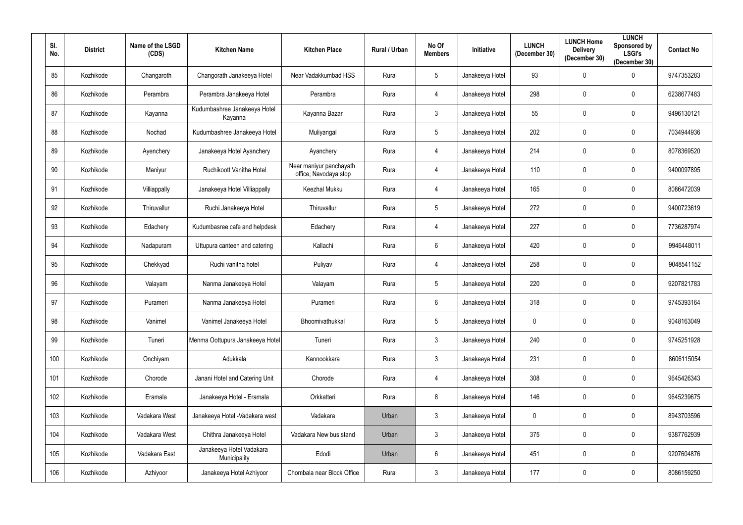| Sl. No. | District | Name of the LSGD (CDS) | Kitchen Name | Kitchen Place | Rural / Urban | No Of Members | Initiative | LUNCH (December 30) | LUNCH Home Delivery (December 30) | LUNCH Sponsored by LSGI's (December 30) | Contact No |
|---|---|---|---|---|---|---|---|---|---|---|---|
| 85 | Kozhikode | Changaroth | Changorath Janakeeya Hotel | Near Vadakkumbad HSS | Rural | 5 | Janakeeya Hotel | 93 | 0 | 0 | 9747353283 |
| 86 | Kozhikode | Perambra | Perambra Janakeeya Hotel | Perambra | Rural | 4 | Janakeeya Hotel | 298 | 0 | 0 | 6238677483 |
| 87 | Kozhikode | Kayanna | Kudumbashree Janakeeya Hotel Kayanna | Kayanna Bazar | Rural | 3 | Janakeeya Hotel | 55 | 0 | 0 | 9496130121 |
| 88 | Kozhikode | Nochad | Kudumbashree Janakeeya Hotel | Muliyangal | Rural | 5 | Janakeeya Hotel | 202 | 0 | 0 | 7034944936 |
| 89 | Kozhikode | Ayenchery | Janakeeya Hotel Ayanchery | Ayanchery | Rural | 4 | Janakeeya Hotel | 214 | 0 | 0 | 8078369520 |
| 90 | Kozhikode | Maniyur | Ruchikoott Vanitha Hotel | Near maniyur panchayath office, Navodaya stop | Rural | 4 | Janakeeya Hotel | 110 | 0 | 0 | 9400097895 |
| 91 | Kozhikode | Villiappally | Janakeeya Hotel Villiappally | Keezhal Mukku | Rural | 4 | Janakeeya Hotel | 165 | 0 | 0 | 8086472039 |
| 92 | Kozhikode | Thiruvallur | Ruchi Janakeeya Hotel | Thiruvallur | Rural | 5 | Janakeeya Hotel | 272 | 0 | 0 | 9400723619 |
| 93 | Kozhikode | Edachery | Kudumbasree cafe and helpdesk | Edachery | Rural | 4 | Janakeeya Hotel | 227 | 0 | 0 | 7736287974 |
| 94 | Kozhikode | Nadapuram | Uttupura canteen and catering | Kallachi | Rural | 6 | Janakeeya Hotel | 420 | 0 | 0 | 9946448011 |
| 95 | Kozhikode | Chekkyad | Ruchi vanitha hotel | Puliyav | Rural | 4 | Janakeeya Hotel | 258 | 0 | 0 | 9048541152 |
| 96 | Kozhikode | Valayam | Nanma Janakeeya Hotel | Valayam | Rural | 5 | Janakeeya Hotel | 220 | 0 | 0 | 9207821783 |
| 97 | Kozhikode | Purameri | Nanma Janakeeya Hotel | Purameri | Rural | 6 | Janakeeya Hotel | 318 | 0 | 0 | 9745393164 |
| 98 | Kozhikode | Vanimel | Vanimel Janakeeya Hotel | Bhoomivathukkal | Rural | 5 | Janakeeya Hotel | 0 | 0 | 0 | 9048163049 |
| 99 | Kozhikode | Tuneri | Menma Oottupura Janakeeya Hotel | Tuneri | Rural | 3 | Janakeeya Hotel | 240 | 0 | 0 | 9745251928 |
| 100 | Kozhikode | Onchiyam | Adukkala | Kannookkara | Rural | 3 | Janakeeya Hotel | 231 | 0 | 0 | 8606115054 |
| 101 | Kozhikode | Chorode | Janani Hotel and Catering Unit | Chorode | Rural | 4 | Janakeeya Hotel | 308 | 0 | 0 | 9645426343 |
| 102 | Kozhikode | Eramala | Janakeeya Hotel - Eramala | Orkkatteri | Rural | 8 | Janakeeya Hotel | 146 | 0 | 0 | 9645239675 |
| 103 | Kozhikode | Vadakara West | Janakeeya Hotel -Vadakara west | Vadakara | Urban | 3 | Janakeeya Hotel | 0 | 0 | 0 | 8943703596 |
| 104 | Kozhikode | Vadakara West | Chithra Janakeeya Hotel | Vadakara New bus stand | Urban | 3 | Janakeeya Hotel | 375 | 0 | 0 | 9387762939 |
| 105 | Kozhikode | Vadakara East | Janakeeya Hotel Vadakara Municipality | Edodi | Urban | 6 | Janakeeya Hotel | 451 | 0 | 0 | 9207604876 |
| 106 | Kozhikode | Azhiyoor | Janakeeya Hotel Azhiyoor | Chombala near Block Office | Rural | 3 | Janakeeya Hotel | 177 | 0 | 0 | 8086159250 |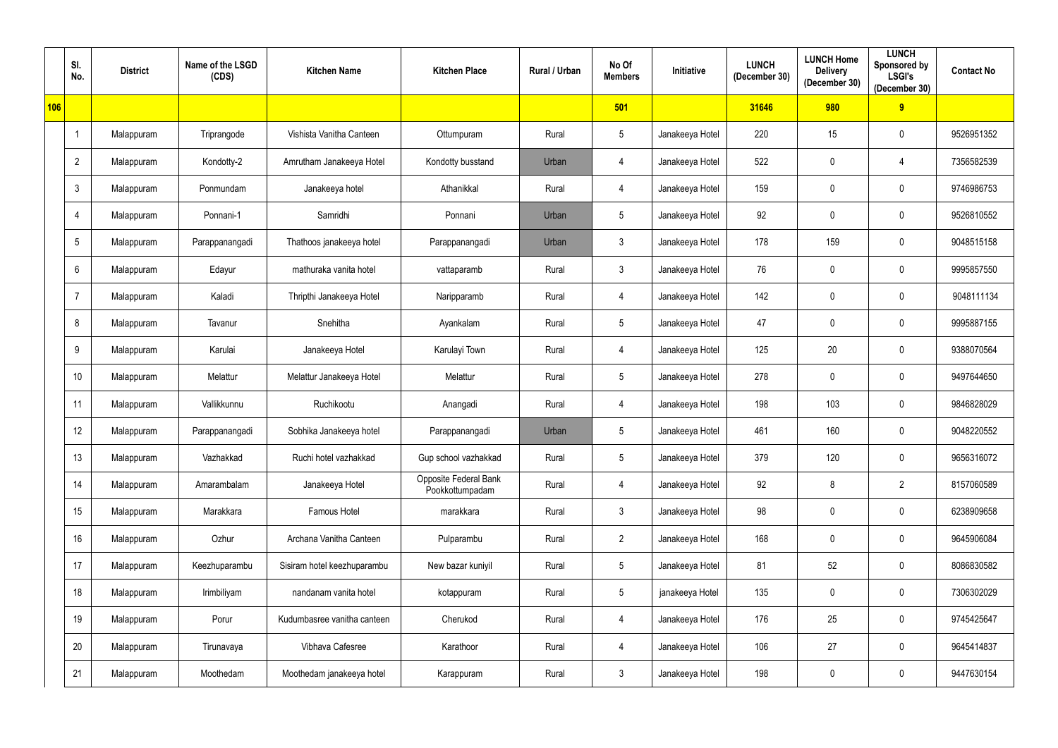|  | Sl. No. | District | Name of the LSGD (CDS) | Kitchen Name | Kitchen Place | Rural / Urban | No Of Members | Initiative | LUNCH (December 30) | LUNCH Home Delivery (December 30) | LUNCH Sponsored by LSGI's (December 30) | Contact No |
|---|---|---|---|---|---|---|---|---|---|---|---|---|
| 106 |  |  |  |  |  |  | 501 |  | 31646 | 980 | 9 |  |
|  | 1 | Malappuram | Triprangode | Vishista Vanitha Canteen | Ottumpuram | Rural | 5 | Janakeeya Hotel | 220 | 15 | 0 | 9526951352 |
|  | 2 | Malappuram | Kondotty-2 | Amrutham Janakeeya Hotel | Kondotty busstand | Urban | 4 | Janakeeya Hotel | 522 | 0 | 4 | 7356582539 |
|  | 3 | Malappuram | Ponmundam | Janakeeya hotel | Athanikkal | Rural | 4 | Janakeeya Hotel | 159 | 0 | 0 | 9746986753 |
|  | 4 | Malappuram | Ponnani-1 | Samridhi | Ponnani | Urban | 5 | Janakeeya Hotel | 92 | 0 | 0 | 9526810552 |
|  | 5 | Malappuram | Parappanangadi | Thathoos janakeeya hotel | Parappanangadi | Urban | 3 | Janakeeya Hotel | 178 | 159 | 0 | 9048515158 |
|  | 6 | Malappuram | Edayur | mathuraka vanita hotel | vattaparamb | Rural | 3 | Janakeeya Hotel | 76 | 0 | 0 | 9995857550 |
|  | 7 | Malappuram | Kaladi | Thripthi Janakeeya Hotel | Naripparamb | Rural | 4 | Janakeeya Hotel | 142 | 0 | 0 | 9048111134 |
|  | 8 | Malappuram | Tavanur | Snehitha | Ayankalam | Rural | 5 | Janakeeya Hotel | 47 | 0 | 0 | 9995887155 |
|  | 9 | Malappuram | Karulai | Janakeeya Hotel | Karulayi Town | Rural | 4 | Janakeeya Hotel | 125 | 20 | 0 | 9388070564 |
|  | 10 | Malappuram | Melattur | Melattur Janakeeya Hotel | Melattur | Rural | 5 | Janakeeya Hotel | 278 | 0 | 0 | 9497644650 |
|  | 11 | Malappuram | Vallikkunnu | Ruchikootu | Anangadi | Rural | 4 | Janakeeya Hotel | 198 | 103 | 0 | 9846828029 |
|  | 12 | Malappuram | Parappanangadi | Sobhika Janakeeya hotel | Parappanangadi | Urban | 5 | Janakeeya Hotel | 461 | 160 | 0 | 9048220552 |
|  | 13 | Malappuram | Vazhakkad | Ruchi hotel vazhakkad | Gup school vazhakkad | Rural | 5 | Janakeeya Hotel | 379 | 120 | 0 | 9656316072 |
|  | 14 | Malappuram | Amarambalam | Janakeeya Hotel | Opposite Federal Bank Pookkottumpadam | Rural | 4 | Janakeeya Hotel | 92 | 8 | 2 | 8157060589 |
|  | 15 | Malappuram | Marakkara | Famous Hotel | marakkara | Rural | 3 | Janakeeya Hotel | 98 | 0 | 0 | 6238909658 |
|  | 16 | Malappuram | Ozhur | Archana Vanitha Canteen | Pulparambu | Rural | 2 | Janakeeya Hotel | 168 | 0 | 0 | 9645906084 |
|  | 17 | Malappuram | Keezhuparambu | Sisiram hotel keezhuparambu | New bazar kuniyil | Rural | 5 | Janakeeya Hotel | 81 | 52 | 0 | 8086830582 |
|  | 18 | Malappuram | Irimbiliyam | nandanam vanita hotel | kotappuram | Rural | 5 | janakeeya Hotel | 135 | 0 | 0 | 7306302029 |
|  | 19 | Malappuram | Porur | Kudumbasree vanitha canteen | Cherukod | Rural | 4 | Janakeeya Hotel | 176 | 25 | 0 | 9745425647 |
|  | 20 | Malappuram | Tirunavaya | Vibhava Cafesree | Karathoor | Rural | 4 | Janakeeya Hotel | 106 | 27 | 0 | 9645414837 |
|  | 21 | Malappuram | Moothedam | Moothedam janakeeya hotel | Karappuram | Rural | 3 | Janakeeya Hotel | 198 | 0 | 0 | 9447630154 |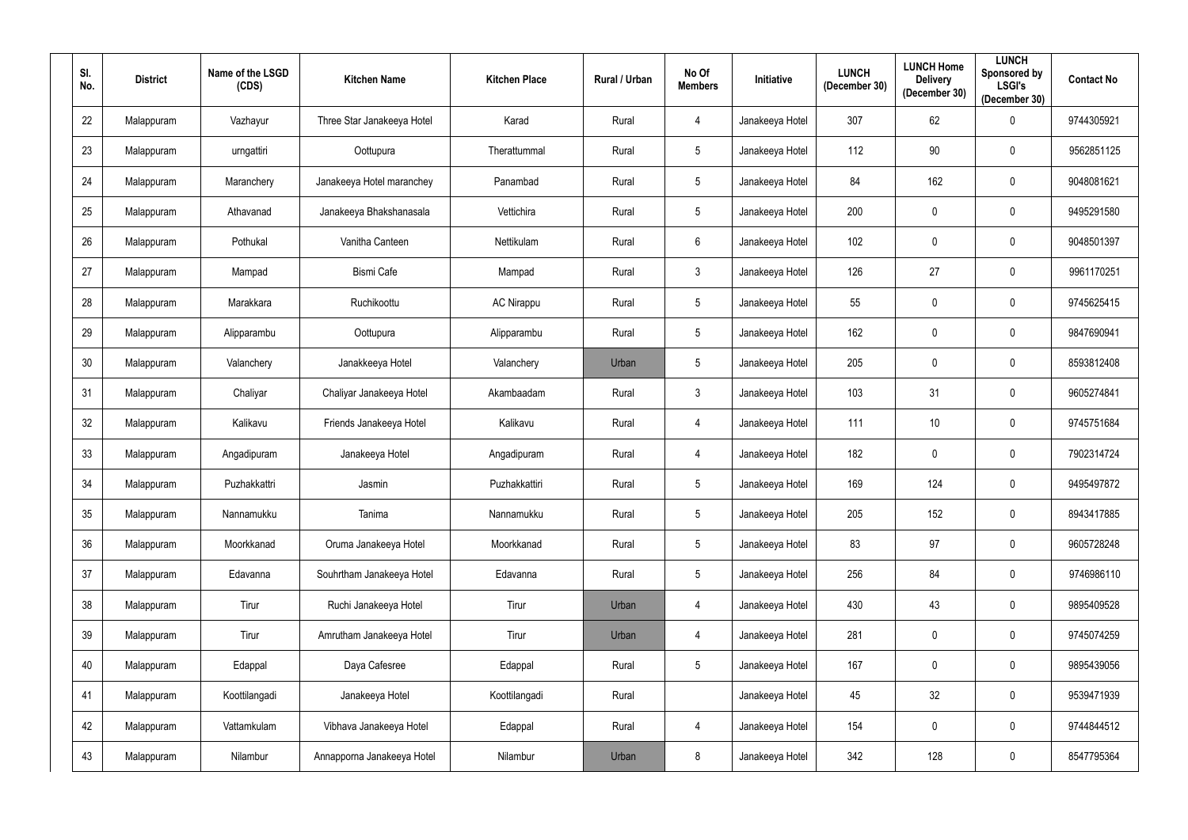| Sl. No. | District | Name of the LSGD (CDS) | Kitchen Name | Kitchen Place | Rural / Urban | No Of Members | Initiative | LUNCH (December 30) | LUNCH Home Delivery (December 30) | LUNCH Sponsored by LSGI's (December 30) | Contact No |
|---|---|---|---|---|---|---|---|---|---|---|---|
| 22 | Malappuram | Vazhayur | Three Star Janakeeya Hotel | Karad | Rural | 4 | Janakeeya Hotel | 307 | 62 | 0 | 9744305921 |
| 23 | Malappuram | urngattiri | Oottupura | Therattummal | Rural | 5 | Janakeeya Hotel | 112 | 90 | 0 | 9562851125 |
| 24 | Malappuram | Maranchery | Janakeeya Hotel maranchey | Panambad | Rural | 5 | Janakeeya Hotel | 84 | 162 | 0 | 9048081621 |
| 25 | Malappuram | Athavanad | Janakeeya Bhakshanasala | Vettichira | Rural | 5 | Janakeeya Hotel | 200 | 0 | 0 | 9495291580 |
| 26 | Malappuram | Pothukal | Vanitha Canteen | Nettikulam | Rural | 6 | Janakeeya Hotel | 102 | 0 | 0 | 9048501397 |
| 27 | Malappuram | Mampad | Bismi Cafe | Mampad | Rural | 3 | Janakeeya Hotel | 126 | 27 | 0 | 9961170251 |
| 28 | Malappuram | Marakkara | Ruchikoottu | AC Nirappu | Rural | 5 | Janakeeya Hotel | 55 | 0 | 0 | 9745625415 |
| 29 | Malappuram | Alipparambu | Oottupura | Alipparambu | Rural | 5 | Janakeeya Hotel | 162 | 0 | 0 | 9847690941 |
| 30 | Malappuram | Valanchery | Janakkeeya Hotel | Valanchery | Urban | 5 | Janakeeya Hotel | 205 | 0 | 0 | 8593812408 |
| 31 | Malappuram | Chaliyar | Chaliyar Janakeeya Hotel | Akambaadam | Rural | 3 | Janakeeya Hotel | 103 | 31 | 0 | 9605274841 |
| 32 | Malappuram | Kalikavu | Friends Janakeeya Hotel | Kalikavu | Rural | 4 | Janakeeya Hotel | 111 | 10 | 0 | 9745751684 |
| 33 | Malappuram | Angadipuram | Janakeeya Hotel | Angadipuram | Rural | 4 | Janakeeya Hotel | 182 | 0 | 0 | 7902314724 |
| 34 | Malappuram | Puzhakkattri | Jasmin | Puzhakkattiri | Rural | 5 | Janakeeya Hotel | 169 | 124 | 0 | 9495497872 |
| 35 | Malappuram | Nannamukku | Tanima | Nannamukku | Rural | 5 | Janakeeya Hotel | 205 | 152 | 0 | 8943417885 |
| 36 | Malappuram | Moorkkanad | Oruma Janakeeya Hotel | Moorkkanad | Rural | 5 | Janakeeya Hotel | 83 | 97 | 0 | 9605728248 |
| 37 | Malappuram | Edavanna | Souhrtham Janakeeya Hotel | Edavanna | Rural | 5 | Janakeeya Hotel | 256 | 84 | 0 | 9746986110 |
| 38 | Malappuram | Tirur | Ruchi Janakeeya Hotel | Tirur | Urban | 4 | Janakeeya Hotel | 430 | 43 | 0 | 9895409528 |
| 39 | Malappuram | Tirur | Amrutham Janakeeya Hotel | Tirur | Urban | 4 | Janakeeya Hotel | 281 | 0 | 0 | 9745074259 |
| 40 | Malappuram | Edappal | Daya Cafesree | Edappal | Rural | 5 | Janakeeya Hotel | 167 | 0 | 0 | 9895439056 |
| 41 | Malappuram | Koottilangadi | Janakeeya Hotel | Koottilangadi | Rural | | Janakeeya Hotel | 45 | 32 | 0 | 9539471939 |
| 42 | Malappuram | Vattamkulam | Vibhava Janakeeya Hotel | Edappal | Rural | 4 | Janakeeya Hotel | 154 | 0 | 0 | 9744844512 |
| 43 | Malappuram | Nilambur | Annapporna Janakeeya Hotel | Nilambur | Urban | 8 | Janakeeya Hotel | 342 | 128 | 0 | 8547795364 |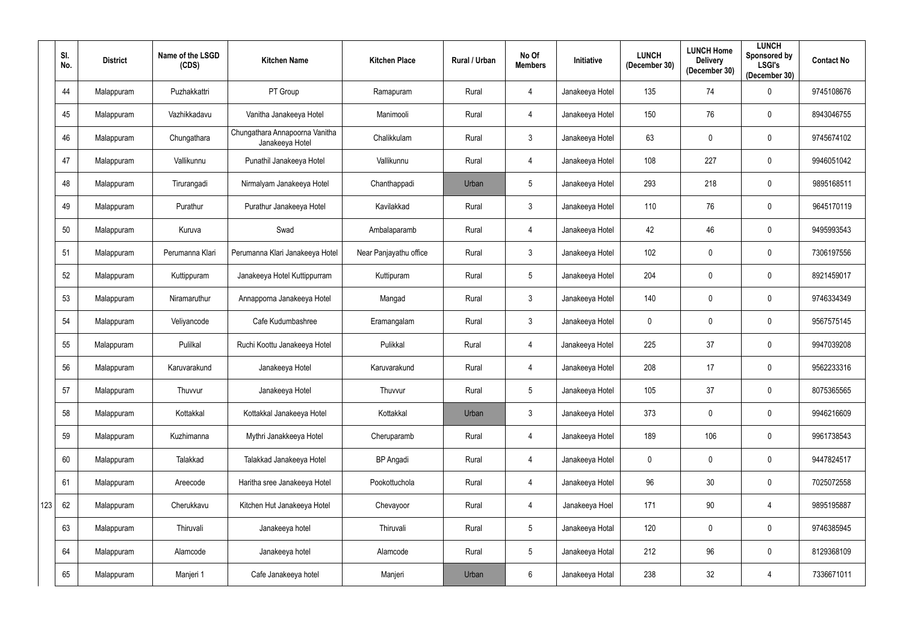| | Sl. No. | District | Name of the LSGD (CDS) | Kitchen Name | Kitchen Place | Rural / Urban | No Of Members | Initiative | LUNCH (December 30) | LUNCH Home Delivery (December 30) | LUNCH Sponsored by LSGI's (December 30) | Contact No |
|---|---|---|---|---|---|---|---|---|---|---|---|---|
| | 44 | Malappuram | Puzhakkattri | PT Group | Ramapuram | Rural | 4 | Janakeeya Hotel | 135 | 74 | 0 | 9745108676 |
| | 45 | Malappuram | Vazhikkadavu | Vanitha Janakeeya Hotel | Manimooli | Rural | 4 | Janakeeya Hotel | 150 | 76 | 0 | 8943046755 |
| | 46 | Malappuram | Chungathara | Chungathara Annapoorna Vanitha Janakeeya Hotel | Chalikkulam | Rural | 3 | Janakeeya Hotel | 63 | 0 | 0 | 9745674102 |
| | 47 | Malappuram | Vallikunnu | Punathil Janakeeya Hotel | Vallikunnu | Rural | 4 | Janakeeya Hotel | 108 | 227 | 0 | 9946051042 |
| | 48 | Malappuram | Tirurangadi | Nirmalyam Janakeeya Hotel | Chanthappadi | Urban | 5 | Janakeeya Hotel | 293 | 218 | 0 | 9895168511 |
| | 49 | Malappuram | Purathur | Purathur Janakeeya Hotel | Kavilakkad | Rural | 3 | Janakeeya Hotel | 110 | 76 | 0 | 9645170119 |
| | 50 | Malappuram | Kuruva | Swad | Ambalaparamb | Rural | 4 | Janakeeya Hotel | 42 | 46 | 0 | 9495993543 |
| | 51 | Malappuram | Perumanna Klari | Perumanna Klari Janakeeya Hotel | Near Panjayathu office | Rural | 3 | Janakeeya Hotel | 102 | 0 | 0 | 7306197556 |
| | 52 | Malappuram | Kuttippuram | Janakeeya Hotel Kuttippurram | Kuttipuram | Rural | 5 | Janakeeya Hotel | 204 | 0 | 0 | 8921459017 |
| | 53 | Malappuram | Niramaruthur | Annapporna Janakeeya Hotel | Mangad | Rural | 3 | Janakeeya Hotel | 140 | 0 | 0 | 9746334349 |
| | 54 | Malappuram | Veliyancode | Cafe Kudumbashree | Eramangalam | Rural | 3 | Janakeeya Hotel | 0 | 0 | 0 | 9567575145 |
| | 55 | Malappuram | Pulilkal | Ruchi Koottu Janakeeya Hotel | Pulikkal | Rural | 4 | Janakeeya Hotel | 225 | 37 | 0 | 9947039208 |
| | 56 | Malappuram | Karuvarakund | Janakeeya Hotel | Karuvarakund | Rural | 4 | Janakeeya Hotel | 208 | 17 | 0 | 9562233316 |
| | 57 | Malappuram | Thuvvur | Janakeeya Hotel | Thuvvur | Rural | 5 | Janakeeya Hotel | 105 | 37 | 0 | 8075365565 |
| | 58 | Malappuram | Kottakkal | Kottakkal Janakeeya Hotel | Kottakkal | Urban | 3 | Janakeeya Hotel | 373 | 0 | 0 | 9946216609 |
| | 59 | Malappuram | Kuzhimanna | Mythri Janakkeeya Hotel | Cheruparamb | Rural | 4 | Janakeeya Hotel | 189 | 106 | 0 | 9961738543 |
| | 60 | Malappuram | Talakkad | Talakkad Janakeeya Hotel | BP Angadi | Rural | 4 | Janakeeya Hotel | 0 | 0 | 0 | 9447824517 |
| | 61 | Malappuram | Areecode | Haritha sree Janakeeya Hotel | Pookottuchola | Rural | 4 | Janakeeya Hotel | 96 | 30 | 0 | 7025072558 |
| 123 | 62 | Malappuram | Cherukkavu | Kitchen Hut Janakeeya Hotel | Chevayoor | Rural | 4 | Janakeeya Hoel | 171 | 90 | 4 | 9895195887 |
| | 63 | Malappuram | Thiruvali | Janakeeya hotel | Thiruvali | Rural | 5 | Janakeeya Hotal | 120 | 0 | 0 | 9746385945 |
| | 64 | Malappuram | Alamcode | Janakeeya hotel | Alamcode | Rural | 5 | Janakeeya Hotal | 212 | 96 | 0 | 8129368109 |
| | 65 | Malappuram | Manjeri 1 | Cafe Janakeeya hotel | Manjeri | Urban | 6 | Janakeeya Hotal | 238 | 32 | 4 | 7336671011 |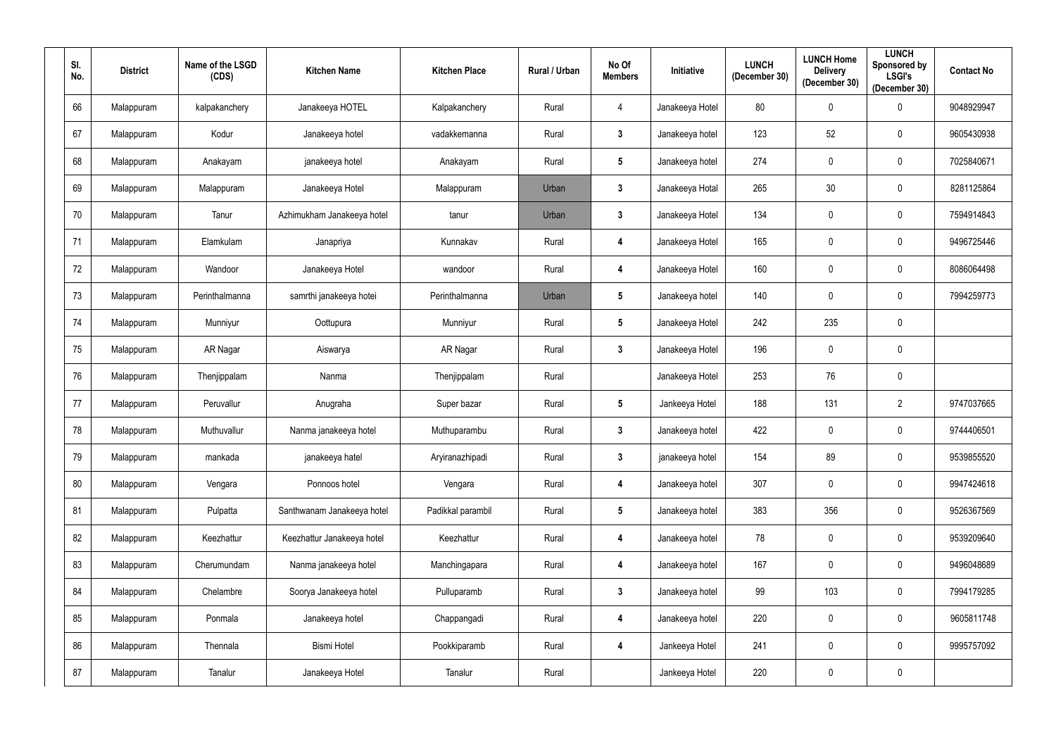| Sl. No. | District | Name of the LSGD (CDS) | Kitchen Name | Kitchen Place | Rural / Urban | No Of Members | Initiative | LUNCH (December 30) | LUNCH Home Delivery (December 30) | LUNCH Sponsored by LSGI's (December 30) | Contact No |
|---|---|---|---|---|---|---|---|---|---|---|---|
| 66 | Malappuram | kalpakanchery | Janakeeya HOTEL | Kalpakanchery | Rural | 4 | Janakeeya Hotel | 80 | 0 | 0 | 9048929947 |
| 67 | Malappuram | Kodur | Janakeeya hotel | vadakkemanna | Rural | 3 | Janakeeya hotel | 123 | 52 | 0 | 9605430938 |
| 68 | Malappuram | Anakayam | janakeeya hotel | Anakayam | Rural | 5 | Janakeeya hotel | 274 | 0 | 0 | 7025840671 |
| 69 | Malappuram | Malappuram | Janakeeya Hotel | Malappuram | Urban | 3 | Janakeeya Hotal | 265 | 30 | 0 | 8281125864 |
| 70 | Malappuram | Tanur | Azhimukham Janakeeya hotel | tanur | Urban | 3 | Janakeeya Hotel | 134 | 0 | 0 | 7594914843 |
| 71 | Malappuram | Elamkulam | Janapriya | Kunnakav | Rural | 4 | Janakeeya Hotel | 165 | 0 | 0 | 9496725446 |
| 72 | Malappuram | Wandoor | Janakeeya Hotel | wandoor | Rural | 4 | Janakeeya Hotel | 160 | 0 | 0 | 8086064498 |
| 73 | Malappuram | Perinthalmanna | samrthi janakeeya hotei | Perinthalmanna | Urban | 5 | Janakeeya hotel | 140 | 0 | 0 | 7994259773 |
| 74 | Malappuram | Munniyur | Oottupura | Munniyur | Rural | 5 | Janakeeya Hotel | 242 | 235 | 0 | |
| 75 | Malappuram | AR Nagar | Aiswarya | AR Nagar | Rural | 3 | Janakeeya Hotel | 196 | 0 | 0 | |
| 76 | Malappuram | Thenjippalam | Nanma | Thenjippalam | Rural | | Janakeeya Hotel | 253 | 76 | 0 | |
| 77 | Malappuram | Peruvallur | Anugraha | Super bazar | Rural | 5 | Jankeeya Hotel | 188 | 131 | 2 | 9747037665 |
| 78 | Malappuram | Muthuvallur | Nanma janakeeya hotel | Muthuparambu | Rural | 3 | Janakeeya hotel | 422 | 0 | 0 | 9744406501 |
| 79 | Malappuram | mankada | janakeeya hatel | Aryiranazhipadi | Rural | 3 | janakeeya hotel | 154 | 89 | 0 | 9539855520 |
| 80 | Malappuram | Vengara | Ponnoos hotel | Vengara | Rural | 4 | Janakeeya hotel | 307 | 0 | 0 | 9947424618 |
| 81 | Malappuram | Pulpatta | Santhwanam Janakeeya hotel | Padikkal parambil | Rural | 5 | Janakeeya hotel | 383 | 356 | 0 | 9526367569 |
| 82 | Malappuram | Keezhattur | Keezhattur Janakeeya hotel | Keezhattur | Rural | 4 | Janakeeya hotel | 78 | 0 | 0 | 9539209640 |
| 83 | Malappuram | Cherumundam | Nanma janakeeya hotel | Manchingapara | Rural | 4 | Janakeeya hotel | 167 | 0 | 0 | 9496048689 |
| 84 | Malappuram | Chelambre | Soorya Janakeeya hotel | Pulluparamb | Rural | 3 | Janakeeya hotel | 99 | 103 | 0 | 7994179285 |
| 85 | Malappuram | Ponmala | Janakeeya hotel | Chappangadi | Rural | 4 | Janakeeya hotel | 220 | 0 | 0 | 9605811748 |
| 86 | Malappuram | Thennala | Bismi Hotel | Pookkiparamb | Rural | 4 | Jankeeya Hotel | 241 | 0 | 0 | 9995757092 |
| 87 | Malappuram | Tanalur | Janakeeya Hotel | Tanalur | Rural | | Jankeeya Hotel | 220 | 0 | 0 | |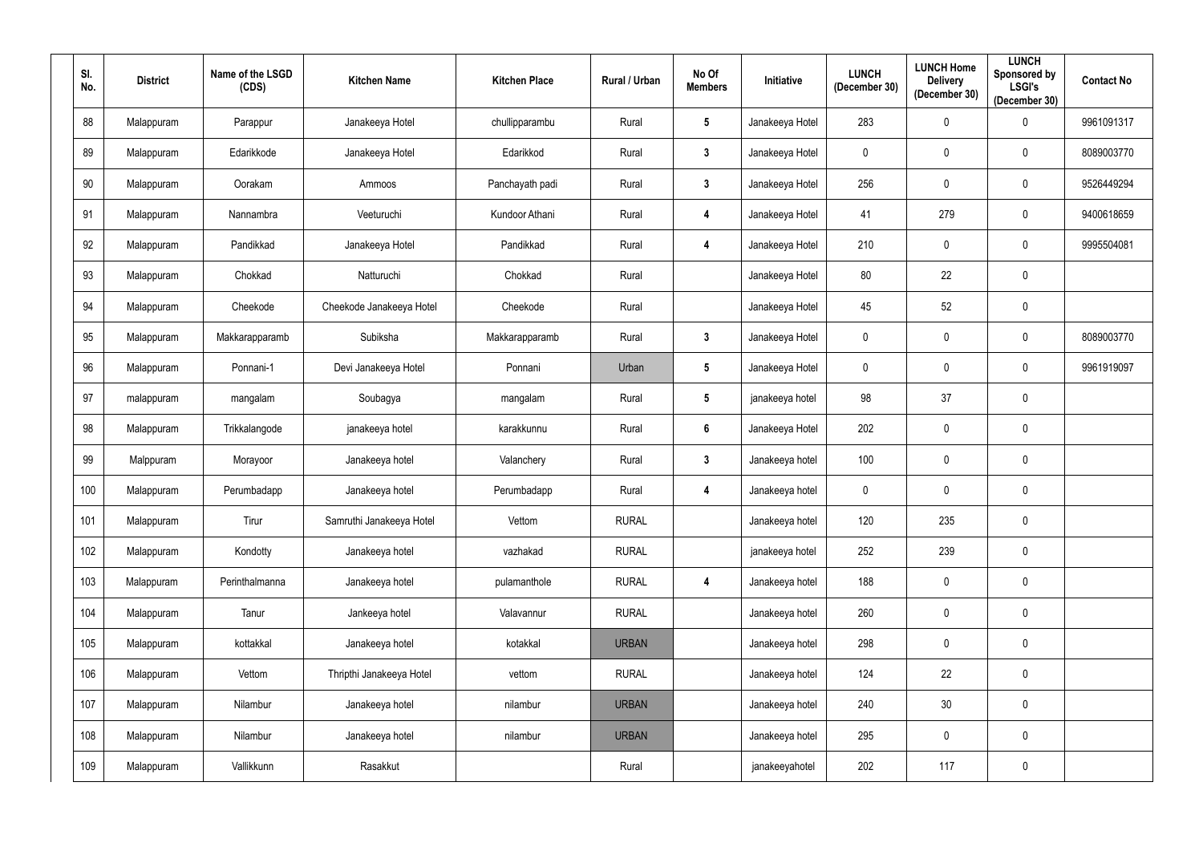| Sl. No. | District | Name of the LSGD (CDS) | Kitchen Name | Kitchen Place | Rural / Urban | No Of Members | Initiative | LUNCH (December 30) | LUNCH Home Delivery (December 30) | LUNCH Sponsored by LSGI's (December 30) | Contact No |
|---|---|---|---|---|---|---|---|---|---|---|---|
| 88 | Malappuram | Parappur | Janakeeya Hotel | chullipparambu | Rural | 5 | Janakeeya Hotel | 283 | 0 | 0 | 9961091317 |
| 89 | Malappuram | Edarikkode | Janakeeya Hotel | Edarikkod | Rural | 3 | Janakeeya Hotel | 0 | 0 | 0 | 8089003770 |
| 90 | Malappuram | Oorakam | Ammoos | Panchayath padi | Rural | 3 | Janakeeya Hotel | 256 | 0 | 0 | 9526449294 |
| 91 | Malappuram | Nannambra | Veeturuchi | Kundoor Athani | Rural | 4 | Janakeeya Hotel | 41 | 279 | 0 | 9400618659 |
| 92 | Malappuram | Pandikkad | Janakeeya Hotel | Pandikkad | Rural | 4 | Janakeeya Hotel | 210 | 0 | 0 | 9995504081 |
| 93 | Malappuram | Chokkad | Natturuchi | Chokkad | Rural | | Janakeeya Hotel | 80 | 22 | 0 | |
| 94 | Malappuram | Cheekode | Cheekode Janakeeya Hotel | Cheekode | Rural | | Janakeeya Hotel | 45 | 52 | 0 | |
| 95 | Malappuram | Makkarapparamb | Subiksha | Makkarapparamb | Rural | 3 | Janakeeya Hotel | 0 | 0 | 0 | 8089003770 |
| 96 | Malappuram | Ponnani-1 | Devi Janakeeya Hotel | Ponnani | Urban | 5 | Janakeeya Hotel | 0 | 0 | 0 | 9961919097 |
| 97 | malappuram | mangalam | Soubagya | mangalam | Rural | 5 | janakeeya hotel | 98 | 37 | 0 | |
| 98 | Malappuram | Trikkalangode | janakeeya hotel | karakkunnu | Rural | 6 | Janakeeya Hotel | 202 | 0 | 0 | |
| 99 | Malppuram | Morayoor | Janakeeya hotel | Valanchery | Rural | 3 | Janakeeya hotel | 100 | 0 | 0 | |
| 100 | Malappuram | Perumbadapp | Janakeeya hotel | Perumbadapp | Rural | 4 | Janakeeya hotel | 0 | 0 | 0 | |
| 101 | Malappuram | Tirur | Samruthi Janakeeya Hotel | Vettom | RURAL | | Janakeeya hotel | 120 | 235 | 0 | |
| 102 | Malappuram | Kondotty | Janakeeya hotel | vazhakad | RURAL | | janakeeya hotel | 252 | 239 | 0 | |
| 103 | Malappuram | Perinthalmanna | Janakeeya hotel | pulamanthole | RURAL | 4 | Janakeeya hotel | 188 | 0 | 0 | |
| 104 | Malappuram | Tanur | Jankeeya hotel | Valavannur | RURAL | | Janakeeya hotel | 260 | 0 | 0 | |
| 105 | Malappuram | kottakkal | Janakeeya hotel | kotakkal | URBAN | | Janakeeya hotel | 298 | 0 | 0 | |
| 106 | Malappuram | Vettom | Thripthi Janakeeya Hotel | vettom | RURAL | | Janakeeya hotel | 124 | 22 | 0 | |
| 107 | Malappuram | Nilambur | Janakeeya hotel | nilambur | URBAN | | Janakeeya hotel | 240 | 30 | 0 | |
| 108 | Malappuram | Nilambur | Janakeeya hotel | nilambur | URBAN | | Janakeeya hotel | 295 | 0 | 0 | |
| 109 | Malappuram | Vallikkunn | Rasakkut | | Rural | | janakeeyahotel | 202 | 117 | 0 | |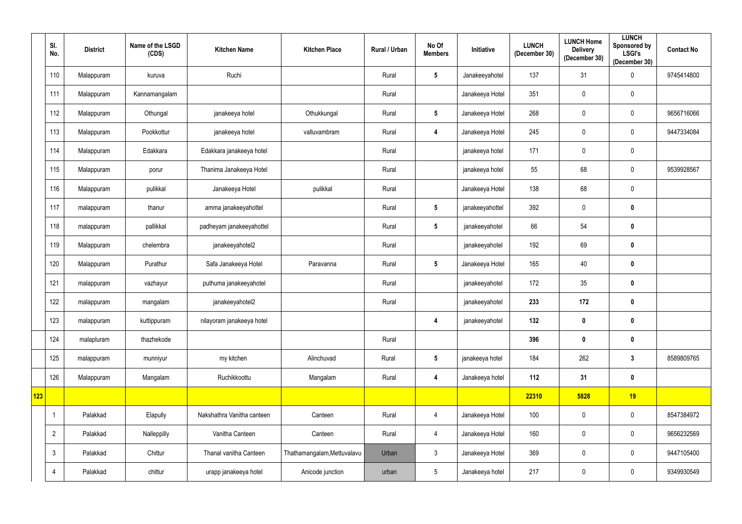|  | Sl. No. | District | Name of the LSGD (CDS) | Kitchen Name | Kitchen Place | Rural / Urban | No Of Members | Initiative | LUNCH (December 30) | LUNCH Home Delivery (December 30) | LUNCH Sponsored by LSGI's (December 30) | Contact No |
|---|---|---|---|---|---|---|---|---|---|---|---|---|
|  | 110 | Malappuram | kuruva | Ruchi |  | Rural | 5 | Janakeeyahotel | 137 | 31 | 0 | 9745414800 |
|  | 111 | Malappuram | Kannamangalam |  |  | Rural |  | Janakeeya Hotel | 351 | 0 | 0 |  |
|  | 112 | Malappuram | Othungal | janakeeya hotel | Othukkungal | Rural | 5 | Janakeeya Hotel | 268 | 0 | 0 | 9656716066 |
|  | 113 | Malappuram | Pookkottur | janakeeya hotel | valluvambram | Rural | 4 | Janakeeya Hotel | 245 | 0 | 0 | 9447334084 |
|  | 114 | Malappuram | Edakkara | Edakkara janakeeya hotel |  | Rural |  | janakeeya hotel | 171 | 0 | 0 |  |
|  | 115 | Malappuram | porur | Thanima Janakeeya Hotel |  | Rural |  | janakeeya hotel | 55 | 68 | 0 | 9539928567 |
|  | 116 | Malappuram | pulikkal | Janakeeya Hotel | pulikkal | Rural |  | Janakeeya Hotel | 138 | 68 | 0 |  |
|  | 117 | malappuram | thanur | amma janakeeyahottel |  | Rural | 5 | janakeeyahottel | 392 | 0 | 0 |  |
|  | 118 | malappuram | pallikkal | padheyam janakeeyahottel |  | Rural | 5 | janakeeyahotel | 66 | 54 | 0 |  |
|  | 119 | Malappuram | chelembra | janakeeyahotel2 |  | Rural |  | janakeeyahotel | 192 | 69 | 0 |  |
|  | 120 | Malappuram | Purathur | Safa Janakeeya Hotel | Paravanna | Rural | 5 | Janakeeya Hotel | 165 | 40 | 0 |  |
|  | 121 | malappuram | vazhayur | puthuma janakeeyahotel |  | Rural |  | janakeeyahotel | 172 | 35 | 0 |  |
|  | 122 | malappuram | mangalam | janakeeyahotel2 |  | Rural |  | janakeeyahotel | 233 | 172 | 0 |  |
|  | 123 | malappuram | kuttippuram | nilayoram janakeeya hotel |  |  | 4 | janakeeyahotel | 132 | 0 | 0 |  |
|  | 124 | malapluram | thazhekode |  |  | Rural |  |  | 396 | 0 | 0 |  |
|  | 125 | malappuram | munniyur | my kitchen | Alinchuvad | Rural | 5 | janakeeya hotel | 184 | 262 | 3 | 8589809765 |
|  | 126 | Malappuram | Mangalam | Ruchikkoottu | Mangalam | Rural | 4 | Janakeeya hotel | 112 | 31 | 0 |  |
| 123 |  |  |  |  |  |  |  |  | 22310 | 5828 | 19 |  |
|  | 1 | Palakkad | Elapully | Nakshathra Vanitha canteen | Canteen | Rural | 4 | Janakeeya Hotel | 100 | 0 | 0 | 8547384972 |
|  | 2 | Palakkad | Nalleppilly | Vanitha Canteen | Canteen | Rural | 4 | Janakeeya Hotel | 160 | 0 | 0 | 9656232569 |
|  | 3 | Palakkad | Chittur | Thanal vanitha Canteen | Thathamangalam,Mettuvalavu | Urban | 3 | Janakeeya Hotel | 369 | 0 | 0 | 9447105400 |
|  | 4 | Palakkad | chittur | urapp janakeeya hotel | Anicode junction | urban | 5 | Janakeeya hotel | 217 | 0 | 0 | 9349930549 |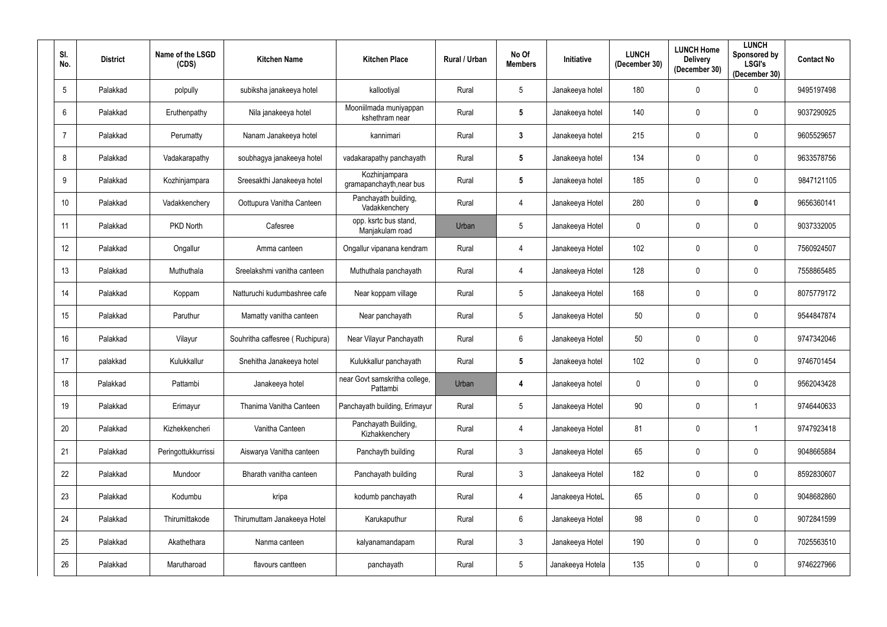| Sl. No. | District | Name of the LSGD (CDS) | Kitchen Name | Kitchen Place | Rural / Urban | No Of Members | Initiative | LUNCH (December 30) | LUNCH Home Delivery (December 30) | LUNCH Sponsored by LSGI's (December 30) | Contact No |
|---|---|---|---|---|---|---|---|---|---|---|---|
| 5 | Palakkad | polpully | subiksha janakeeya hotel | kallootiyal | Rural | 5 | Janakeeya hotel | 180 | 0 | 0 | 9495197498 |
| 6 | Palakkad | Eruthenpathy | Nila janakeeya hotel | Mooniilmada muniyappan kshethram near | Rural | **5** | Janakeeya hotel | 140 | 0 | 0 | 9037290925 |
| 7 | Palakkad | Perumatty | Nanam Janakeeya hotel | kannimari | Rural | **3** | Janakeeya hotel | 215 | 0 | 0 | 9605529657 |
| 8 | Palakkad | Vadakarapathy | soubhagya janakeeya hotel | vadakarapathy panchayath | Rural | **5** | Janakeeya hotel | 134 | 0 | 0 | 9633578756 |
| 9 | Palakkad | Kozhinjampara | Sreesakthi Janakeeya hotel | Kozhinjampara gramapanchayth,near bus | Rural | **5** | Janakeeya hotel | 185 | 0 | 0 | 9847121105 |
| 10 | Palakkad | Vadakkenchery | Oottupura Vanitha Canteen | Panchayath building, Vadakkenchery | Rural | 4 | Janakeeya Hotel | 280 | 0 | **0** | 9656360141 |
| 11 | Palakkad | PKD North | Cafesree | opp. ksrtc bus stand, Manjakulam road | Urban | 5 | Janakeeya Hotel | 0 | 0 | 0 | 9037332005 |
| 12 | Palakkad | Ongallur | Amma canteen | Ongallur vipanana kendram | Rural | 4 | Janakeeya Hotel | 102 | 0 | 0 | 7560924507 |
| 13 | Palakkad | Muthuthala | Sreelakshmi vanitha canteen | Muthuthala panchayath | Rural | 4 | Janakeeya Hotel | 128 | 0 | 0 | 7558865485 |
| 14 | Palakkad | Koppam | Natturuchi kudumbashree cafe | Near koppam village | Rural | 5 | Janakeeya Hotel | 168 | 0 | 0 | 8075779172 |
| 15 | Palakkad | Paruthur | Mamatty vanitha canteen | Near panchayath | Rural | 5 | Janakeeya Hotel | 50 | 0 | 0 | 9544847874 |
| 16 | Palakkad | Vilayur | Souhritha caffesree ( Ruchipura) | Near Vilayur Panchayath | Rural | 6 | Janakeeya Hotel | 50 | 0 | 0 | 9747342046 |
| 17 | palakkad | Kulukkallur | Snehitha Janakeeya hotel | Kulukkallur panchayath | Rural | **5** | Janakeeya hotel | 102 | 0 | 0 | 9746701454 |
| 18 | Palakkad | Pattambi | Janakeeya hotel | near Govt samskritha college, Pattambi | Urban | **4** | Janakeeya hotel | 0 | 0 | 0 | 9562043428 |
| 19 | Palakkad | Erimayur | Thanima Vanitha Canteen | Panchayath building, Erimayur | Rural | 5 | Janakeeya Hotel | 90 | 0 | 1 | 9746440633 |
| 20 | Palakkad | Kizhekkencheri | Vanitha Canteen | Panchayath Building, Kizhakkenchery | Rural | 4 | Janakeeya Hotel | 81 | 0 | 1 | 9747923418 |
| 21 | Palakkad | Peringottukkurrissi | Aiswarya Vanitha canteen | Panchayth building | Rural | 3 | Janakeeya Hotel | 65 | 0 | 0 | 9048665884 |
| 22 | Palakkad | Mundoor | Bharath vanitha canteen | Panchayath building | Rural | 3 | Janakeeya Hotel | 182 | 0 | 0 | 8592830607 |
| 23 | Palakkad | Kodumbu | kripa | kodumb panchayath | Rural | 4 | Janakeeya HoteL | 65 | 0 | 0 | 9048682860 |
| 24 | Palakkad | Thirumittakode | Thirumuttam Janakeeya Hotel | Karukaputhur | Rural | 6 | Janakeeya Hotel | 98 | 0 | 0 | 9072841599 |
| 25 | Palakkad | Akathethara | Nanma canteen | kalyanamandapam | Rural | 3 | Janakeeya Hotel | 190 | 0 | 0 | 7025563510 |
| 26 | Palakkad | Marutharoad | flavours cantteen | panchayath | Rural | 5 | Janakeeya Hotela | 135 | 0 | 0 | 9746227966 |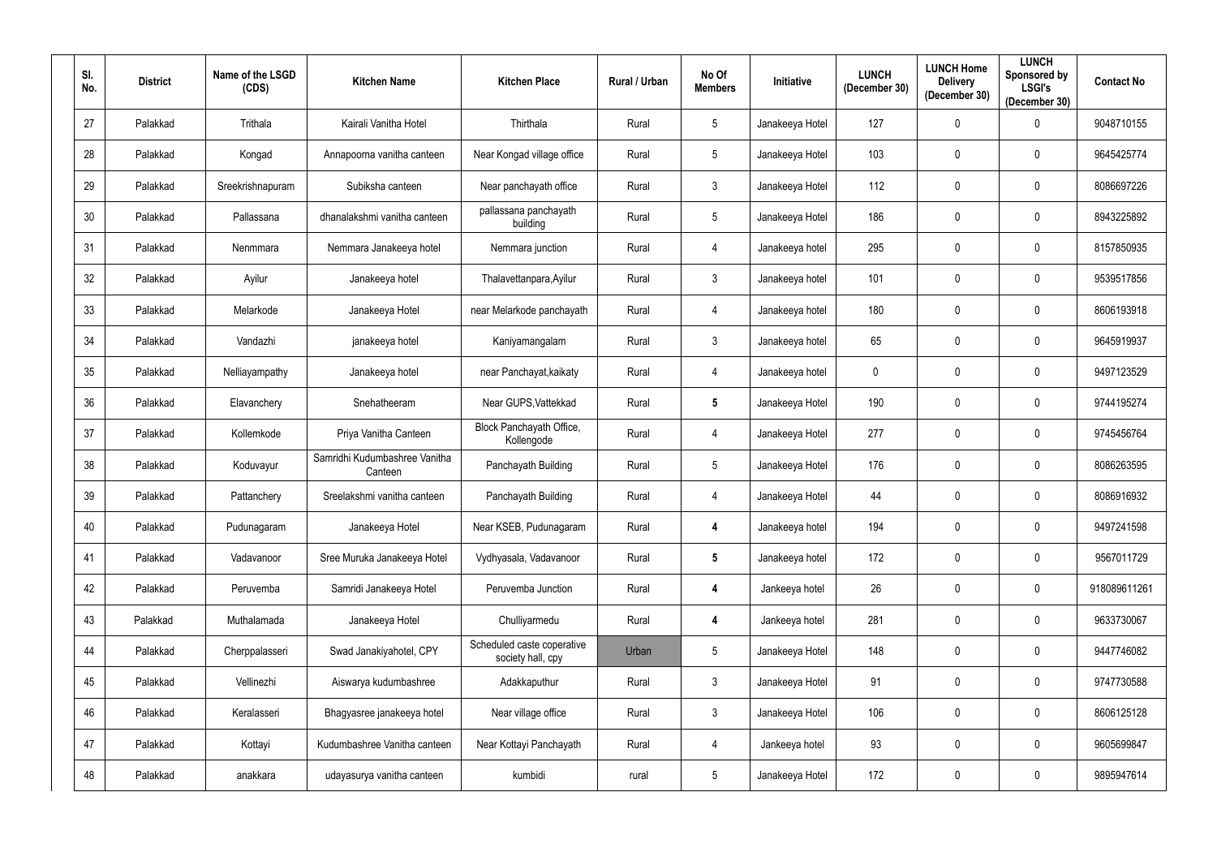| Sl. No. | District | Name of the LSGD (CDS) | Kitchen Name | Kitchen Place | Rural / Urban | No Of Members | Initiative | LUNCH (December 30) | LUNCH Home Delivery (December 30) | LUNCH Sponsored by LSGI's (December 30) | Contact No |
|---|---|---|---|---|---|---|---|---|---|---|---|
| 27 | Palakkad | Trithala | Kairali Vanitha Hotel | Thirthala | Rural | 5 | Janakeeya Hotel | 127 | 0 | 0 | 9048710155 |
| 28 | Palakkad | Kongad | Annapoorna vanitha canteen | Near Kongad village office | Rural | 5 | Janakeeya Hotel | 103 | 0 | 0 | 9645425774 |
| 29 | Palakkad | Sreekrishnapuram | Subiksha canteen | Near panchayath office | Rural | 3 | Janakeeya Hotel | 112 | 0 | 0 | 8086697226 |
| 30 | Palakkad | Pallassana | dhanalakshmi vanitha canteen | pallassana panchayath building | Rural | 5 | Janakeeya Hotel | 186 | 0 | 0 | 8943225892 |
| 31 | Palakkad | Nenmmara | Nemmara Janakeeya hotel | Nemmara junction | Rural | 4 | Janakeeya hotel | 295 | 0 | 0 | 8157850935 |
| 32 | Palakkad | Ayilur | Janakeeya hotel | Thalavettanpara,Ayilur | Rural | 3 | Janakeeya hotel | 101 | 0 | 0 | 9539517856 |
| 33 | Palakkad | Melarkode | Janakeeya Hotel | near Melarkode panchayath | Rural | 4 | Janakeeya hotel | 180 | 0 | 0 | 8606193918 |
| 34 | Palakkad | Vandazhi | janakeeya hotel | Kaniyamangalam | Rural | 3 | Janakeeya hotel | 65 | 0 | 0 | 9645919937 |
| 35 | Palakkad | Nelliayampathy | Janakeeya hotel | near Panchayat,kaikaty | Rural | 4 | Janakeeya hotel | 0 | 0 | 0 | 9497123529 |
| 36 | Palakkad | Elavanchery | Snehatheeram | Near GUPS,Vattekkad | Rural | **5** | Janakeeya Hotel | 190 | 0 | 0 | 9744195274 |
| 37 | Palakkad | Kollemkode | Priya Vanitha Canteen | Block Panchayath Office, Kollengode | Rural | 4 | Janakeeya Hotel | 277 | 0 | 0 | 9745456764 |
| 38 | Palakkad | Koduvayur | Samridhi Kudumbashree Vanitha Canteen | Panchayath Building | Rural | 5 | Janakeeya Hotel | 176 | 0 | 0 | 8086263595 |
| 39 | Palakkad | Pattanchery | Sreelakshmi vanitha canteen | Panchayath Building | Rural | 4 | Janakeeya Hotel | 44 | 0 | 0 | 8086916932 |
| 40 | Palakkad | Pudunagaram | Janakeeya Hotel | Near KSEB, Pudunagaram | Rural | **4** | Janakeeya hotel | 194 | 0 | 0 | 9497241598 |
| 41 | Palakkad | Vadavanoor | Sree Muruka Janakeeya Hotel | Vydhyasala, Vadavanoor | Rural | **5** | Janakeeya hotel | 172 | 0 | 0 | 9567011729 |
| 42 | Palakkad | Peruvemba | Samridi Janakeeya Hotel | Peruvemba Junction | Rural | **4** | Jankeeya hotel | 26 | 0 | 0 | 918089611261 |
| 43 | Palakkad | Muthalamada | Janakeeya Hotel | Chulliyarmedu | Rural | **4** | Jankeeya hotel | 281 | 0 | 0 | 9633730067 |
| 44 | Palakkad | Cherppalasseri | Swad Janakiyahotel, CPY | Scheduled caste coperative society hall, cpy | Urban | 5 | Janakeeya Hotel | 148 | 0 | 0 | 9447746082 |
| 45 | Palakkad | Vellinezhi | Aiswarya kudumbashree | Adakkaputhur | Rural | 3 | Janakeeya Hotel | 91 | 0 | 0 | 9747730588 |
| 46 | Palakkad | Keralasseri | Bhagyasree janakeeya hotel | Near village office | Rural | 3 | Janakeeya Hotel | 106 | 0 | 0 | 8606125128 |
| 47 | Palakkad | Kottayi | Kudumbashree Vanitha canteen | Near Kottayi Panchayath | Rural | 4 | Jankeeya hotel | 93 | 0 | 0 | 9605699847 |
| 48 | Palakkad | anakkara | udayasurya vanitha canteen | kumbidi | rural | 5 | Janakeeya Hotel | 172 | 0 | 0 | 9895947614 |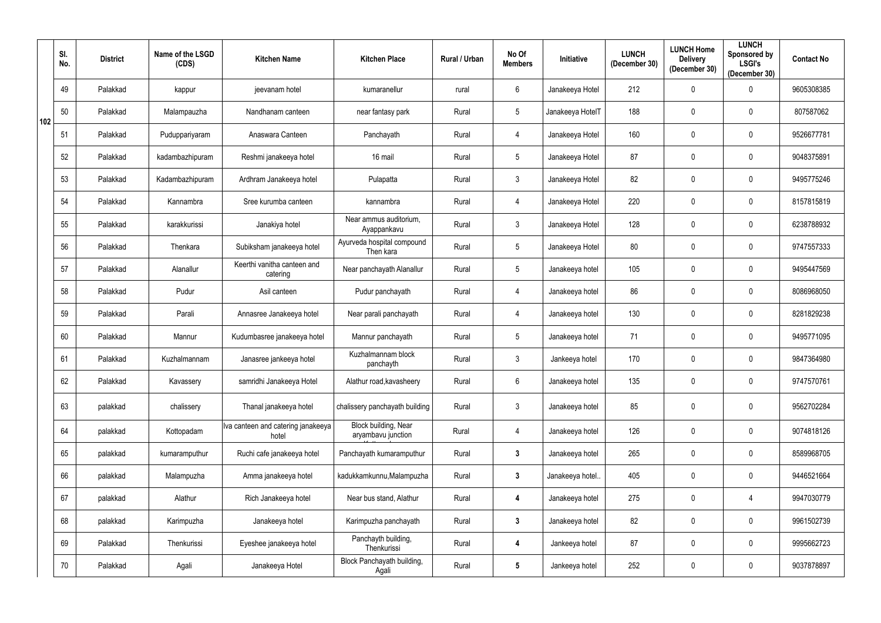| | Sl. No. | District | Name of the LSGD (CDS) | Kitchen Name | Kitchen Place | Rural / Urban | No Of Members | Initiative | LUNCH (December 30) | LUNCH Home Delivery (December 30) | LUNCH Sponsored by LSGI's (December 30) | Contact No |
|---|---|---|---|---|---|---|---|---|---|---|---|---|
| 102 | 49 | Palakkad | kappur | jeevanam hotel | kumaranellur | rural | 6 | Janakeeya Hotel | 212 | 0 | 0 | 9605308385 |
| | 50 | Palakkad | Malampauzha | Nandhanam canteen | near fantasy park | Rural | 5 | Janakeeya HotelT | 188 | 0 | 0 | 807587062 |
| | 51 | Palakkad | Puduppariyaram | Anaswara Canteen | Panchayath | Rural | 4 | Janakeeya Hotel | 160 | 0 | 0 | 9526677781 |
| | 52 | Palakkad | kadambazhipuram | Reshmi janakeeya hotel | 16 mail | Rural | 5 | Janakeeya Hotel | 87 | 0 | 0 | 9048375891 |
| | 53 | Palakkad | Kadambazhipuram | Ardhram Janakeeya hotel | Pulapatta | Rural | 3 | Janakeeya Hotel | 82 | 0 | 0 | 9495775246 |
| | 54 | Palakkad | Kannambra | Sree kurumba canteen | kannambra | Rural | 4 | Janakeeya Hotel | 220 | 0 | 0 | 8157815819 |
| | 55 | Palakkad | karakkurissi | Janakiya hotel | Near ammus auditorium, Ayappankavu | Rural | 3 | Janakeeya Hotel | 128 | 0 | 0 | 6238788932 |
| | 56 | Palakkad | Thenkara | Subiksham janakeeya hotel | Ayurveda hospital compound Then kara | Rural | 5 | Janakeeya Hotel | 80 | 0 | 0 | 9747557333 |
| | 57 | Palakkad | Alanallur | Keerthi vanitha canteen and catering | Near panchayath Alanallur | Rural | 5 | Janakeeya hotel | 105 | 0 | 0 | 9495447569 |
| | 58 | Palakkad | Pudur | Asil canteen | Pudur panchayath | Rural | 4 | Janakeeya hotel | 86 | 0 | 0 | 8086968050 |
| | 59 | Palakkad | Parali | Annasree Janakeeya hotel | Near parali panchayath | Rural | 4 | Janakeeya hotel | 130 | 0 | 0 | 8281829238 |
| | 60 | Palakkad | Mannur | Kudumbasree janakeeya hotel | Mannur panchayath | Rural | 5 | Janakeeya hotel | 71 | 0 | 0 | 9495771095 |
| | 61 | Palakkad | Kuzhalmannam | Janasree jankeeya hotel | Kuzhalmannam block panchayth | Rural | 3 | Jankeeya hotel | 170 | 0 | 0 | 9847364980 |
| | 62 | Palakkad | Kavassery | samridhi Janakeeya Hotel | Alathur road,kavasheery | Rural | 6 | Janakeeya hotel | 135 | 0 | 0 | 9747570761 |
| | 63 | palakkad | chalissery | Thanal janakeeya hotel | chalissery panchayath building | Rural | 3 | Janakeeya hotel | 85 | 0 | 0 | 9562702284 |
| | 64 | palakkad | Kottopadam | Iva canteen and catering janakeeya hotel | Block building, Near aryambavu junction | Rural | 4 | Janakeeya hotel | 126 | 0 | 0 | 9074818126 |
| | 65 | palakkad | kumaramputhur | Ruchi cafe janakeeya hotel | Panchayath kumaramputhur | Rural | 3 | Janakeeya hotel | 265 | 0 | 0 | 8589968705 |
| | 66 | palakkad | Malampuzha | Amma janakeeya hotel | kadukkamkunnu,Malampuzha | Rural | 3 | Janakeeya hotel.. | 405 | 0 | 0 | 9446521664 |
| | 67 | palakkad | Alathur | Rich Janakeeya hotel | Near bus stand, Alathur | Rural | 4 | Janakeeya hotel | 275 | 0 | 4 | 9947030779 |
| | 68 | palakkad | Karimpuzha | Janakeeya hotel | Karimpuzha panchayath | Rural | 3 | Janakeeya hotel | 82 | 0 | 0 | 9961502739 |
| | 69 | Palakkad | Thenkurissi | Eyeshee janakeeya hotel | Panchayth building, Thenkurissi | Rural | 4 | Jankeeya hotel | 87 | 0 | 0 | 9995662723 |
| | 70 | Palakkad | Agali | Janakeeya Hotel | Block Panchayath building, Agali | Rural | 5 | Jankeeya hotel | 252 | 0 | 0 | 9037878897 |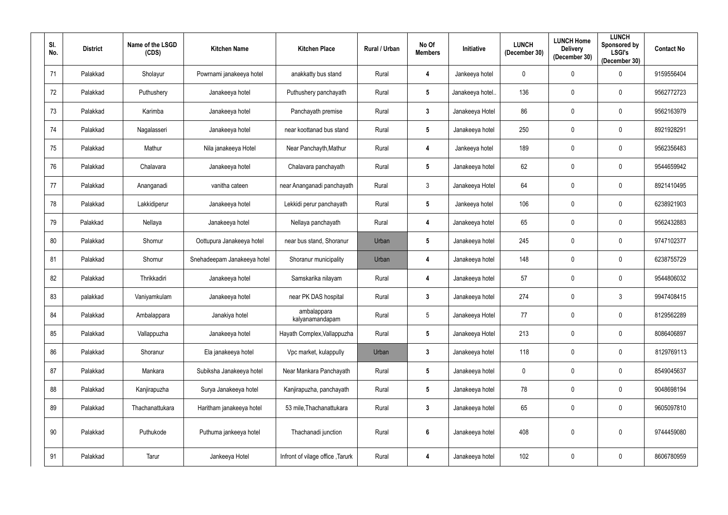| Sl. No. | District | Name of the LSGD (CDS) | Kitchen Name | Kitchen Place | Rural / Urban | No Of Members | Initiative | LUNCH (December 30) | LUNCH Home Delivery (December 30) | LUNCH Sponsored by LSGI's (December 30) | Contact No |
|---|---|---|---|---|---|---|---|---|---|---|---|
| 71 | Palakkad | Sholayur | Powrnami janakeeya hotel | anakkatty bus stand | Rural | 4 | Jankeeya hotel | 0 | 0 | 0 | 9159556404 |
| 72 | Palakkad | Puthushery | Janakeeya hotel | Puthushery panchayath | Rural | 5 | Janakeeya hotel.. | 136 | 0 | 0 | 9562772723 |
| 73 | Palakkad | Karimba | Janakeeya hotel | Panchayath premise | Rural | 3 | Janakeeya Hotel | 86 | 0 | 0 | 9562163979 |
| 74 | Palakkad | Nagalasseri | Janakeeya hotel | near koottanad bus stand | Rural | 5 | Janakeeya hotel | 250 | 0 | 0 | 8921928291 |
| 75 | Palakkad | Mathur | Nila janakeeya Hotel | Near Panchayth,Mathur | Rural | 4 | Jankeeya hotel | 189 | 0 | 0 | 9562356483 |
| 76 | Palakkad | Chalavara | Janakeeya hotel | Chalavara panchayath | Rural | 5 | Janakeeya hotel | 62 | 0 | 0 | 9544659942 |
| 77 | Palakkad | Ananganadi | vanitha cateen | near Ananganadi panchayath | Rural | 3 | Janakeeya Hotel | 64 | 0 | 0 | 8921410495 |
| 78 | Palakkad | Lakkidiperur | Janakeeya hotel | Lekkidi perur panchayath | Rural | 5 | Jankeeya hotel | 106 | 0 | 0 | 6238921903 |
| 79 | Palakkad | Nellaya | Janakeeya hotel | Nellaya panchayath | Rural | 4 | Janakeeya hotel | 65 | 0 | 0 | 9562432883 |
| 80 | Palakkad | Shornur | Oottupura Janakeeya hotel | near bus stand, Shoranur | Urban | 5 | Janakeeya hotel | 245 | 0 | 0 | 9747102377 |
| 81 | Palakkad | Shornur | Snehadeepam Janakeeya hotel | Shoranur municipality | Urban | 4 | Janakeeya hotel | 148 | 0 | 0 | 6238755729 |
| 82 | Palakkad | Thrikkadiri | Janakeeya hotel | Samskarika nilayam | Rural | 4 | Janakeeya hotel | 57 | 0 | 0 | 9544806032 |
| 83 | palakkad | Vaniyamkulam | Janakeeya hotel | near PK DAS hospital | Rural | 3 | Janakeeya hotel | 274 | 0 | 3 | 9947408415 |
| 84 | Palakkad | Ambalappara | Janakiya hotel | ambalappara kalyanamandapam | Rural | 5 | Janakeeya Hotel | 77 | 0 | 0 | 8129562289 |
| 85 | Palakkad | Vallappuzha | Janakeeya hotel | Hayath Complex,Vallappuzha | Rural | 5 | Janakeeya Hotel | 213 | 0 | 0 | 8086406897 |
| 86 | Palakkad | Shoranur | Ela janakeeya hotel | Vpc market, kulappully | Urban | 3 | Janakeeya hotel | 118 | 0 | 0 | 8129769113 |
| 87 | Palakkad | Mankara | Subiksha Janakeeya hotel | Near Mankara Panchayath | Rural | 5 | Janakeeya hotel | 0 | 0 | 0 | 8549045637 |
| 88 | Palakkad | Kanjirapuzha | Surya Janakeeya hotel | Kanjirapuzha, panchayath | Rural | 5 | Janakeeya hotel | 78 | 0 | 0 | 9048698194 |
| 89 | Palakkad | Thachanattukara | Haritham janakeeya hotel | 53 mile,Thachanattukara | Rural | 3 | Janakeeya hotel | 65 | 0 | 0 | 9605097810 |
| 90 | Palakkad | Puthukode | Puthuma jankeeya hotel | Thachanadi junction | Rural | 6 | Janakeeya hotel | 408 | 0 | 0 | 9744459080 |
| 91 | Palakkad | Tarur | Jankeeya Hotel | Infront of vilage office ,Tarurk | Rural | 4 | Janakeeya hotel | 102 | 0 | 0 | 8606780959 |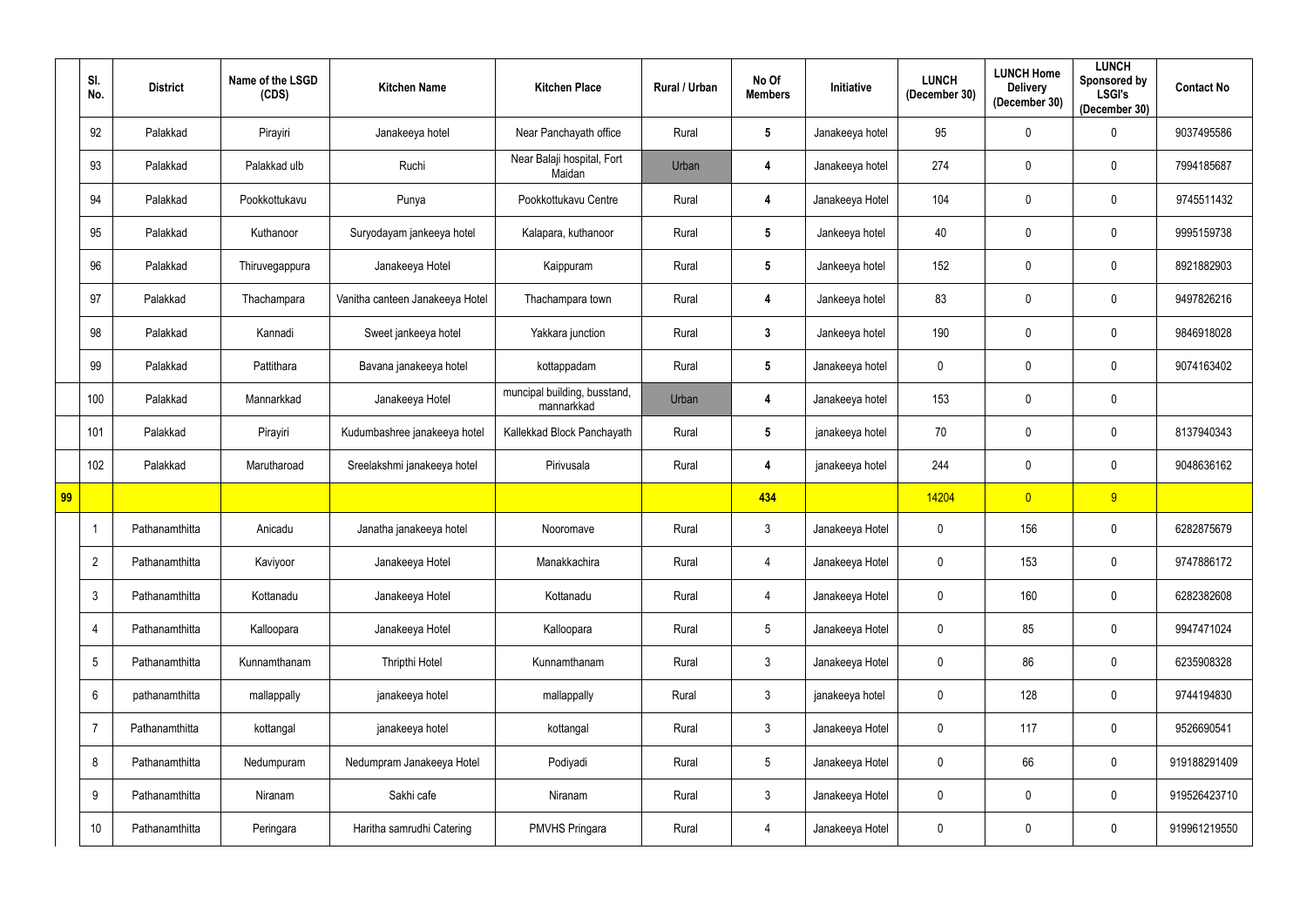| | Sl. No. | District | Name of the LSGD (CDS) | Kitchen Name | Kitchen Place | Rural / Urban | No Of Members | Initiative | LUNCH (December 30) | LUNCH Home Delivery (December 30) | LUNCH Sponsored by LSGI's (December 30) | Contact No |
|---|---|---|---|---|---|---|---|---|---|---|---|---|
| | 92 | Palakkad | Pirayiri | Janakeeya hotel | Near Panchayath office | Rural | 5 | Janakeeya hotel | 95 | 0 | 0 | 9037495586 |
| | 93 | Palakkad | Palakkad ulb | Ruchi | Near Balaji hospital, Fort Maidan | Urban | 4 | Janakeeya hotel | 274 | 0 | 0 | 7994185687 |
| | 94 | Palakkad | Pookkottukavu | Punya | Pookkottukavu Centre | Rural | 4 | Janakeeya Hotel | 104 | 0 | 0 | 9745511432 |
| | 95 | Palakkad | Kuthanoor | Suryodayam jankeeya hotel | Kalapara, kuthanoor | Rural | 5 | Jankeeya hotel | 40 | 0 | 0 | 9995159738 |
| | 96 | Palakkad | Thiruvegappura | Janakeeya Hotel | Kaippuram | Rural | 5 | Jankeeya hotel | 152 | 0 | 0 | 8921882903 |
| | 97 | Palakkad | Thachampara | Vanitha canteen Janakeeya Hotel | Thachampara town | Rural | 4 | Jankeeya hotel | 83 | 0 | 0 | 9497826216 |
| | 98 | Palakkad | Kannadi | Sweet jankeeya hotel | Yakkara junction | Rural | 3 | Jankeeya hotel | 190 | 0 | 0 | 9846918028 |
| | 99 | Palakkad | Pattithara | Bavana janakeeya hotel | kottappadam | Rural | 5 | Janakeeya hotel | 0 | 0 | 0 | 9074163402 |
| | 100 | Palakkad | Mannarkkad | Janakeeya Hotel | muncipal building, busstand, mannarkkad | Urban | 4 | Janakeeya hotel | 153 | 0 | 0 | |
| | 101 | Palakkad | Pirayiri | Kudumbashree janakeeya hotel | Kallekkad Block Panchayath | Rural | 5 | janakeeya hotel | 70 | 0 | 0 | 8137940343 |
| | 102 | Palakkad | Marutharoad | Sreelakshmi janakeeya hotel | Pirivusala | Rural | 4 | janakeeya hotel | 244 | 0 | 0 | 9048636162 |
| 99 | | | | | | | 434 | | 14204 | 0 | 9 | |
| | 1 | Pathanamthitta | Anicadu | Janatha janakeeya hotel | Nooromave | Rural | 3 | Janakeeya Hotel | 0 | 156 | 0 | 6282875679 |
| | 2 | Pathanamthitta | Kaviyoor | Janakeeya Hotel | Manakkachira | Rural | 4 | Janakeeya Hotel | 0 | 153 | 0 | 9747886172 |
| | 3 | Pathanamthitta | Kottanadu | Janakeeya Hotel | Kottanadu | Rural | 4 | Janakeeya Hotel | 0 | 160 | 0 | 6282382608 |
| | 4 | Pathanamthitta | Kalloopara | Janakeeya Hotel | Kalloopara | Rural | 5 | Janakeeya Hotel | 0 | 85 | 0 | 9947471024 |
| | 5 | Pathanamthitta | Kunnamthanam | Thripthi Hotel | Kunnamthanam | Rural | 3 | Janakeeya Hotel | 0 | 86 | 0 | 6235908328 |
| | 6 | pathanamthitta | mallappally | janakeeya hotel | mallappally | Rural | 3 | janakeeya hotel | 0 | 128 | 0 | 9744194830 |
| | 7 | Pathanamthitta | kottangal | janakeeya hotel | kottangal | Rural | 3 | Janakeeya Hotel | 0 | 117 | 0 | 9526690541 |
| | 8 | Pathanamthitta | Nedumpuram | Nedumpram Janakeeya Hotel | Podiyadi | Rural | 5 | Janakeeya Hotel | 0 | 66 | 0 | 919188291409 |
| | 9 | Pathanamthitta | Niranam | Sakhi cafe | Niranam | Rural | 3 | Janakeeya Hotel | 0 | 0 | 0 | 919526423710 |
| | 10 | Pathanamthitta | Peringara | Haritha samrudhi Catering | PMVHS Pringara | Rural | 4 | Janakeeya Hotel | 0 | 0 | 0 | 919961219550 |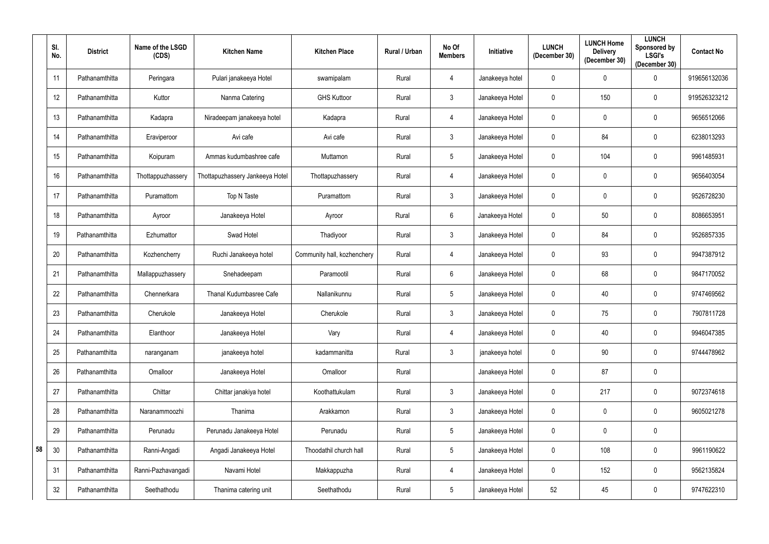| Sl. No. | District | Name of the LSGD (CDS) | Kitchen Name | Kitchen Place | Rural / Urban | No Of Members | Initiative | LUNCH (December 30) | LUNCH Home Delivery (December 30) | LUNCH Sponsored by LSGI's (December 30) | Contact No |
|---|---|---|---|---|---|---|---|---|---|---|---|
| 11 | Pathanamthitta | Peringara | Pulari janakeeya Hotel | swamipalam | Rural | 4 | Janakeeya hotel | 0 | 0 | 0 | 919656132036 |
| 12 | Pathanamthitta | Kuttor | Nanma Catering | GHS Kuttoor | Rural | 3 | Janakeeya Hotel | 0 | 150 | 0 | 919526323212 |
| 13 | Pathanamthitta | Kadapra | Niradeepam janakeeya hotel | Kadapra | Rural | 4 | Janakeeya Hotel | 0 | 0 | 0 | 9656512066 |
| 14 | Pathanamthitta | Eraviperoor | Avi cafe | Avi cafe | Rural | 3 | Janakeeya Hotel | 0 | 84 | 0 | 6238013293 |
| 15 | Pathanamthitta | Koipuram | Ammas kudumbashree cafe | Muttamon | Rural | 5 | Janakeeya Hotel | 0 | 104 | 0 | 9961485931 |
| 16 | Pathanamthitta | Thottappuzhassery | Thottapuzhassery Jankeeya Hotel | Thottapuzhassery | Rural | 4 | Janakeeya Hotel | 0 | 0 | 0 | 9656403054 |
| 17 | Pathanamthitta | Puramattom | Top N Taste | Puramattom | Rural | 3 | Janakeeya Hotel | 0 | 0 | 0 | 9526728230 |
| 18 | Pathanamthitta | Ayroor | Janakeeya Hotel | Ayroor | Rural | 6 | Janakeeya Hotel | 0 | 50 | 0 | 8086653951 |
| 19 | Pathanamthitta | Ezhumattor | Swad Hotel | Thadiyoor | Rural | 3 | Janakeeya Hotel | 0 | 84 | 0 | 9526857335 |
| 20 | Pathanamthitta | Kozhencherry | Ruchi Janakeeya hotel | Community hall, kozhenchery | Rural | 4 | Janakeeya Hotel | 0 | 93 | 0 | 9947387912 |
| 21 | Pathanamthitta | Mallappuzhassery | Snehadeepam | Paramootil | Rural | 6 | Janakeeya Hotel | 0 | 68 | 0 | 9847170052 |
| 22 | Pathanamthitta | Chennerkara | Thanal Kudumbasree Cafe | Nallanikunnu | Rural | 5 | Janakeeya Hotel | 0 | 40 | 0 | 9747469562 |
| 23 | Pathanamthitta | Cherukole | Janakeeya Hotel | Cherukole | Rural | 3 | Janakeeya Hotel | 0 | 75 | 0 | 7907811728 |
| 24 | Pathanamthitta | Elanthoor | Janakeeya Hotel | Vary | Rural | 4 | Janakeeya Hotel | 0 | 40 | 0 | 9946047385 |
| 25 | Pathanamthitta | naranganam | janakeeya hotel | kadammanitta | Rural | 3 | janakeeya hotel | 0 | 90 | 0 | 9744478962 |
| 26 | Pathanamthitta | Omalloor | Janakeeya Hotel | Omalloor | Rural | | Janakeeya Hotel | 0 | 87 | 0 | |
| 27 | Pathanamthitta | Chittar | Chittar janakiya hotel | Koothattukulam | Rural | 3 | Janakeeya Hotel | 0 | 217 | 0 | 9072374618 |
| 28 | Pathanamthitta | Naranammoozhi | Thanima | Arakkamon | Rural | 3 | Janakeeya Hotel | 0 | 0 | 0 | 9605021278 |
| 29 | Pathanamthitta | Perunadu | Perunadu Janakeeya Hotel | Perunadu | Rural | 5 | Janakeeya Hotel | 0 | 0 | 0 | |
| 30 | Pathanamthitta | Ranni-Angadi | Angadi Janakeeya Hotel | Thoodathil church hall | Rural | 5 | Janakeeya Hotel | 0 | 108 | 0 | 9961190622 |
| 31 | Pathanamthitta | Ranni-Pazhavangadi | Navami Hotel | Makkappuzha | Rural | 4 | Janakeeya Hotel | 0 | 152 | 0 | 9562135824 |
| 32 | Pathanamthitta | Seethathodu | Thanima catering unit | Seethathodu | Rural | 5 | Janakeeya Hotel | 52 | 45 | 0 | 9747622310 |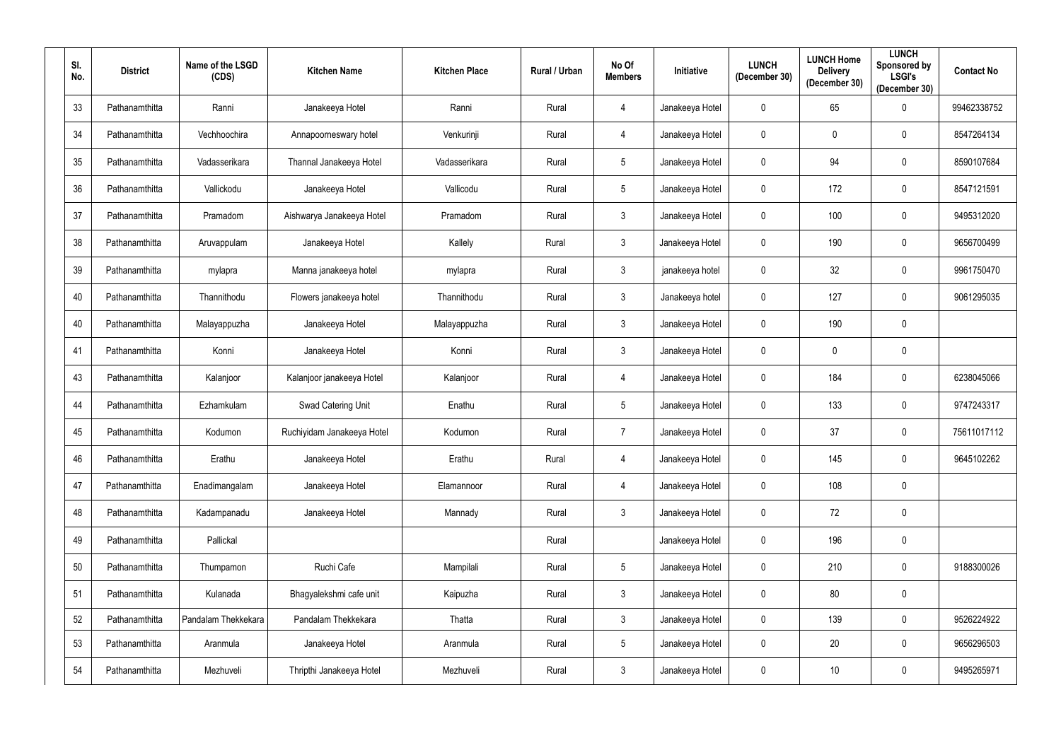| Sl. No. | District | Name of the LSGD (CDS) | Kitchen Name | Kitchen Place | Rural / Urban | No Of Members | Initiative | LUNCH (December 30) | LUNCH Home Delivery (December 30) | LUNCH Sponsored by LSGI's (December 30) | Contact No |
|---|---|---|---|---|---|---|---|---|---|---|---|
| 33 | Pathanamthitta | Ranni | Janakeeya Hotel | Ranni | Rural | 4 | Janakeeya Hotel | 0 | 65 | 0 | 99462338752 |
| 34 | Pathanamthitta | Vechhoochira | Annapoorneswary hotel | Venkurinji | Rural | 4 | Janakeeya Hotel | 0 | 0 | 0 | 8547264134 |
| 35 | Pathanamthitta | Vadasserikara | Thannal Janakeeya Hotel | Vadasserikara | Rural | 5 | Janakeeya Hotel | 0 | 94 | 0 | 8590107684 |
| 36 | Pathanamthitta | Vallickodu | Janakeeya Hotel | Vallicodu | Rural | 5 | Janakeeya Hotel | 0 | 172 | 0 | 8547121591 |
| 37 | Pathanamthitta | Pramadom | Aishwarya Janakeeya Hotel | Pramadom | Rural | 3 | Janakeeya Hotel | 0 | 100 | 0 | 9495312020 |
| 38 | Pathanamthitta | Aruvappulam | Janakeeya Hotel | Kallely | Rural | 3 | Janakeeya Hotel | 0 | 190 | 0 | 9656700499 |
| 39 | Pathanamthitta | mylapra | Manna janakeeya hotel | mylapra | Rural | 3 | janakeeya hotel | 0 | 32 | 0 | 9961750470 |
| 40 | Pathanamthitta | Thannithodu | Flowers janakeeya hotel | Thannithodu | Rural | 3 | Janakeeya hotel | 0 | 127 | 0 | 9061295035 |
| 40 | Pathanamthitta | Malayappuzha | Janakeeya Hotel | Malayappuzha | Rural | 3 | Janakeeya Hotel | 0 | 190 | 0 | |
| 41 | Pathanamthitta | Konni | Janakeeya Hotel | Konni | Rural | 3 | Janakeeya Hotel | 0 | 0 | 0 | |
| 43 | Pathanamthitta | Kalanjoor | Kalanjoor janakeeya Hotel | Kalanjoor | Rural | 4 | Janakeeya Hotel | 0 | 184 | 0 | 6238045066 |
| 44 | Pathanamthitta | Ezhamkulam | Swad Catering Unit | Enathu | Rural | 5 | Janakeeya Hotel | 0 | 133 | 0 | 9747243317 |
| 45 | Pathanamthitta | Kodumon | Ruchiyidam Janakeeya Hotel | Kodumon | Rural | 7 | Janakeeya Hotel | 0 | 37 | 0 | 75611017112 |
| 46 | Pathanamthitta | Erathu | Janakeeya Hotel | Erathu | Rural | 4 | Janakeeya Hotel | 0 | 145 | 0 | 9645102262 |
| 47 | Pathanamthitta | Enadimangalam | Janakeeya Hotel | Elamannoor | Rural | 4 | Janakeeya Hotel | 0 | 108 | 0 | |
| 48 | Pathanamthitta | Kadampanadu | Janakeeya Hotel | Mannady | Rural | 3 | Janakeeya Hotel | 0 | 72 | 0 | |
| 49 | Pathanamthitta | Pallickal | | | Rural | | Janakeeya Hotel | 0 | 196 | 0 | |
| 50 | Pathanamthitta | Thumpamon | Ruchi Cafe | Mampilali | Rural | 5 | Janakeeya Hotel | 0 | 210 | 0 | 9188300026 |
| 51 | Pathanamthitta | Kulanada | Bhagyalekshmi cafe unit | Kaipuzha | Rural | 3 | Janakeeya Hotel | 0 | 80 | 0 | |
| 52 | Pathanamthitta | Pandalam Thekkekara | Pandalam Thekkekara | Thatta | Rural | 3 | Janakeeya Hotel | 0 | 139 | 0 | 9526224922 |
| 53 | Pathanamthitta | Aranmula | Janakeeya Hotel | Aranmula | Rural | 5 | Janakeeya Hotel | 0 | 20 | 0 | 9656296503 |
| 54 | Pathanamthitta | Mezhuveli | Thripthi Janakeeya Hotel | Mezhuveli | Rural | 3 | Janakeeya Hotel | 0 | 10 | 0 | 9495265971 |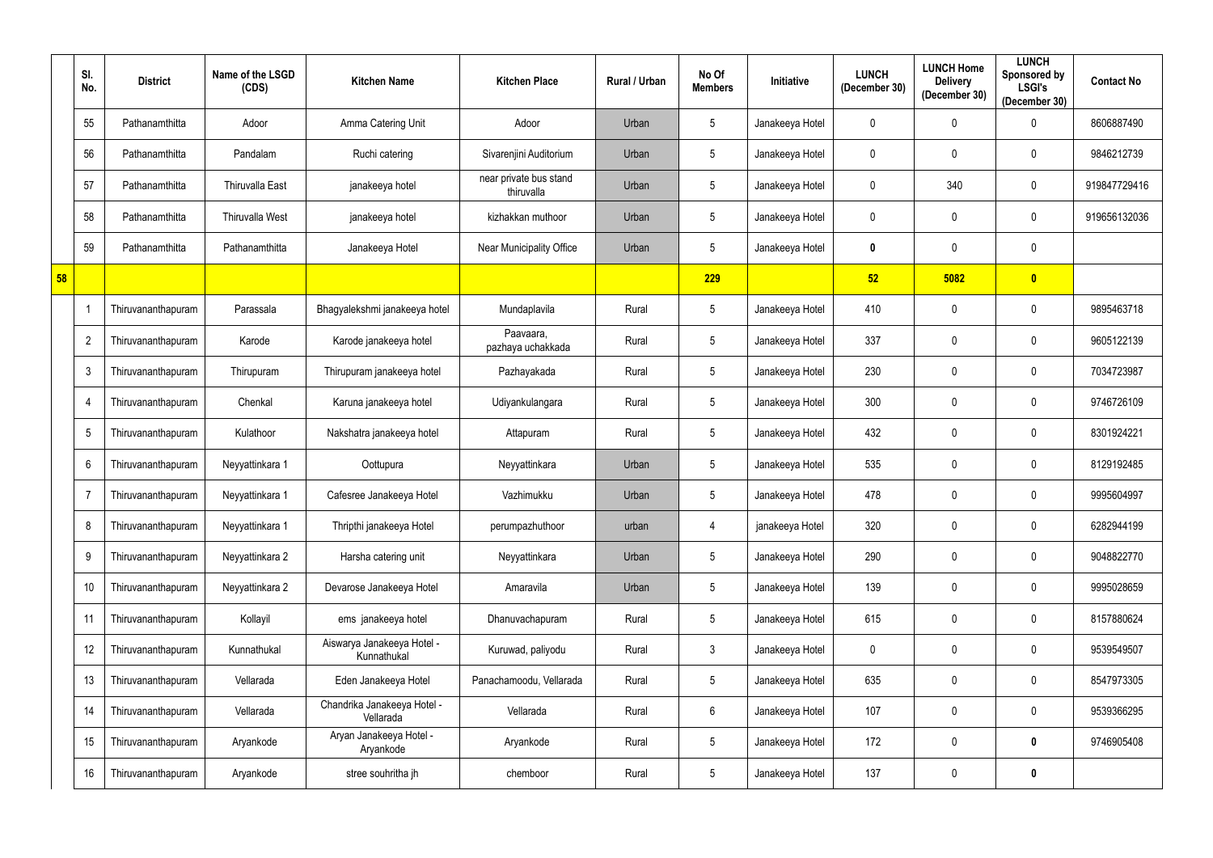| | Sl. No. | District | Name of the LSGD (CDS) | Kitchen Name | Kitchen Place | Rural / Urban | No Of Members | Initiative | LUNCH (December 30) | LUNCH Home Delivery (December 30) | LUNCH Sponsored by LSGI's (December 30) | Contact No |
|---|---|---|---|---|---|---|---|---|---|---|---|---|
| | 55 | Pathanamthitta | Adoor | Amma Catering Unit | Adoor | Urban | 5 | Janakeeya Hotel | 0 | 0 | 0 | 8606887490 |
| | 56 | Pathanamthitta | Pandalam | Ruchi catering | Sivarenjini Auditorium | Urban | 5 | Janakeeya Hotel | 0 | 0 | 0 | 9846212739 |
| | 57 | Pathanamthitta | Thiruvalla East | janakeeya hotel | near private bus stand thiruvalla | Urban | 5 | Janakeeya Hotel | 0 | 340 | 0 | 919847729416 |
| | 58 | Pathanamthitta | Thiruvalla West | janakeeya hotel | kizhakkan muthoor | Urban | 5 | Janakeeya Hotel | 0 | 0 | 0 | 919656132036 |
| | 59 | Pathanamthitta | Pathanamthitta | Janakeeya Hotel | Near Municipality Office | Urban | 5 | Janakeeya Hotel | **0** | 0 | 0 | |
| **58** | | | | | | | **229** | | **52** | **5082** | **0** | |
| | 1 | Thiruvananthapuram | Parassala | Bhagyalekshmi janakeeya hotel | Mundaplavila | Rural | 5 | Janakeeya Hotel | 410 | 0 | 0 | 9895463718 |
| | 2 | Thiruvananthapuram | Karode | Karode janakeeya hotel | Paavaara, pazhaya uchakkada | Rural | 5 | Janakeeya Hotel | 337 | 0 | 0 | 9605122139 |
| | 3 | Thiruvananthapuram | Thirupuram | Thirupuram janakeeya hotel | Pazhayakada | Rural | 5 | Janakeeya Hotel | 230 | 0 | 0 | 7034723987 |
| | 4 | Thiruvananthapuram | Chenkal | Karuna janakeeya hotel | Udiyankulangara | Rural | 5 | Janakeeya Hotel | 300 | 0 | 0 | 9746726109 |
| | 5 | Thiruvananthapuram | Kulathoor | Nakshatra janakeeya hotel | Attapuram | Rural | 5 | Janakeeya Hotel | 432 | 0 | 0 | 8301924221 |
| | 6 | Thiruvananthapuram | Neyyattinkara 1 | Oottupura | Neyyattinkara | Urban | 5 | Janakeeya Hotel | 535 | 0 | 0 | 8129192485 |
| | 7 | Thiruvananthapuram | Neyyattinkara 1 | Cafesree Janakeeya Hotel | Vazhimukku | Urban | 5 | Janakeeya Hotel | 478 | 0 | 0 | 9995604997 |
| | 8 | Thiruvananthapuram | Neyyattinkara 1 | Thripthi janakeeya Hotel | perumpazhuthoor | urban | 4 | janakeeya Hotel | 320 | 0 | 0 | 6282944199 |
| | 9 | Thiruvananthapuram | Neyyattinkara 2 | Harsha catering unit | Neyyattinkara | Urban | 5 | Janakeeya Hotel | 290 | 0 | 0 | 9048822770 |
| | 10 | Thiruvananthapuram | Neyyattinkara 2 | Devarose Janakeeya Hotel | Amaravila | Urban | 5 | Janakeeya Hotel | 139 | 0 | 0 | 9995028659 |
| | 11 | Thiruvananthapuram | Kollayil | ems janakeeya hotel | Dhanuvachapuram | Rural | 5 | Janakeeya Hotel | 615 | 0 | 0 | 8157880624 |
| | 12 | Thiruvananthapuram | Kunnathukal | Aiswarya Janakeeya Hotel - Kunnathukal | Kuruwad, paliyodu | Rural | 3 | Janakeeya Hotel | 0 | 0 | 0 | 9539549507 |
| | 13 | Thiruvananthapuram | Vellarada | Eden Janakeeya Hotel | Panachamoodu, Vellarada | Rural | 5 | Janakeeya Hotel | 635 | 0 | 0 | 8547973305 |
| | 14 | Thiruvananthapuram | Vellarada | Chandrika Janakeeya Hotel - Vellarada | Vellarada | Rural | 6 | Janakeeya Hotel | 107 | 0 | 0 | 9539366295 |
| | 15 | Thiruvananthapuram | Aryankode | Aryan Janakeeya Hotel - Aryankode | Aryankode | Rural | 5 | Janakeeya Hotel | 172 | 0 | **0** | 9746905408 |
| | 16 | Thiruvananthapuram | Aryankode | stree souhritha jh | chemboor | Rural | 5 | Janakeeya Hotel | 137 | 0 | **0** | |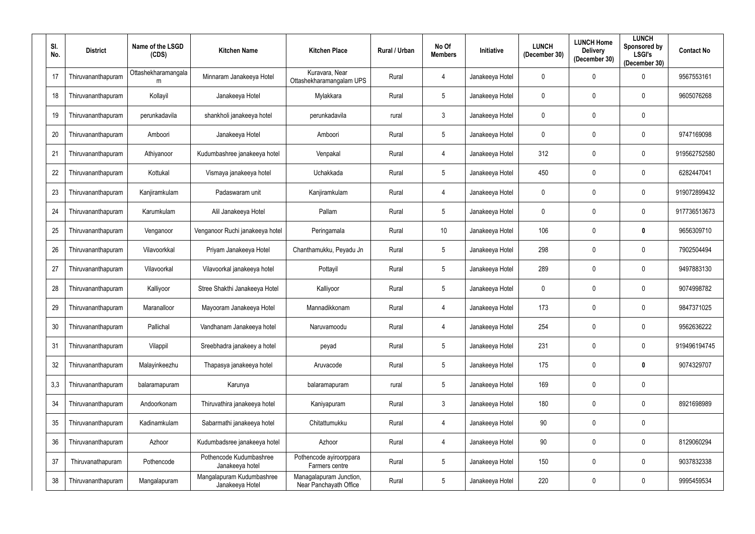| Sl. No. | District | Name of the LSGD (CDS) | Kitchen Name | Kitchen Place | Rural / Urban | No Of Members | Initiative | LUNCH (December 30) | LUNCH Home Delivery (December 30) | LUNCH Sponsored by LSGI's (December 30) | Contact No |
|---|---|---|---|---|---|---|---|---|---|---|---|
| 17 | Thiruvananthapuram | Ottashekharamangalam | Minnaram Janakeeya Hotel | Kuravara, Near Ottashekharamangalam UPS | Rural | 4 | Janakeeya Hotel | 0 | 0 | 0 | 9567553161 |
| 18 | Thiruvananthapuram | Kollayil | Janakeeya Hotel | Mylakkara | Rural | 5 | Janakeeya Hotel | 0 | 0 | 0 | 9605076268 |
| 19 | Thiruvananthapuram | perunkadavila | shankholi janakeeya hotel | perunkadavila | rural | 3 | Janakeeya Hotel | 0 | 0 | 0 | |
| 20 | Thiruvananthapuram | Amboori | Janakeeya Hotel | Amboori | Rural | 5 | Janakeeya Hotel | 0 | 0 | 0 | 9747169098 |
| 21 | Thiruvananthapuram | Athiyanoor | Kudumbashree janakeeya hotel | Venpakal | Rural | 4 | Janakeeya Hotel | 312 | 0 | 0 | 919562752580 |
| 22 | Thiruvananthapuram | Kottukal | Vismaya janakeeya hotel | Uchakkada | Rural | 5 | Janakeeya Hotel | 450 | 0 | 0 | 6282447041 |
| 23 | Thiruvananthapuram | Kanjiramkulam | Padaswaram unit | Kanjiramkulam | Rural | 4 | Janakeeya Hotel | 0 | 0 | 0 | 919072899432 |
| 24 | Thiruvananthapuram | Karumkulam | Alil Janakeeya Hotel | Pallam | Rural | 5 | Janakeeya Hotel | 0 | 0 | 0 | 917736513673 |
| 25 | Thiruvananthapuram | Venganoor | Venganoor Ruchi janakeeya hotel | Peringamala | Rural | 10 | Janakeeya Hotel | 106 | 0 | **0** | 9656309710 |
| 26 | Thiruvananthapuram | Vilavoorkkal | Priyam Janakeeya Hotel | Chanthamukku, Peyadu Jn | Rural | 5 | Janakeeya Hotel | 298 | 0 | 0 | 7902504494 |
| 27 | Thiruvananthapuram | Vilavoorkal | Vilavoorkal janakeeya hotel | Pottayil | Rural | 5 | Janakeeya Hotel | 289 | 0 | 0 | 9497883130 |
| 28 | Thiruvananthapuram | Kalliyoor | Stree Shakthi Janakeeya Hotel | Kalliyoor | Rural | 5 | Janakeeya Hotel | 0 | 0 | 0 | 9074998782 |
| 29 | Thiruvananthapuram | Maranalloor | Mayooram Janakeeya Hotel | Mannadikkonam | Rural | 4 | Janakeeya Hotel | 173 | 0 | 0 | 9847371025 |
| 30 | Thiruvananthapuram | Pallichal | Vandhanam Janakeeya hotel | Naruvamoodu | Rural | 4 | Janakeeya Hotel | 254 | 0 | 0 | 9562636222 |
| 31 | Thiruvananthapuram | Vilappil | Sreebhadra janakey a hotel | peyad | Rural | 5 | Janakeeya Hotel | 231 | 0 | 0 | 919496194745 |
| 32 | Thiruvananthapuram | Malayinkeezhu | Thapasya janakeeya hotel | Aruvacode | Rural | 5 | Janakeeya Hotel | 175 | 0 | **0** | 9074329707 |
| 3,3 | Thiruvananthapuram | balaramapuram | Karunya | balaramapuram | rural | 5 | Janakeeya Hotel | 169 | 0 | 0 | |
| 34 | Thiruvananthapuram | Andoorkonam | Thiruvathira janakeeya hotel | Kaniyapuram | Rural | 3 | Janakeeya Hotel | 180 | 0 | 0 | 8921698989 |
| 35 | Thiruvananthapuram | Kadinamkulam | Sabarmathi janakeeya hotel | Chitattumukku | Rural | 4 | Janakeeya Hotel | 90 | 0 | 0 | |
| 36 | Thiruvananthapuram | Azhoor | Kudumbadsree janakeeya hotel | Azhoor | Rural | 4 | Janakeeya Hotel | 90 | 0 | 0 | 8129060294 |
| 37 | Thiruvanathapuram | Pothencode | Pothencode Kudumbashree Janakeeya hotel | Pothencode ayiroorppara Farmers centre | Rural | 5 | Janakeeya Hotel | 150 | 0 | 0 | 9037832338 |
| 38 | Thiruvananthapuram | Mangalapuram | Mangalapuram Kudumbashree Janakeeya Hotel | Managalapuram Junction, Near Panchayath Office | Rural | 5 | Janakeeya Hotel | 220 | 0 | 0 | 9995459534 |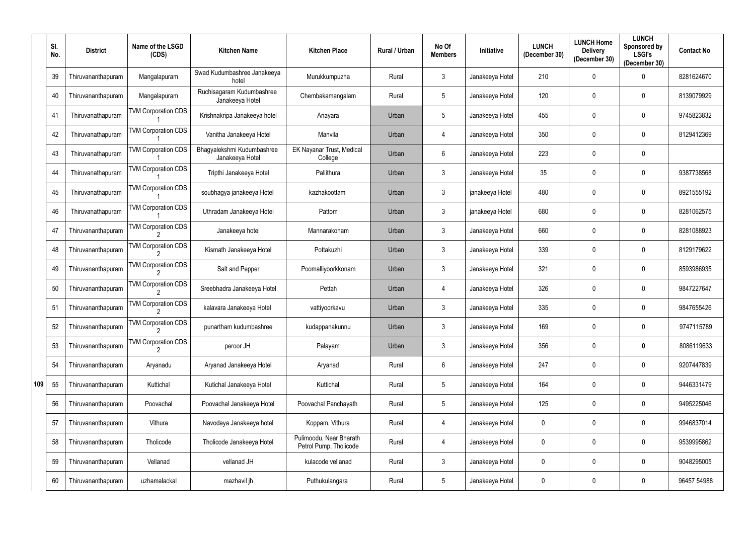| Sl. No. | District | Name of the LSGD (CDS) | Kitchen Name | Kitchen Place | Rural / Urban | No Of Members | Initiative | LUNCH (December 30) | LUNCH Home Delivery (December 30) | LUNCH Sponsored by LSGI's (December 30) | Contact No |
|---|---|---|---|---|---|---|---|---|---|---|---|
| 39 | Thiruvananthapuram | Mangalapuram | Swad Kudumbashree Janakeeya hotel | Murukkumpuzha | Rural | 3 | Janakeeya Hotel | 210 | 0 | 0 | 8281624670 |
| 40 | Thiruvananthapuram | Mangalapuram | Ruchisagaram Kudumbashree Janakeeya Hotel | Chembakamangalam | Rural | 5 | Janakeeya Hotel | 120 | 0 | 0 | 8139079929 |
| 41 | Thiruvanathapuram | TVM Corporation CDS 1 | Krishnakripa Janakeeya hotel | Anayara | Urban | 5 | Janakeeya Hotel | 455 | 0 | 0 | 9745823832 |
| 42 | Thiruvanathapuram | TVM Corporation CDS 1 | Vanitha Janakeeya Hotel | Manvila | Urban | 4 | Janakeeya Hotel | 350 | 0 | 0 | 8129412369 |
| 43 | Thiruvanathapuram | TVM Corporation CDS 1 | Bhagyalekshmi Kudumbashree Janakeeya Hotel | EK Nayanar Trust, Medical College | Urban | 6 | Janakeeya Hotel | 223 | 0 | 0 | |
| 44 | Thiruvanathapuram | TVM Corporation CDS 1 | Tripthi Janakeeya Hotel | Pallithura | Urban | 3 | Janakeeya Hotel | 35 | 0 | 0 | 9387738568 |
| 45 | Thiruvanathapuram | TVM Corporation CDS 1 | soubhagya janakeeya Hotel | kazhakoottam | Urban | 3 | janakeeya Hotel | 480 | 0 | 0 | 8921555192 |
| 46 | Thiruvanathapuram | TVM Corporation CDS 1 | Uthradam Janakeeya Hotel | Pattom | Urban | 3 | janakeeya Hotel | 680 | 0 | 0 | 8281062575 |
| 47 | Thiruvananthapuram | TVM Corporation CDS 2 | Janakeeya hotel | Mannarakonam | Urban | 3 | Janakeeya Hotel | 660 | 0 | 0 | 8281088923 |
| 48 | Thiruvananthapuram | TVM Corporation CDS 2 | Kismath Janakeeya Hotel | Pottakuzhi | Urban | 3 | Janakeeya Hotel | 339 | 0 | 0 | 8129179622 |
| 49 | Thiruvananthapuram | TVM Corporation CDS 2 | Salt and Pepper | Poomalliyoorkkonam | Urban | 3 | Janakeeya Hotel | 321 | 0 | 0 | 8593986935 |
| 50 | Thiruvananthapuram | TVM Corporation CDS 2 | Sreebhadra Janakeeya Hotel | Pettah | Urban | 4 | Janakeeya Hotel | 326 | 0 | 0 | 9847227647 |
| 51 | Thiruvananthapuram | TVM Corporation CDS 2 | kalavara Janakeeya Hotel | vattiyoorkavu | Urban | 3 | Janakeeya Hotel | 335 | 0 | 0 | 9847655426 |
| 52 | Thiruvananthapuram | TVM Corporation CDS 2 | punartham kudumbashree | kudappanakunnu | Urban | 3 | Janakeeya Hotel | 169 | 0 | 0 | 9747115789 |
| 53 | Thiruvananthapuram | TVM Corporation CDS 2 | peroor JH | Palayam | Urban | 3 | Janakeeya Hotel | 356 | 0 | **0** | 8086119633 |
| 54 | Thiruvananthapuram | Aryanadu | Aryanad Janakeeya Hotel | Aryanad | Rural | 6 | Janakeeya Hotel | 247 | 0 | 0 | 9207447839 |
| 55 | Thiruvananthapuram | Kuttichal | Kutichal Janakeeya Hotel | Kuttichal | Rural | 5 | Janakeeya Hotel | 164 | 0 | 0 | 9446331479 |
| 56 | Thiruvananthapuram | Poovachal | Poovachal Janakeeya Hotel | Poovachal Panchayath | Rural | 5 | Janakeeya Hotel | 125 | 0 | 0 | 9495225046 |
| 57 | Thiruvananthapuram | Vithura | Navodaya Janakeeya hotel | Koppam, Vithura | Rural | 4 | Janakeeya Hotel | 0 | 0 | 0 | 9946837014 |
| 58 | Thiruvananthapuram | Tholicode | Tholicode Janakeeya Hotel | Pulimoodu, Near Bharath Petrol Pump, Tholicode | Rural | 4 | Janakeeya Hotel | 0 | 0 | 0 | 9539995862 |
| 59 | Thiruvananthapuram | Vellanad | vellanad JH | kulacode vellanad | Rural | 3 | Janakeeya Hotel | 0 | 0 | 0 | 9048295005 |
| 60 | Thiruvananthapuram | uzhamalackal | mazhavil jh | Puthukulangara | Rural | 5 | Janakeeya Hotel | 0 | 0 | 0 | 96457 54988 |

109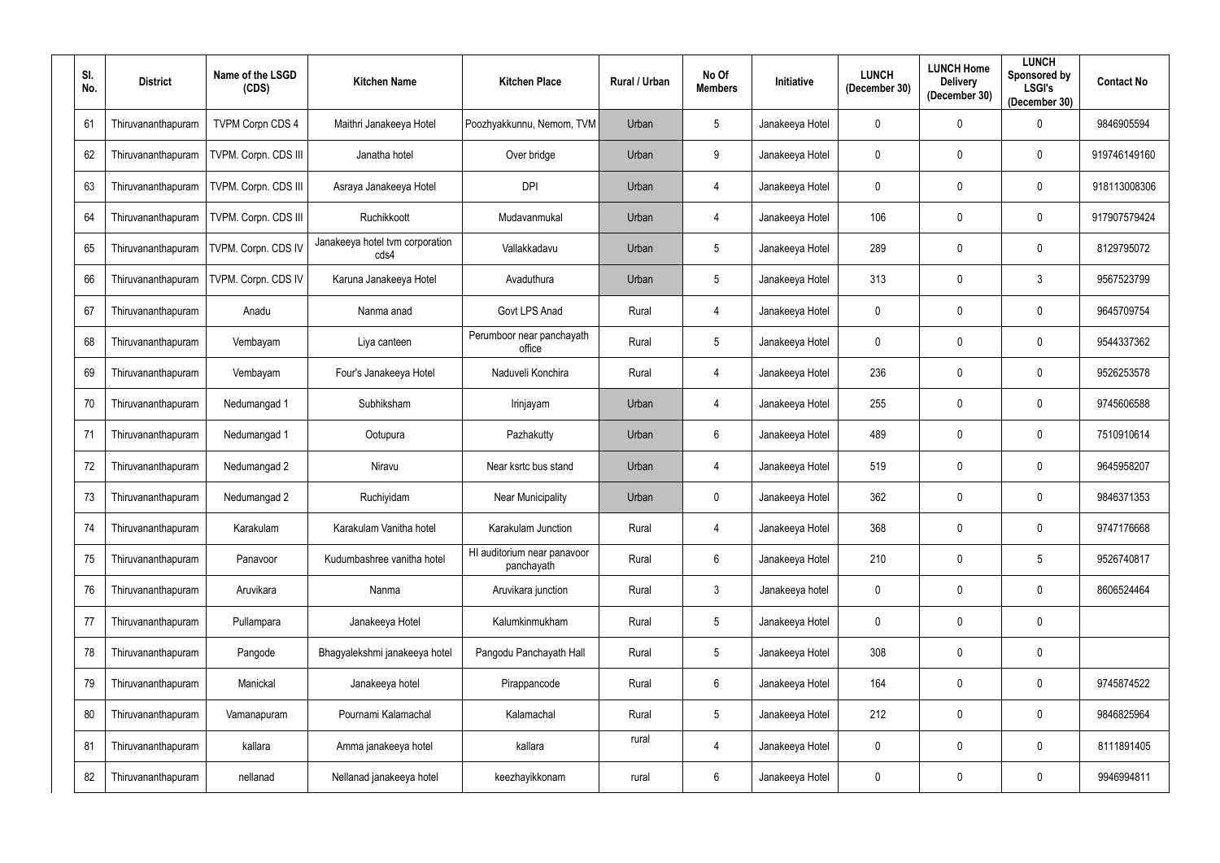| Sl. No. | District | Name of the LSGD (CDS) | Kitchen Name | Kitchen Place | Rural / Urban | No Of Members | Initiative | LUNCH (December 30) | LUNCH Home Delivery (December 30) | LUNCH Sponsored by LSGI's (December 30) | Contact No |
|---|---|---|---|---|---|---|---|---|---|---|---|
| 61 | Thiruvananthapuram | TVPM Corpn CDS 4 | Maithri Janakeeya Hotel | Poozhyakkunnu, Nemom, TVM | Urban | 5 | Janakeeya Hotel | 0 | 0 | 0 | 9846905594 |
| 62 | Thiruvananthapuram | TVPM. Corpn. CDS III | Janatha hotel | Over bridge | Urban | 9 | Janakeeya Hotel | 0 | 0 | 0 | 919746149160 |
| 63 | Thiruvananthapuram | TVPM. Corpn. CDS III | Asraya Janakeeya Hotel | DPI | Urban | 4 | Janakeeya Hotel | 0 | 0 | 0 | 918113008306 |
| 64 | Thiruvananthapuram | TVPM. Corpn. CDS III | Ruchikkoott | Mudavanmukal | Urban | 4 | Janakeeya Hotel | 106 | 0 | 0 | 917907579424 |
| 65 | Thiruvananthapuram | TVPM. Corpn. CDS IV | Janakeeya hotel tvm corporation cds4 | Vallakkadavu | Urban | 5 | Janakeeya Hotel | 289 | 0 | 0 | 8129795072 |
| 66 | Thiruvananthapuram | TVPM. Corpn. CDS IV | Karuna Janakeeya Hotel | Avaduthura | Urban | 5 | Janakeeya Hotel | 313 | 0 | 3 | 9567523799 |
| 67 | Thiruvananthapuram | Anadu | Nanma anad | Govt LPS Anad | Rural | 4 | Janakeeya Hotel | 0 | 0 | 0 | 9645709754 |
| 68 | Thiruvananthapuram | Vembayam | Liya canteen | Perumboor near panchayath office | Rural | 5 | Janakeeya Hotel | 0 | 0 | 0 | 9544337362 |
| 69 | Thiruvananthapuram | Vembayam | Four's Janakeeya Hotel | Naduveli Konchira | Rural | 4 | Janakeeya Hotel | 236 | 0 | 0 | 9526253578 |
| 70 | Thiruvananthapuram | Nedumangad 1 | Subhiksham | Irinjayam | Urban | 4 | Janakeeya Hotel | 255 | 0 | 0 | 9745606588 |
| 71 | Thiruvananthapuram | Nedumangad 1 | Ootupura | Pazhakutty | Urban | 6 | Janakeeya Hotel | 489 | 0 | 0 | 7510910614 |
| 72 | Thiruvananthapuram | Nedumangad 2 | Niravu | Near ksrtc bus stand | Urban | 4 | Janakeeya Hotel | 519 | 0 | 0 | 9645958207 |
| 73 | Thiruvananthapuram | Nedumangad 2 | Ruchiyidam | Near Municipality | Urban | 0 | Janakeeya Hotel | 362 | 0 | 0 | 9846371353 |
| 74 | Thiruvananthapuram | Karakulam | Karakulam Vanitha hotel | Karakulam Junction | Rural | 4 | Janakeeya Hotel | 368 | 0 | 0 | 9747176668 |
| 75 | Thiruvananthapuram | Panavoor | Kudumbashree vanitha hotel | HI auditorium near panavoor panchayath | Rural | 6 | Janakeeya Hotel | 210 | 0 | 5 | 9526740817 |
| 76 | Thiruvananthapuram | Aruvikara | Nanma | Aruvikara junction | Rural | 3 | Janakeeya hotel | 0 | 0 | 0 | 8606524464 |
| 77 | Thiruvananthapuram | Pullampara | Janakeeya Hotel | Kalumkinmukham | Rural | 5 | Janakeeya Hotel | 0 | 0 | 0 | |
| 78 | Thiruvananthapuram | Pangode | Bhagyalekshmi janakeeya hotel | Pangodu Panchayath Hall | Rural | 5 | Janakeeya Hotel | 308 | 0 | 0 | |
| 79 | Thiruvananthapuram | Manickal | Janakeeya hotel | Pirappancode | Rural | 6 | Janakeeya Hotel | 164 | 0 | 0 | 9745874522 |
| 80 | Thiruvananthapuram | Vamanapuram | Pournami Kalamachal | Kalamachal | Rural | 5 | Janakeeya Hotel | 212 | 0 | 0 | 9846825964 |
| 81 | Thiruvananthapuram | kallara | Amma janakeeya hotel | kallara | rural | 4 | Janakeeya Hotel | 0 | 0 | 0 | 8111891405 |
| 82 | Thiruvananthapuram | nellanad | Nellanad janakeeya hotel | keezhayikkonam | rural | 6 | Janakeeya Hotel | 0 | 0 | 0 | 9946994811 |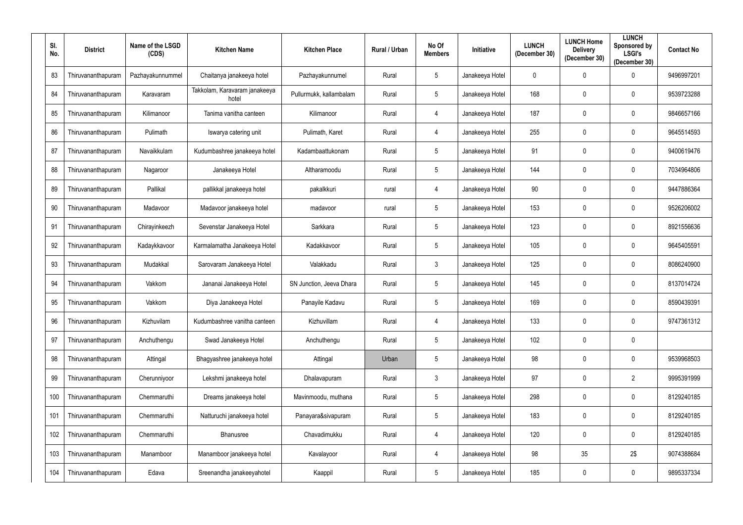| Sl. No. | District | Name of the LSGD (CDS) | Kitchen Name | Kitchen Place | Rural / Urban | No Of Members | Initiative | LUNCH (December 30) | LUNCH Home Delivery (December 30) | LUNCH Sponsored by LSGI's (December 30) | Contact No |
|---|---|---|---|---|---|---|---|---|---|---|---|
| 83 | Thiruvananthapuram | Pazhayakunnummel | Chaitanya janakeeya hotel | Pazhayakunnumel | Rural | 5 | Janakeeya Hotel | 0 | 0 | 0 | 9496997201 |
| 84 | Thiruvananthapuram | Karavaram | Takkolam, Karavaram janakeeya hotel | Pullurmukk, kallambalam | Rural | 5 | Janakeeya Hotel | 168 | 0 | 0 | 9539723288 |
| 85 | Thiruvananthapuram | Kilimanoor | Tanima vanitha canteen | Kilimanoor | Rural | 4 | Janakeeya Hotel | 187 | 0 | 0 | 9846657166 |
| 86 | Thiruvananthapuram | Pulimath | Iswarya catering unit | Pulimath, Karet | Rural | 4 | Janakeeya Hotel | 255 | 0 | 0 | 9645514593 |
| 87 | Thiruvananthapuram | Navaikkulam | Kudumbashree janakeeya hotel | Kadambaattukonam | Rural | 5 | Janakeeya Hotel | 91 | 0 | 0 | 9400619476 |
| 88 | Thiruvananthapuram | Nagaroor | Janakeeya Hotel | Altharamoodu | Rural | 5 | Janakeeya Hotel | 144 | 0 | 0 | 7034964806 |
| 89 | Thiruvananthapuram | Pallikal | pallikkal janakeeya hotel | pakalkkuri | rural | 4 | Janakeeya Hotel | 90 | 0 | 0 | 9447886364 |
| 90 | Thiruvananthapuram | Madavoor | Madavoor janakeeya hotel | madavoor | rural | 5 | Janakeeya Hotel | 153 | 0 | 0 | 9526206002 |
| 91 | Thiruvananthapuram | Chirayinkeezh | Sevenstar Janakeeya Hotel | Sarkkara | Rural | 5 | Janakeeya Hotel | 123 | 0 | 0 | 8921556636 |
| 92 | Thiruvananthapuram | Kadaykkavoor | Karmalamatha Janakeeya Hotel | Kadakkavoor | Rural | 5 | Janakeeya Hotel | 105 | 0 | 0 | 9645405591 |
| 93 | Thiruvananthapuram | Mudakkal | Sarovaram Janakeeya Hotel | Valakkadu | Rural | 3 | Janakeeya Hotel | 125 | 0 | 0 | 8086240900 |
| 94 | Thiruvananthapuram | Vakkom | Jananai Janakeeya Hotel | SN Junction, Jeeva Dhara | Rural | 5 | Janakeeya Hotel | 145 | 0 | 0 | 8137014724 |
| 95 | Thiruvananthapuram | Vakkom | Diya Janakeeya Hotel | Panayile Kadavu | Rural | 5 | Janakeeya Hotel | 169 | 0 | 0 | 8590439391 |
| 96 | Thiruvananthapuram | Kizhuvilam | Kudumbashree vanitha canteen | Kizhuvillam | Rural | 4 | Janakeeya Hotel | 133 | 0 | 0 | 9747361312 |
| 97 | Thiruvananthapuram | Anchuthengu | Swad Janakeeya Hotel | Anchuthengu | Rural | 5 | Janakeeya Hotel | 102 | 0 | 0 | |
| 98 | Thiruvananthapuram | Attingal | Bhagyashree janakeeya hotel | Attingal | Urban | 5 | Janakeeya Hotel | 98 | 0 | 0 | 9539968503 |
| 99 | Thiruvananthapuram | Cherunniyoor | Lekshmi janakeeya hotel | Dhalavapuram | Rural | 3 | Janakeeya Hotel | 97 | 0 | 2 | 9995391999 |
| 100 | Thiruvananthapuram | Chemmaruthi | Dreams janakeeya hotel | Mavinmoodu, muthana | Rural | 5 | Janakeeya Hotel | 298 | 0 | 0 | 8129240185 |
| 101 | Thiruvananthapuram | Chemmaruthi | Natturuchi janakeeya hotel | Panayara&sivapuram | Rural | 5 | Janakeeya Hotel | 183 | 0 | 0 | 8129240185 |
| 102 | Thiruvananthapuram | Chemmaruthi | Bhanusree | Chavadimukku | Rural | 4 | Janakeeya Hotel | 120 | 0 | 0 | 8129240185 |
| 103 | Thiruvananthapuram | Manamboor | Manamboor janakeeya hotel | Kavalayoor | Rural | 4 | Janakeeya Hotel | 98 | 35 | 2$ | 9074388684 |
| 104 | Thiruvananthapuram | Edava | Sreenandha janakeeyahotel | Kaappil | Rural | 5 | Janakeeya Hotel | 185 | 0 | 0 | 9895337334 |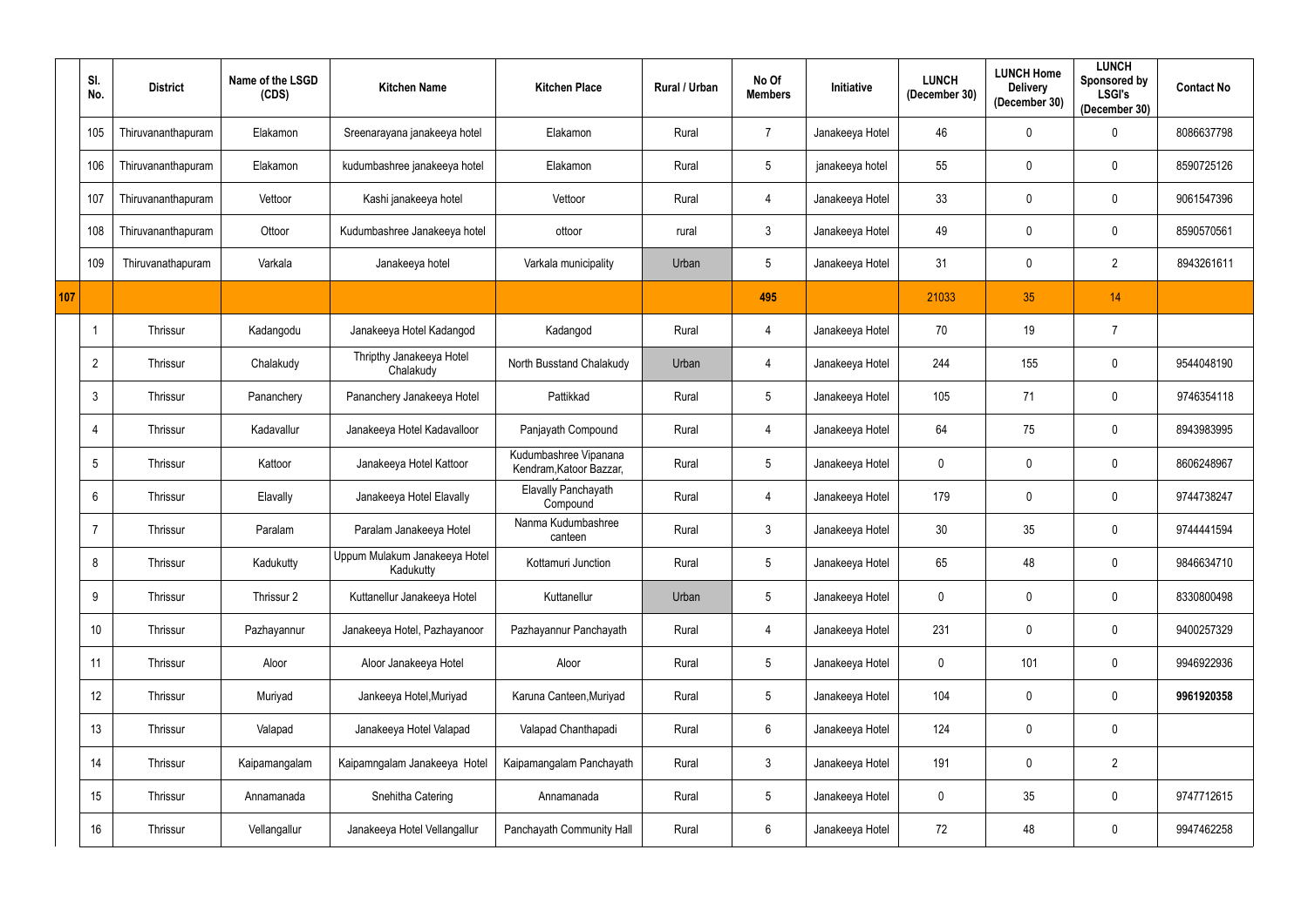| | Sl. No. | District | Name of the LSGD (CDS) | Kitchen Name | Kitchen Place | Rural / Urban | No Of Members | Initiative | LUNCH (December 30) | LUNCH Home Delivery (December 30) | LUNCH Sponsored by LSGI's (December 30) | Contact No |
|---|---|---|---|---|---|---|---|---|---|---|---|---|
| | 105 | Thiruvananthapuram | Elakamon | Sreenarayana janakeeya hotel | Elakamon | Rural | 7 | Janakeeya Hotel | 46 | 0 | 0 | 8086637798 |
| | 106 | Thiruvananthapuram | Elakamon | kudumbashree janakeeya hotel | Elakamon | Rural | 5 | janakeeya hotel | 55 | 0 | 0 | 8590725126 |
| | 107 | Thiruvananthapuram | Vettoor | Kashi janakeeya hotel | Vettoor | Rural | 4 | Janakeeya Hotel | 33 | 0 | 0 | 9061547396 |
| | 108 | Thiruvananthapuram | Ottoor | Kudumbashree Janakeeya hotel | ottoor | rural | 3 | Janakeeya Hotel | 49 | 0 | 0 | 8590570561 |
| | 109 | Thiruvanathapuram | Varkala | Janakeeya hotel | Varkala municipality | Urban | 5 | Janakeeya Hotel | 31 | 0 | 2 | 8943261611 |
| **107** | | | | | | | **495** | | 21033 | 35 | 14 | |
| | 1 | Thrissur | Kadangodu | Janakeeya Hotel Kadangod | Kadangod | Rural | 4 | Janakeeya Hotel | 70 | 19 | 7 | |
| | 2 | Thrissur | Chalakudy | Thripthy Janakeeya Hotel Chalakudy | North Busstand Chalakudy | Urban | 4 | Janakeeya Hotel | 244 | 155 | 0 | 9544048190 |
| | 3 | Thrissur | Pananchery | Pananchery Janakeeya Hotel | Pattikkad | Rural | 5 | Janakeeya Hotel | 105 | 71 | 0 | 9746354118 |
| | 4 | Thrissur | Kadavallur | Janakeeya Hotel Kadavalloor | Panjayath Compound | Rural | 4 | Janakeeya Hotel | 64 | 75 | 0 | 8943983995 |
| | 5 | Thrissur | Kattoor | Janakeeya Hotel Kattoor | Kudumbashree Vipanana Kendram,Katoor Bazzar, | Rural | 5 | Janakeeya Hotel | 0 | 0 | 0 | 8606248967 |
| | 6 | Thrissur | Elavally | Janakeeya Hotel Elavally | Elavally Panchayath Compound | Rural | 4 | Janakeeya Hotel | 179 | 0 | 0 | 9744738247 |
| | 7 | Thrissur | Paralam | Paralam Janakeeya Hotel | Nanma Kudumbashree canteen | Rural | 3 | Janakeeya Hotel | 30 | 35 | 0 | 9744441594 |
| | 8 | Thrissur | Kadukutty | Uppum Mulakum Janakeeya Hotel Kadukutty | Kottamuri Junction | Rural | 5 | Janakeeya Hotel | 65 | 48 | 0 | 9846634710 |
| | 9 | Thrissur | Thrissur 2 | Kuttanellur Janakeeya Hotel | Kuttanellur | Urban | 5 | Janakeeya Hotel | 0 | 0 | 0 | 8330800498 |
| | 10 | Thrissur | Pazhayannur | Janakeeya Hotel, Pazhayanoor | Pazhayannur Panchayath | Rural | 4 | Janakeeya Hotel | 231 | 0 | 0 | 9400257329 |
| | 11 | Thrissur | Aloor | Aloor Janakeeya Hotel | Aloor | Rural | 5 | Janakeeya Hotel | 0 | 101 | 0 | 9946922936 |
| | 12 | Thrissur | Muriyad | Jankeeya Hotel,Muriyad | Karuna Canteen,Muriyad | Rural | 5 | Janakeeya Hotel | 104 | 0 | 0 | **9961920358** |
| | 13 | Thrissur | Valapad | Janakeeya Hotel Valapad | Valapad Chanthapadi | Rural | 6 | Janakeeya Hotel | 124 | 0 | 0 | |
| | 14 | Thrissur | Kaipamangalam | Kaipamngalam Janakeeya Hotel | Kaipamangalam Panchayath | Rural | 3 | Janakeeya Hotel | 191 | 0 | 2 | |
| | 15 | Thrissur | Annamanada | Snehitha Catering | Annamanada | Rural | 5 | Janakeeya Hotel | 0 | 35 | 0 | 9747712615 |
| | 16 | Thrissur | Vellangallur | Janakeeya Hotel Vellangallur | Panchayath Community Hall | Rural | 6 | Janakeeya Hotel | 72 | 48 | 0 | 9947462258 |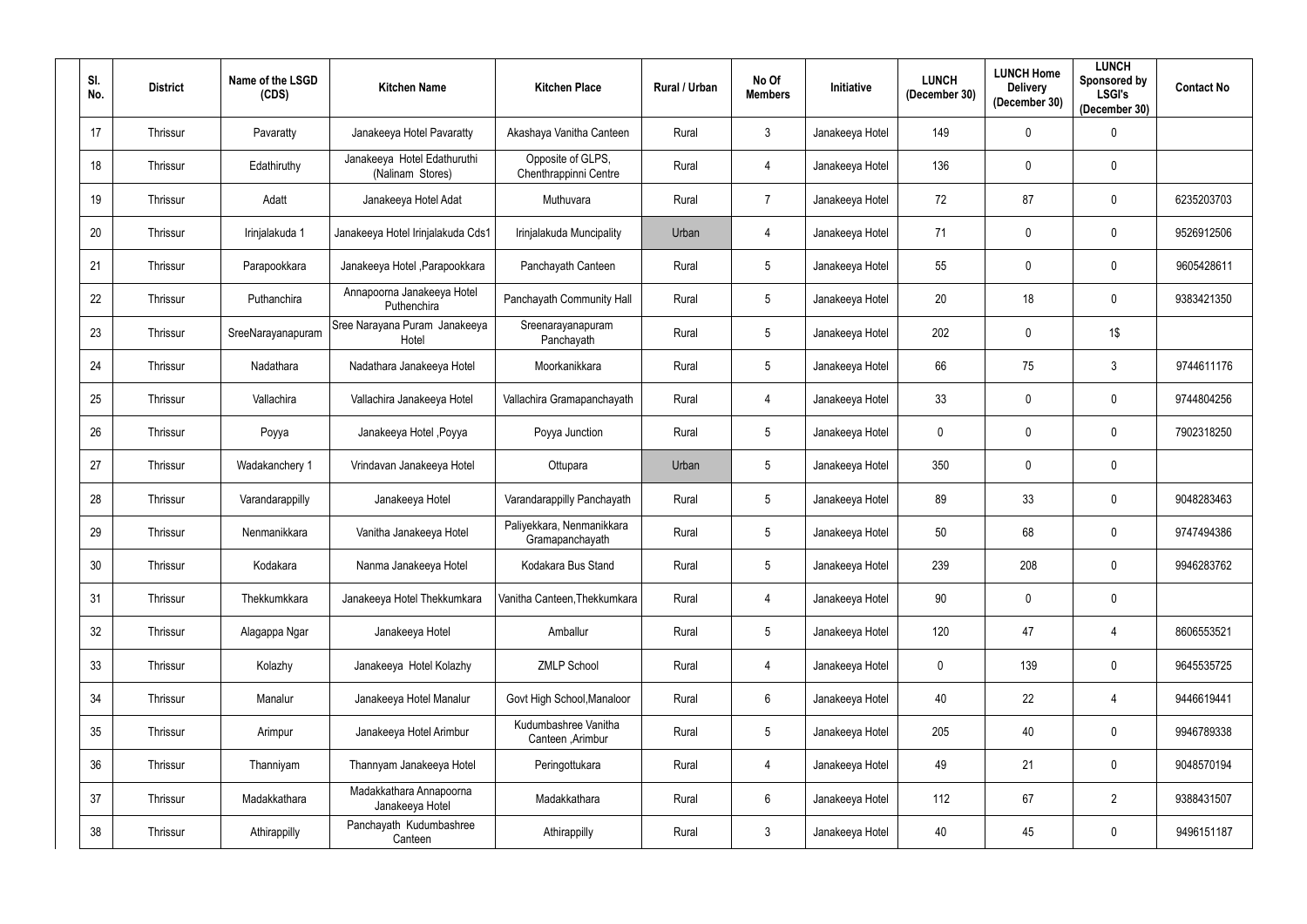| Sl. No. | District | Name of the LSGD (CDS) | Kitchen Name | Kitchen Place | Rural / Urban | No Of Members | Initiative | LUNCH (December 30) | LUNCH Home Delivery (December 30) | LUNCH Sponsored by LSGI's (December 30) | Contact No |
|---|---|---|---|---|---|---|---|---|---|---|---|
| 17 | Thrissur | Pavaratty | Janakeeya Hotel Pavaratty | Akashaya Vanitha Canteen | Rural | 3 | Janakeeya Hotel | 149 | 0 | 0 | |
| 18 | Thrissur | Edathiruthy | Janakeeya Hotel Edathuruthi (Nalinam Stores) | Opposite of GLPS, Chenthrappinni Centre | Rural | 4 | Janakeeya Hotel | 136 | 0 | 0 | |
| 19 | Thrissur | Adatt | Janakeeya Hotel Adat | Muthuvara | Rural | 7 | Janakeeya Hotel | 72 | 87 | 0 | 6235203703 |
| 20 | Thrissur | Irinjalakuda 1 | Janakeeya Hotel Irinjalakuda Cds1 | Irinjalakuda Muncipality | Urban | 4 | Janakeeya Hotel | 71 | 0 | 0 | 9526912506 |
| 21 | Thrissur | Parapookkara | Janakeeya Hotel ,Parapookkara | Panchayath Canteen | Rural | 5 | Janakeeya Hotel | 55 | 0 | 0 | 9605428611 |
| 22 | Thrissur | Puthanchira | Annapoorna Janakeeya Hotel Puthenchira | Panchayath Community Hall | Rural | 5 | Janakeeya Hotel | 20 | 18 | 0 | 9383421350 |
| 23 | Thrissur | SreeNarayanapuram | Sree Narayana Puram Janakeeya Hotel | Sreenarayanapuram Panchayath | Rural | 5 | Janakeeya Hotel | 202 | 0 | 1$ | |
| 24 | Thrissur | Nadathara | Nadathara Janakeeya Hotel | Moorkanikkara | Rural | 5 | Janakeeya Hotel | 66 | 75 | 3 | 9744611176 |
| 25 | Thrissur | Vallachira | Vallachira Janakeeya Hotel | Vallachira Gramapanchayath | Rural | 4 | Janakeeya Hotel | 33 | 0 | 0 | 9744804256 |
| 26 | Thrissur | Poyya | Janakeeya Hotel ,Poyya | Poyya Junction | Rural | 5 | Janakeeya Hotel | 0 | 0 | 0 | 7902318250 |
| 27 | Thrissur | Wadakanchery 1 | Vrindavan Janakeeya Hotel | Ottupara | Urban | 5 | Janakeeya Hotel | 350 | 0 | 0 | |
| 28 | Thrissur | Varandarappilly | Janakeeya Hotel | Varandarappilly Panchayath | Rural | 5 | Janakeeya Hotel | 89 | 33 | 0 | 9048283463 |
| 29 | Thrissur | Nenmanikkara | Vanitha Janakeeya Hotel | Paliyekkara, Nenmanikkara Gramapanchayath | Rural | 5 | Janakeeya Hotel | 50 | 68 | 0 | 9747494386 |
| 30 | Thrissur | Kodakara | Nanma Janakeeya Hotel | Kodakara Bus Stand | Rural | 5 | Janakeeya Hotel | 239 | 208 | 0 | 9946283762 |
| 31 | Thrissur | Thekkumkkara | Janakeeya Hotel Thekkumkara | Vanitha Canteen,Thekkumkara | Rural | 4 | Janakeeya Hotel | 90 | 0 | 0 | |
| 32 | Thrissur | Alagappa Ngar | Janakeeya Hotel | Amballur | Rural | 5 | Janakeeya Hotel | 120 | 47 | 4 | 8606553521 |
| 33 | Thrissur | Kolazhy | Janakeeya Hotel Kolazhy | ZMLP School | Rural | 4 | Janakeeya Hotel | 0 | 139 | 0 | 9645535725 |
| 34 | Thrissur | Manalur | Janakeeya Hotel Manalur | Govt High School,Manaloor | Rural | 6 | Janakeeya Hotel | 40 | 22 | 4 | 9446619441 |
| 35 | Thrissur | Arimpur | Janakeeya Hotel Arimbur | Kudumbashree Vanitha Canteen ,Arimbur | Rural | 5 | Janakeeya Hotel | 205 | 40 | 0 | 9946789338 |
| 36 | Thrissur | Thanniyam | Thannyam Janakeeya Hotel | Peringottukara | Rural | 4 | Janakeeya Hotel | 49 | 21 | 0 | 9048570194 |
| 37 | Thrissur | Madakkathara | Madakkathara Annapoorna Janakeeya Hotel | Madakkathara | Rural | 6 | Janakeeya Hotel | 112 | 67 | 2 | 9388431507 |
| 38 | Thrissur | Athirappilly | Panchayath Kudumbashree Canteen | Athirappilly | Rural | 3 | Janakeeya Hotel | 40 | 45 | 0 | 9496151187 |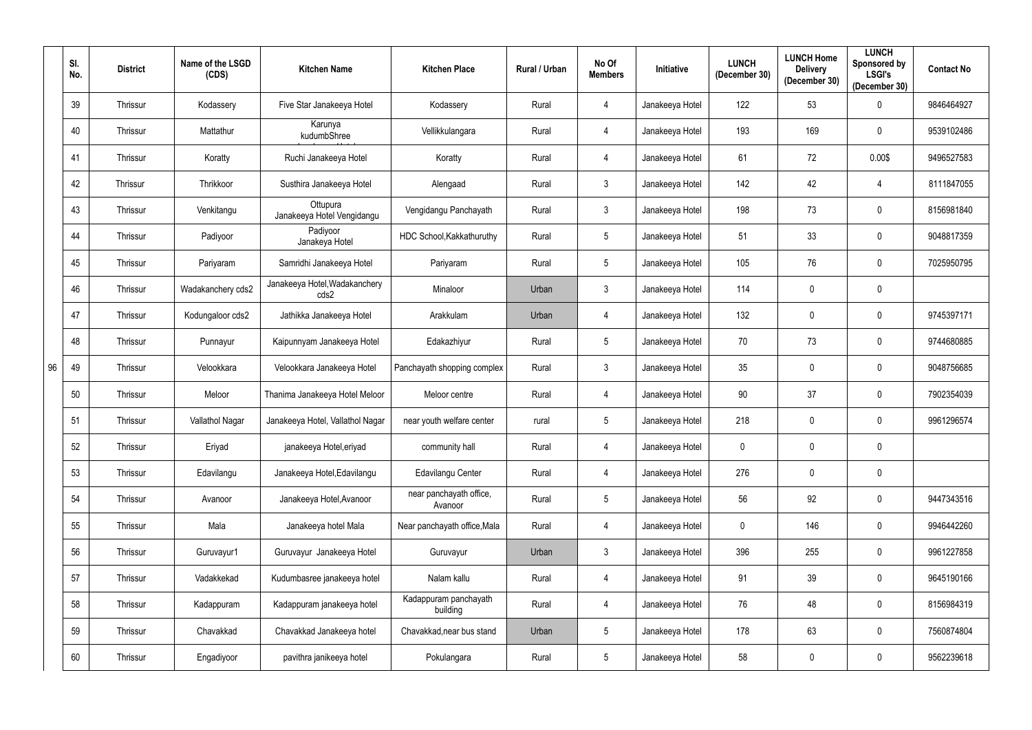| | Sl. No. | District | Name of the LSGD (CDS) | Kitchen Name | Kitchen Place | Rural / Urban | No Of Members | Initiative | LUNCH (December 30) | LUNCH Home Delivery (December 30) | LUNCH Sponsored by LSGI's (December 30) | Contact No |
|---|---|---|---|---|---|---|---|---|---|---|---|---|
| | 39 | Thrissur | Kodassery | Five Star Janakeeya Hotel | Kodassery | Rural | 4 | Janakeeya Hotel | 122 | 53 | 0 | 9846464927 |
| | 40 | Thrissur | Mattathur | Karunya kudumbShree | Vellikkulangara | Rural | 4 | Janakeeya Hotel | 193 | 169 | 0 | 9539102486 |
| | 41 | Thrissur | Koratty | Ruchi Janakeeya Hotel | Koratty | Rural | 4 | Janakeeya Hotel | 61 | 72 | 0.00$ | 9496527583 |
| | 42 | Thrissur | Thrikkoor | Susthira Janakeeya Hotel | Alengaad | Rural | 3 | Janakeeya Hotel | 142 | 42 | 4 | 8111847055 |
| | 43 | Thrissur | Venkitangu | Ottupura Janakeeya Hotel Vengidangu | Vengidangu Panchayath | Rural | 3 | Janakeeya Hotel | 198 | 73 | 0 | 8156981840 |
| | 44 | Thrissur | Padiyoor | Padiyoor Janakeya Hotel | HDC School,Kakkathuruthy | Rural | 5 | Janakeeya Hotel | 51 | 33 | 0 | 9048817359 |
| | 45 | Thrissur | Pariyaram | Samridhi Janakeeya Hotel | Pariyaram | Rural | 5 | Janakeeya Hotel | 105 | 76 | 0 | 7025950795 |
| | 46 | Thrissur | Wadakanchery cds2 | Janakeeya Hotel,Wadakanchery cds2 | Minaloor | Urban | 3 | Janakeeya Hotel | 114 | 0 | 0 | |
| | 47 | Thrissur | Kodungaloor cds2 | Jathikka Janakeeya Hotel | Arakkulam | Urban | 4 | Janakeeya Hotel | 132 | 0 | 0 | 9745397171 |
| | 48 | Thrissur | Punnayur | Kaipunnyam Janakeeya Hotel | Edakazhiyur | Rural | 5 | Janakeeya Hotel | 70 | 73 | 0 | 9744680885 |
| 96 | 49 | Thrissur | Velookkara | Velookkara Janakeeya Hotel | Panchayath shopping complex | Rural | 3 | Janakeeya Hotel | 35 | 0 | 0 | 9048756685 |
| | 50 | Thrissur | Meloor | Thanima Janakeeya Hotel Meloor | Meloor centre | Rural | 4 | Janakeeya Hotel | 90 | 37 | 0 | 7902354039 |
| | 51 | Thrissur | Vallathol Nagar | Janakeeya Hotel, Vallathol Nagar | near youth welfare center | rural | 5 | Janakeeya Hotel | 218 | 0 | 0 | 9961296574 |
| | 52 | Thrissur | Eriyad | janakeeya Hotel,eriyad | community hall | Rural | 4 | Janakeeya Hotel | 0 | 0 | 0 | |
| | 53 | Thrissur | Edavilangu | Janakeeya Hotel,Edavilangu | Edavilangu Center | Rural | 4 | Janakeeya Hotel | 276 | 0 | 0 | |
| | 54 | Thrissur | Avanoor | Janakeeya Hotel,Avanoor | near panchayath office, Avanoor | Rural | 5 | Janakeeya Hotel | 56 | 92 | 0 | 9447343516 |
| | 55 | Thrissur | Mala | Janakeeya hotel Mala | Near panchayath office,Mala | Rural | 4 | Janakeeya Hotel | 0 | 146 | 0 | 9946442260 |
| | 56 | Thrissur | Guruvayur1 | Guruvayur Janakeeya Hotel | Guruvayur | Urban | 3 | Janakeeya Hotel | 396 | 255 | 0 | 9961227858 |
| | 57 | Thrissur | Vadakkekad | Kudumbasree janakeeya hotel | Nalam kallu | Rural | 4 | Janakeeya Hotel | 91 | 39 | 0 | 9645190166 |
| | 58 | Thrissur | Kadappuram | Kadappuram janakeeya hotel | Kadappuram panchayath building | Rural | 4 | Janakeeya Hotel | 76 | 48 | 0 | 8156984319 |
| | 59 | Thrissur | Chavakkad | Chavakkad Janakeeya hotel | Chavakkad,near bus stand | Urban | 5 | Janakeeya Hotel | 178 | 63 | 0 | 7560874804 |
| | 60 | Thrissur | Engadiyoor | pavithra janikeeya hotel | Pokulangara | Rural | 5 | Janakeeya Hotel | 58 | 0 | 0 | 9562239618 |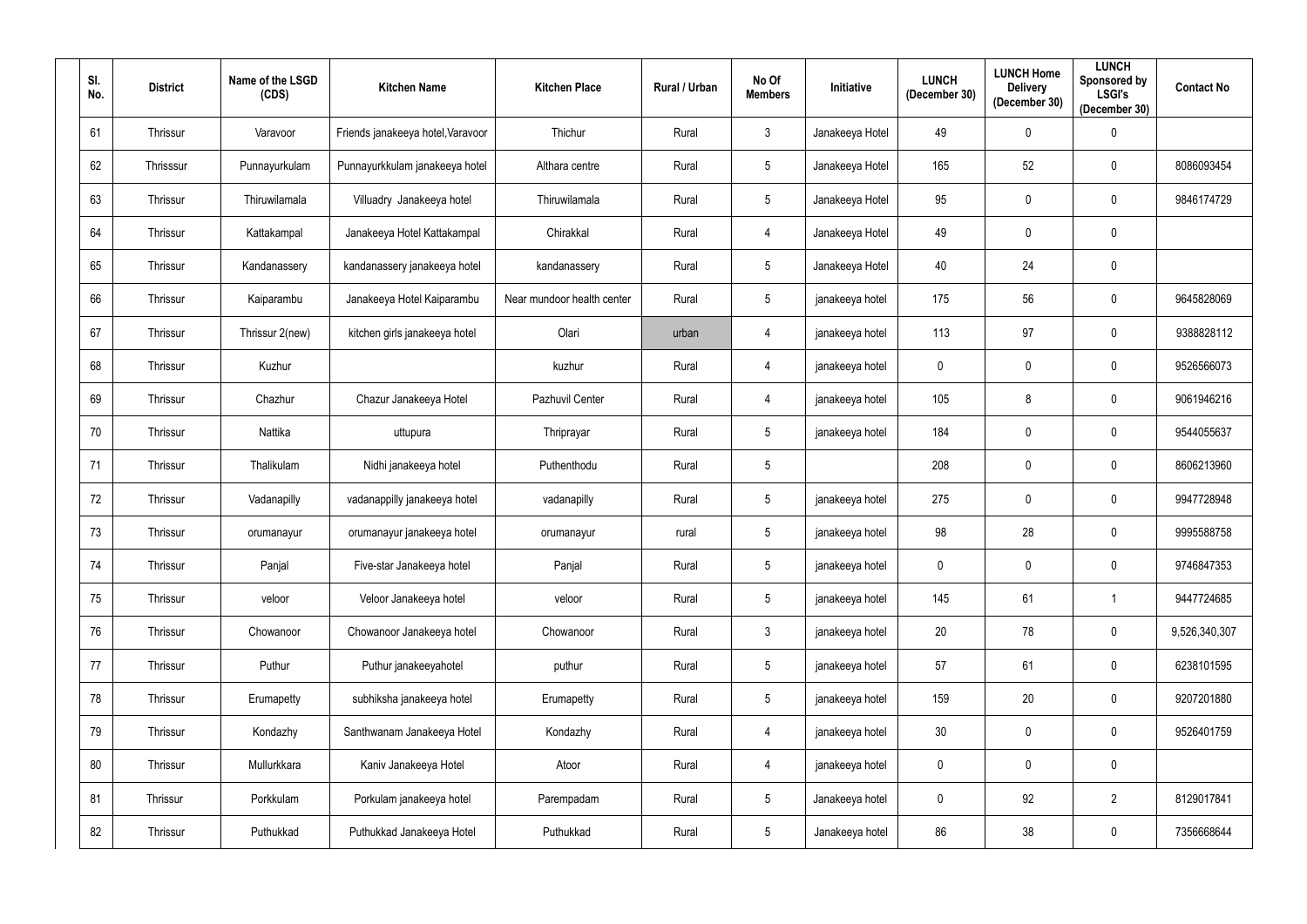| Sl. No. | District | Name of the LSGD (CDS) | Kitchen Name | Kitchen Place | Rural / Urban | No Of Members | Initiative | LUNCH (December 30) | LUNCH Home Delivery (December 30) | LUNCH Sponsored by LSGI's (December 30) | Contact No |
|---|---|---|---|---|---|---|---|---|---|---|---|
| 61 | Thrissur | Varavoor | Friends janakeeya hotel,Varavoor | Thichur | Rural | 3 | Janakeeya Hotel | 49 | 0 | 0 | |
| 62 | Thrisssur | Punnayurkulam | Punnayurkkulam janakeeya hotel | Althara centre | Rural | 5 | Janakeeya Hotel | 165 | 52 | 0 | 8086093454 |
| 63 | Thrissur | Thiruwilamala | Villuadry Janakeeya hotel | Thiruwilamala | Rural | 5 | Janakeeya Hotel | 95 | 0 | 0 | 9846174729 |
| 64 | Thrissur | Kattakampal | Janakeeya Hotel Kattakampal | Chirakkal | Rural | 4 | Janakeeya Hotel | 49 | 0 | 0 | |
| 65 | Thrissur | Kandanassery | kandanassery janakeeya hotel | kandanassery | Rural | 5 | Janakeeya Hotel | 40 | 24 | 0 | |
| 66 | Thrissur | Kaiparambu | Janakeeya Hotel Kaiparambu | Near mundoor health center | Rural | 5 | janakeeya hotel | 175 | 56 | 0 | 9645828069 |
| 67 | Thrissur | Thrissur 2(new) | kitchen girls janakeeya hotel | Olari | urban | 4 | janakeeya hotel | 113 | 97 | 0 | 9388828112 |
| 68 | Thrissur | Kuzhur | | kuzhur | Rural | 4 | janakeeya hotel | 0 | 0 | 0 | 9526566073 |
| 69 | Thrissur | Chazhur | Chazur Janakeeya Hotel | Pazhuvil Center | Rural | 4 | janakeeya hotel | 105 | 8 | 0 | 9061946216 |
| 70 | Thrissur | Nattika | uttupura | Thriprayar | Rural | 5 | janakeeya hotel | 184 | 0 | 0 | 9544055637 |
| 71 | Thrissur | Thalikulam | Nidhi janakeeya hotel | Puthenthodu | Rural | 5 | | 208 | 0 | 0 | 8606213960 |
| 72 | Thrissur | Vadanapilly | vadanappilly janakeeya hotel | vadanapilly | Rural | 5 | janakeeya hotel | 275 | 0 | 0 | 9947728948 |
| 73 | Thrissur | orumanayur | orumanayur janakeeya hotel | orumanayur | rural | 5 | janakeeya hotel | 98 | 28 | 0 | 9995588758 |
| 74 | Thrissur | Panjal | Five-star Janakeeya hotel | Panjal | Rural | 5 | janakeeya hotel | 0 | 0 | 0 | 9746847353 |
| 75 | Thrissur | veloor | Veloor Janakeeya hotel | veloor | Rural | 5 | janakeeya hotel | 145 | 61 | 1 | 9447724685 |
| 76 | Thrissur | Chowanoor | Chowanoor Janakeeya hotel | Chowanoor | Rural | 3 | janakeeya hotel | 20 | 78 | 0 | 9,526,340,307 |
| 77 | Thrissur | Puthur | Puthur janakeeyahotel | puthur | Rural | 5 | janakeeya hotel | 57 | 61 | 0 | 6238101595 |
| 78 | Thrissur | Erumapetty | subhiksha janakeeya hotel | Erumapetty | Rural | 5 | janakeeya hotel | 159 | 20 | 0 | 9207201880 |
| 79 | Thrissur | Kondazhy | Santhwanam Janakeeya Hotel | Kondazhy | Rural | 4 | janakeeya hotel | 30 | 0 | 0 | 9526401759 |
| 80 | Thrissur | Mullurkkara | Kaniv Janakeeya Hotel | Atoor | Rural | 4 | janakeeya hotel | 0 | 0 | 0 | |
| 81 | Thrissur | Porkkulam | Porkulam janakeeya hotel | Parempadam | Rural | 5 | Janakeeya hotel | 0 | 92 | 2 | 8129017841 |
| 82 | Thrissur | Puthukkad | Puthukkad Janakeeya Hotel | Puthukkad | Rural | 5 | Janakeeya hotel | 86 | 38 | 0 | 7356668644 |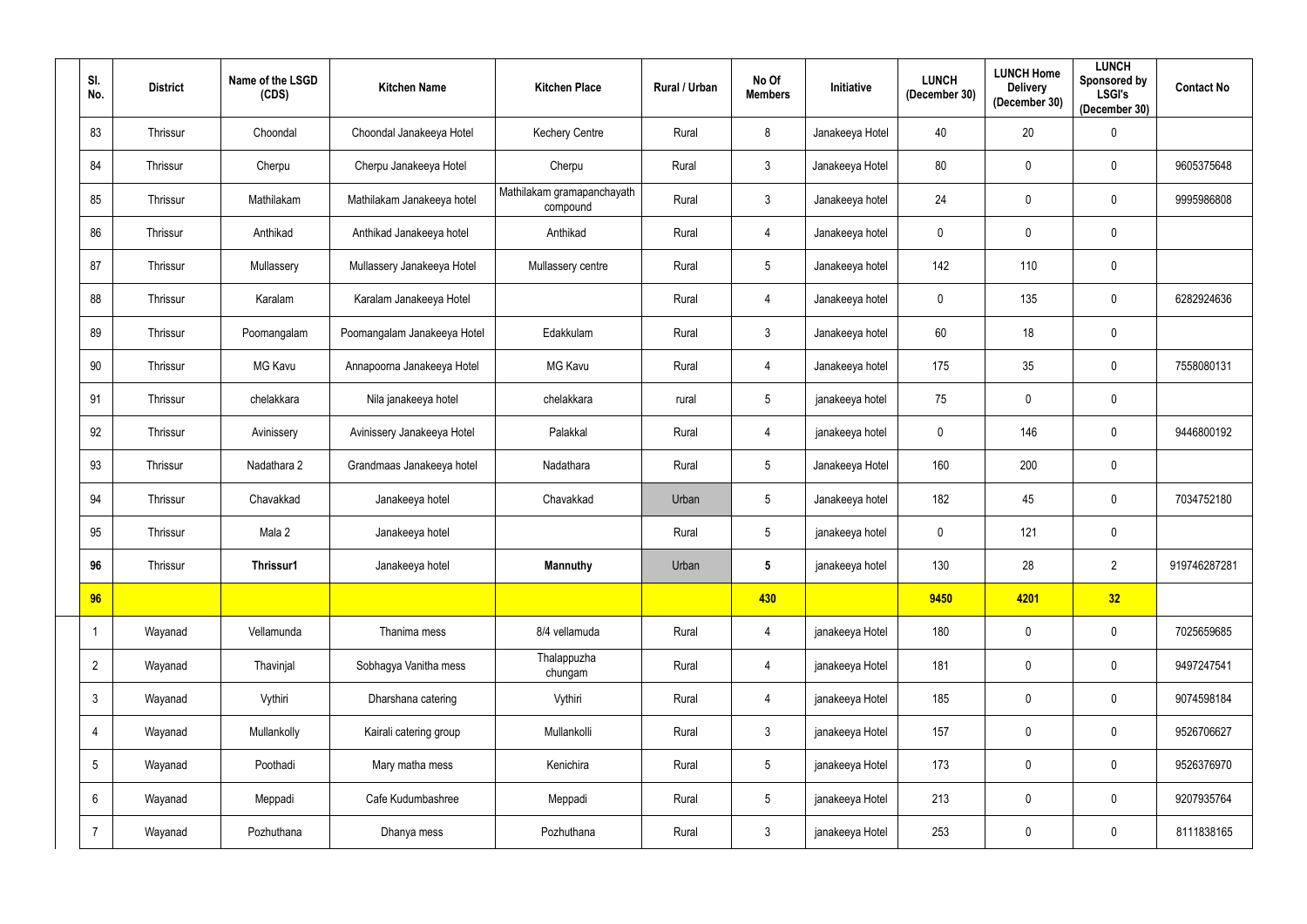| Sl. No. | District | Name of the LSGD (CDS) | Kitchen Name | Kitchen Place | Rural / Urban | No Of Members | Initiative | LUNCH (December 30) | LUNCH Home Delivery (December 30) | LUNCH Sponsored by LSGI's (December 30) | Contact No |
|---|---|---|---|---|---|---|---|---|---|---|---|
| 83 | Thrissur | Choondal | Choondal Janakeeya Hotel | Kechery Centre | Rural | 8 | Janakeeya Hotel | 40 | 20 | 0 | |
| 84 | Thrissur | Cherpu | Cherpu Janakeeya Hotel | Cherpu | Rural | 3 | Janakeeya Hotel | 80 | 0 | 0 | 9605375648 |
| 85 | Thrissur | Mathilakam | Mathilakam Janakeeya hotel | Mathilakam gramapanchayath compound | Rural | 3 | Janakeeya hotel | 24 | 0 | 0 | 9995986808 |
| 86 | Thrissur | Anthikad | Anthikad Janakeeya hotel | Anthikad | Rural | 4 | Janakeeya hotel | 0 | 0 | 0 | |
| 87 | Thrissur | Mullassery | Mullassery Janakeeya Hotel | Mullassery centre | Rural | 5 | Janakeeya hotel | 142 | 110 | 0 | |
| 88 | Thrissur | Karalam | Karalam Janakeeya Hotel | | Rural | 4 | Janakeeya hotel | 0 | 135 | 0 | 6282924636 |
| 89 | Thrissur | Poomangalam | Poomangalam Janakeeya Hotel | Edakkulam | Rural | 3 | Janakeeya hotel | 60 | 18 | 0 | |
| 90 | Thrissur | MG Kavu | Annapoorna Janakeeya Hotel | MG Kavu | Rural | 4 | Janakeeya hotel | 175 | 35 | 0 | 7558080131 |
| 91 | Thrissur | chelakkara | Nila janakeeya hotel | chelakkara | rural | 5 | janakeeya hotel | 75 | 0 | 0 | |
| 92 | Thrissur | Avinissery | Avinissery Janakeeya Hotel | Palakkal | Rural | 4 | janakeeya hotel | 0 | 146 | 0 | 9446800192 |
| 93 | Thrissur | Nadathara 2 | Grandmaas Janakeeya hotel | Nadathara | Rural | 5 | Janakeeya Hotel | 160 | 200 | 0 | |
| 94 | Thrissur | Chavakkad | Janakeeya hotel | Chavakkad | Urban | 5 | Janakeeya hotel | 182 | 45 | 0 | 7034752180 |
| 95 | Thrissur | Mala 2 | Janakeeya hotel | | Rural | 5 | janakeeya hotel | 0 | 121 | 0 | |
| **96** | Thrissur | **Thrissur1** | Janakeeya hotel | **Mannuthy** | Urban | **5** | janakeeya hotel | 130 | 28 | 2 | 919746287281 |
| **96** | | | | | | **430** | | **9450** | **4201** | **32** | |
| 1 | Wayanad | Vellamunda | Thanima mess | 8/4 vellamuda | Rural | 4 | janakeeya Hotel | 180 | 0 | 0 | 7025659685 |
| 2 | Wayanad | Thavinjal | Sobhagya Vanitha mess | Thalappuzha chungam | Rural | 4 | janakeeya Hotel | 181 | 0 | 0 | 9497247541 |
| 3 | Wayanad | Vythiri | Dharshana catering | Vythiri | Rural | 4 | janakeeya Hotel | 185 | 0 | 0 | 9074598184 |
| 4 | Wayanad | Mullankolly | Kairali catering group | Mullankolli | Rural | 3 | janakeeya Hotel | 157 | 0 | 0 | 9526706627 |
| 5 | Wayanad | Poothadi | Mary matha mess | Kenichira | Rural | 5 | janakeeya Hotel | 173 | 0 | 0 | 9526376970 |
| 6 | Wayanad | Meppadi | Cafe Kudumbashree | Meppadi | Rural | 5 | janakeeya Hotel | 213 | 0 | 0 | 9207935764 |
| 7 | Wayanad | Pozhuthana | Dhanya mess | Pozhuthana | Rural | 3 | janakeeya Hotel | 253 | 0 | 0 | 8111838165 |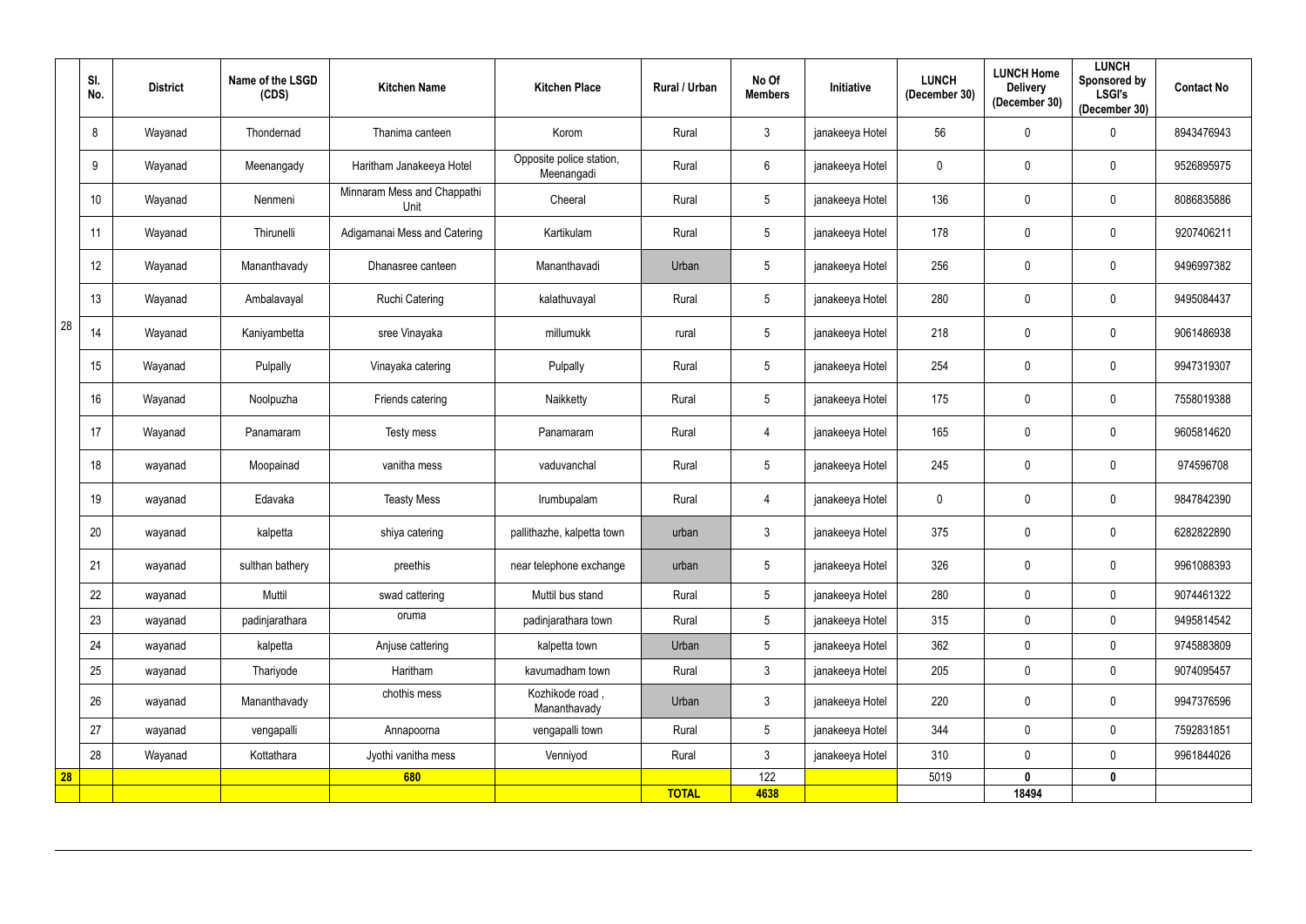|  | Sl. No. | District | Name of the LSGD (CDS) | Kitchen Name | Kitchen Place | Rural / Urban | No Of Members | Initiative | LUNCH (December 30) | LUNCH Home Delivery (December 30) | LUNCH Sponsored by LSGI's (December 30) | Contact No |
|---|---|---|---|---|---|---|---|---|---|---|---|---|
| 28 | 8 | Wayanad | Thondernad | Thanima canteen | Korom | Rural | 3 | janakeeya Hotel | 56 | 0 | 0 | 8943476943 |
|  | 9 | Wayanad | Meenangady | Haritham Janakeeya Hotel | Opposite police station, Meenangadi | Rural | 6 | janakeeya Hotel | 0 | 0 | 0 | 9526895975 |
|  | 10 | Wayanad | Nenmeni | Minnaram Mess and Chappathi Unit | Cheeral | Rural | 5 | janakeeya Hotel | 136 | 0 | 0 | 8086835886 |
|  | 11 | Wayanad | Thirunelli | Adigamanai Mess and Catering | Kartikulam | Rural | 5 | janakeeya Hotel | 178 | 0 | 0 | 9207406211 |
|  | 12 | Wayanad | Mananthavady | Dhanasree canteen | Mananthavadi | Urban | 5 | janakeeya Hotel | 256 | 0 | 0 | 9496997382 |
|  | 13 | Wayanad | Ambalavayal | Ruchi Catering | kalathuvayal | Rural | 5 | janakeeya Hotel | 280 | 0 | 0 | 9495084437 |
|  | 14 | Wayanad | Kaniyambetta | sree Vinayaka | millumukk | rural | 5 | janakeeya Hotel | 218 | 0 | 0 | 9061486938 |
|  | 15 | Wayanad | Pulpally | Vinayaka catering | Pulpally | Rural | 5 | janakeeya Hotel | 254 | 0 | 0 | 9947319307 |
|  | 16 | Wayanad | Noolpuzha | Friends catering | Naikketty | Rural | 5 | janakeeya Hotel | 175 | 0 | 0 | 7558019388 |
|  | 17 | Wayanad | Panamaram | Testy mess | Panamaram | Rural | 4 | janakeeya Hotel | 165 | 0 | 0 | 9605814620 |
|  | 18 | wayanad | Moopainad | vanitha mess | vaduvanchal | Rural | 5 | janakeeya Hotel | 245 | 0 | 0 | 974596708 |
|  | 19 | wayanad | Edavaka | Teasty Mess | Irumbupalam | Rural | 4 | janakeeya Hotel | 0 | 0 | 0 | 9847842390 |
|  | 20 | wayanad | kalpetta | shiya catering | pallithazhe, kalpetta town | urban | 3 | janakeeya Hotel | 375 | 0 | 0 | 6282822890 |
|  | 21 | wayanad | sulthan bathery | preethis | near telephone exchange | urban | 5 | janakeeya Hotel | 326 | 0 | 0 | 9961088393 |
|  | 22 | wayanad | Muttil | swad cattering | Muttil bus stand | Rural | 5 | janakeeya Hotel | 280 | 0 | 0 | 9074461322 |
|  | 23 | wayanad | padinjarathara | oruma | padinjarathara town | Rural | 5 | janakeeya Hotel | 315 | 0 | 0 | 9495814542 |
|  | 24 | wayanad | kalpetta | Anjuse cattering | kalpetta town | Urban | 5 | janakeeya Hotel | 362 | 0 | 0 | 9745883809 |
|  | 25 | wayanad | Thariyode | Haritham | kavumadham town | Rural | 3 | janakeeya Hotel | 205 | 0 | 0 | 9074095457 |
|  | 26 | wayanad | Mananthavady | chothis mess | Kozhikode road , Mananthavady | Urban | 3 | janakeeya Hotel | 220 | 0 | 0 | 9947376596 |
|  | 27 | wayanad | vengapalli | Annapoorna | vengapalli town | Rural | 5 | janakeeya Hotel | 344 | 0 | 0 | 7592831851 |
|  | 28 | Wayanad | Kottathara | Jyothi vanitha mess | Venniyod | Rural | 3 | janakeeya Hotel | 310 | 0 | 0 | 9961844026 |
| **28** |  |  |  | **680** |  |  | 122 |  | 5019 | **0** | **0** |  |
|  |  |  |  |  |  | **TOTAL** | **4638** |  |  | **18494** |  |  |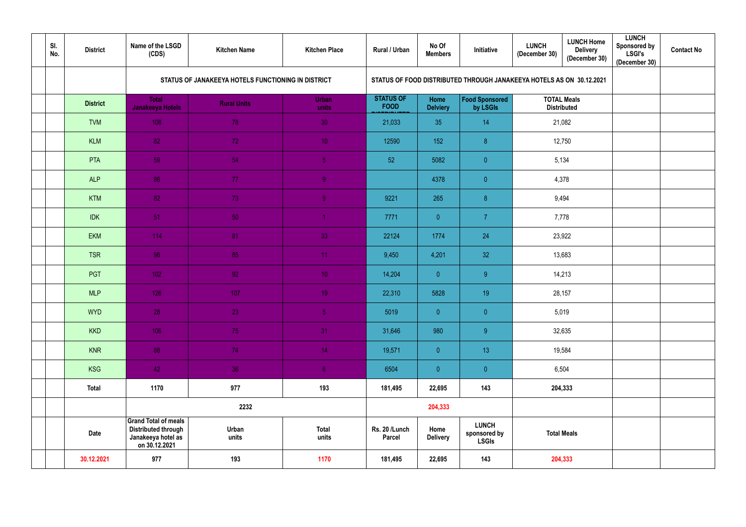| | Sl. No. | District | Name of the LSGD (CDS) | Kitchen Name | Kitchen Place | Rural / Urban | No Of Members | Initiative | LUNCH (December 30) | LUNCH Home Delivery (December 30) | LUNCH Sponsored by LSGI's (December 30) | Contact No |
|---|---|---|---|---|---|---|---|---|---|---|---|---|
| | | | STATUS OF JANAKEEYA HOTELS FUNCTIONING IN DISTRICT | | | STATUS OF FOOD DISTRIBUTED THROUGH JANAKEEYA HOTELS AS ON 30.12.2021 | | | | | | |
| | | District | Total Janakeeya Hotels | Rural Units | Urban units | STATUS OF FOOD DISTRIBUTED | Home Delviery | Food Sponsored by LSGIs | TOTAL Meals Distributed | | | |
| | | TVM | 108 | 78 | 30 | 21,033 | 35 | 14 | 21,082 | | | |
| | | KLM | 82 | 72 | 10 | 12590 | 152 | 8 | 12,750 | | | |
| | | PTA | 59 | 54 | 5 | 52 | 5082 | 0 | 5,134 | | | |
| | | ALP | 86 | 77 | 9 | | 4378 | 0 | 4,378 | | | |
| | | KTM | 82 | 73 | 9 | 9221 | 265 | 8 | 9,494 | | | |
| | | IDK | 51 | 50 | 1 | 7771 | 0 | 7 | 7,778 | | | |
| | | EKM | 114 | 81 | 33 | 22124 | 1774 | 24 | 23,922 | | | |
| | | TSR | 96 | 85 | 11 | 9,450 | 4,201 | 32 | 13,683 | | | |
| | | PGT | 102 | 92 | 10 | 14,204 | 0 | 9 | 14,213 | | | |
| | | MLP | 126 | 107 | 19 | 22,310 | 5828 | 19 | 28,157 | | | |
| | | WYD | 28 | 23 | 5 | 5019 | 0 | 0 | 5,019 | | | |
| | | KKD | 106 | 75 | 31 | 31,646 | 980 | 9 | 32,635 | | | |
| | | KNR | 88 | 74 | 14 | 19,571 | 0 | 13 | 19,584 | | | |
| | | KSG | 42 | 36 | 6 | 6504 | 0 | 0 | 6,504 | | | |
| | | Total | 1170 | 977 | 193 | 181,495 | 22,695 | 143 | 204,333 | | | |
| | | | 2232 | | | 204,333 | | | | | | |
| | | Date | Grand Total of meals Distributed through Janakeeya hotel as on 30.12.2021 | Urban units | Total units | Rs. 20 /Lunch Parcel | Home Delivery | LUNCH sponsored by LSGIs | Total Meals | | | |
| | | 30.12.2021 | 977 | 193 | 1170 | 181,495 | 22,695 | 143 | 204,333 | | | |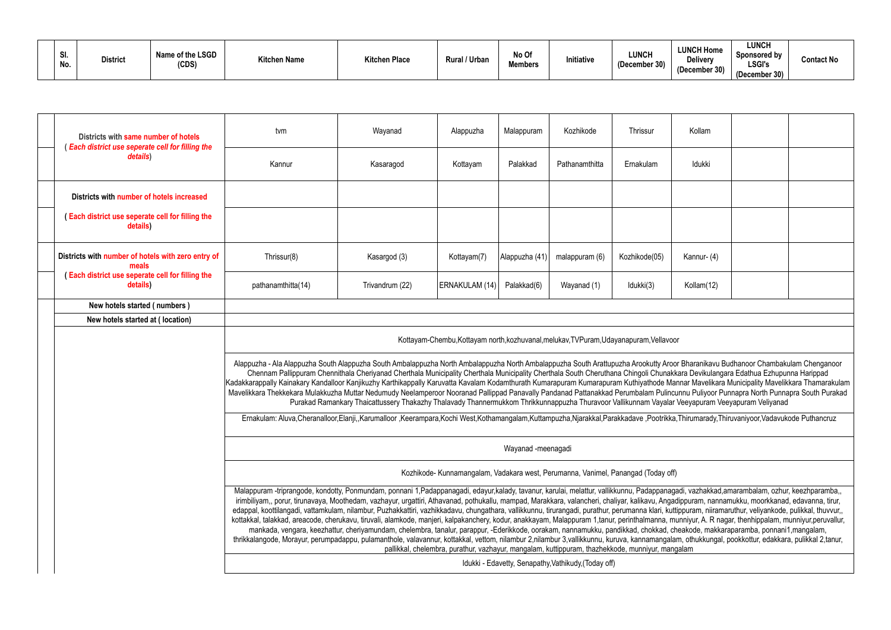| Sl. No. | District | Name of the LSGD (CDS) | Kitchen Name | Kitchen Place | Rural / Urban | No Of Members | Initiative | LUNCH (December 30) | LUNCH Home Delivery (December 30) | LUNCH Sponsored by LSGI's (December 30) | Contact No |
|---|---|---|---|---|---|---|---|---|---|---|---|

| | | | | | | | | | |
|---|---|---|---|---|---|---|---|---|---|
| | Districts with same number of hotels ( Each district use seperate cell for filling the details) | tvm | Wayanad | Alappuzha | Malappuram | Kozhikode | Thrissur | Kollam | | |
| | | Kannur | Kasaragod | Kottayam | Palakkad | Pathanamthitta | Ernakulam | Idukki | | |
| | Districts with number of hotels increased | | | | | | | | | |
| | ( Each district use seperate cell for filling the details) | | | | | | | | | |
| | Districts with number of hotels with zero entry of meals ( Each district use seperate cell for filling the details) | Thrissur(8) | Kasargod (3) | Kottayam(7) | Alappuzha (41) | malappuram (6) | Kozhikode(05) | Kannur- (4) | | |
| | | pathanamthitta(14) | Trivandrum (22) | ERNAKULAM (14) | Palakkad(6) | Wayanad (1) | Idukki(3) | Kollam(12) | | |
| | New hotels started ( numbers ) | | | | | | | | | |
| | New hotels started at ( location) | | | | | | | | | |

Kottayam-Chembu,Kottayam north,kozhuvanal,melukav,TVPuram,Udayanapuram,Vellavoor

Alappuzha - Ala Alappuzha South Alappuzha South Ambalappuzha North Ambalappuzha North Ambalappuzha South Arattupuzha Arookutty Aroor Bharanikavu Budhanoor Chambakulam Chenganoor Chennam Pallippuram Chennithala Cheriyanad Cherthala Municipality Cherthala Municipality Cherthala South Cheruthana Chingoli Chunakkara Devikulangara Edathua Ezhupunna Harippad Kadakkarappally Kainakary Kandalloor Kanjikuzhy Karthikappally Karuvatta Kavalam Kodamthurath Kumarapuram Kumarapuram Kuthiyathode Mannar Mavelikara Municipality Mavelikkara Thamarakulam Mavelikkara Thekkekara Mulakkuzha Muttar Nedumudy Neelamperoor Nooranad Pallippad Panavally Pandanad Pattanakkad Perumbalam Pulincunnu Puliyoor Punnapra North Punnapra South Purakad Purakad Ramankary Thaicattussery Thakazhy Thalavady Thannermukkom Thrikkunnappuzha Thuravoor Vallikunnam Vayalar Veeyapuram Veeyapuram Veliyanad

Ernakulam: Aluva,Cheranalloor,Elanji,,Karumalloor ,Keerampara,Kochi West,Kothamangalam,Kuttampuzha,Njarakkal,Parakkadave ,Pootrikka,Thirumarady,Thiruvaniyoor,Vadavukode Puthancruz

Wayanad -meenagadi

Kozhikode- Kunnamangalam, Vadakara west, Perumanna, Vanimel, Panangad (Today off)

Malappuram -triprangode, kondotty, Ponmundam, ponnani 1,Padappanagadi, edayur,kalady, tavanur, karulai, melattur, vallikkunnu, Padappanagadi, vazhakkad,amarambalam, ozhur, keezhparamba,, irimbiliyam,, porur, tirunavaya, Moothedam, vazhayur, urgattiri, Athavanad, pothukallu, mampad, Marakkara, valancheri, chaliyar, kalikavu, Angadippuram, nannamukku, moorkkanad, edavanna, tirur, edappal, koottilangadi, vattamkulam, nilambur, Puzhakkattiri, vazhikkadavu, chungathara, vallikkunnu, tirurangadi, purathur, perumanna klari, kuttippuram, niiramaruthur, veliyankode, pulikkal, thuvvur,, kottakkal, talakkad, areacode, cherukavu, tiruvali, alamkode, manjeri, kalpakanchery, kodur, anakkayam, Malappuram 1,tanur, perinthalmanna, munniyur, A. R nagar, thenhippalam, munniyur,peruvallur, mankada, vengara, keezhattur, cheriyamundam, chelembra, tanalur, parappur, -Ederikkode, oorakam, nannamukku, pandikkad, chokkad, cheakode, makkaraparamba, ponnani1,mangalam, thrikkalangode, Morayur, perumpadappu, pulamanthole, valavannur, kottakkal, vettom, nilambur 2,nilambur 3,vallikkunnu, kuruva, kannamangalam, othukkungal, pookkottur, edakkara, pulikkal 2,tanur, pallikkal, chelembra, purathur, vazhayur, mangalam, kuttippuram, thazhekkode, munniyur, mangalam

Idukki - Edavetty, Senapathy,Vathikudy,(Today off)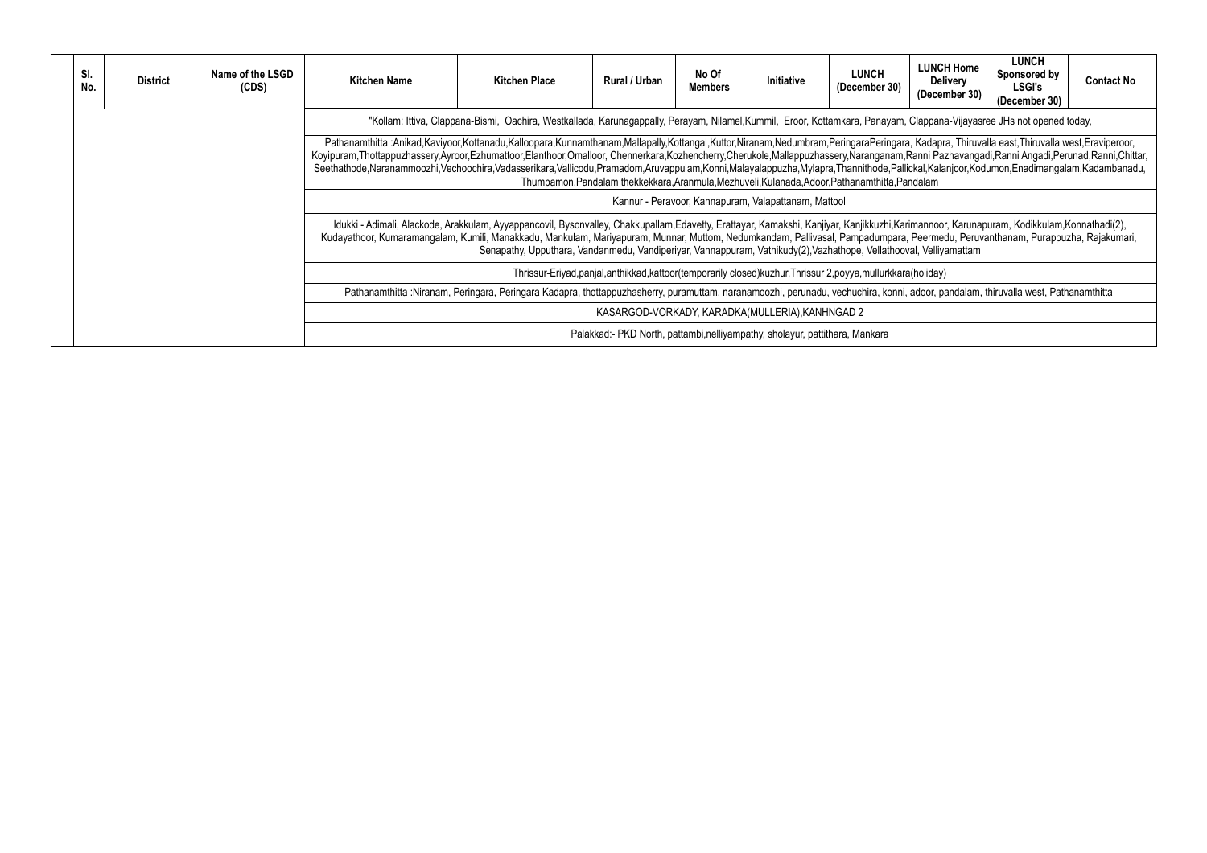| Sl. No. | District | Name of the LSGD (CDS) | Kitchen Name | Kitchen Place | Rural / Urban | No Of Members | Initiative | LUNCH (December 30) | LUNCH Home Delivery (December 30) | LUNCH Sponsored by LSGI's (December 30) | Contact No |
|---|---|---|---|---|---|---|---|---|---|---|---|
| | | | "Kollam: Ittiva, Clappana-Bismi, Oachira, Westkallada, Karunagappally, Perayam, Nilamel,Kummil, Eroor, Kottamkara, Panayam, Clappana-Vijayasree JHs not opened today, | | | | | | | | |
| | | | Pathanamthitta :Anikad,Kaviyoor,Kottanadu,Kalloopara,Kunnamthanam,Mallapally,Kottangal,Kuttor,Niranam,Nedumbram,PeringaraPeringara, Kadapra, Thiruvalla east,Thiruvalla west,Eraviperoor, Koyipuram,Thottappuzhassery,Ayroor,Ezhumattoor,Elanthoor,Omalloor, Chennerkara,Kozhencherry,Cherukole,Mallappuzhassery,Naranganam,Ranni Pazhavangadi,Ranni Angadi,Perunad,Ranni,Chittar, Seethathode,Naranammoozhi,Vechoochira,Vadasserikara,Vallicodu,Pramadom,Aruvappulam,Konni,Malayalappuzha,Mylapra,Thannithode,Pallickal,Kalanjoor,Kodumon,Enadimangalam,Kadambanadu, Thumpamon,Pandalam thekkekkara,Aranmula,Mezhuveli,Kulanada,Adoor,Pathanamthitta,Pandalam | | | | | | | | |
| | | | Kannur - Peravoor, Kannapuram, Valapattanam, Mattool | | | | | | | | |
| | | | Idukki - Adimali, Alackode, Arakkulam, Ayyappancovil, Bysonvalley, Chakkupallam,Edavetty, Erattayar, Kamakshi, Kanjiyar, Kanjikkuzhi,Karimannoor, Karunapuram, Kodikkulam,Konnathadi(2), Kudayathoor, Kumaramangalam, Kumili, Manakkadu, Mankulam, Mariyapuram, Munnar, Muttom, Nedumkandam, Pallivasal, Pampadumpara, Peermedu, Peruvanthanam, Purappuzha, Rajakumari, Senapathy, Upputhara, Vandanmedu, Vandiperiyar, Vannappuram, Vathikudy(2),Vazhathope, Vellathooval, Velliyamattam | | | | | | | | |
| | | | Thrissur-Eriyad,panjal,anthikkad,kattoor(temporarily closed)kuzhur,Thrissur 2,poyya,mullurkkara(holiday) | | | | | | | | |
| | | | Pathanamthitta :Niranam, Peringara, Peringara Kadapra, thottappuzhasherry, puramuttam, naranamoozhi, perunadu, vechuchira, konni, adoor, pandalam, thiruvalla west, Pathanamthitta | | | | | | | | |
| | | | KASARGOD-VORKADY, KARADKA(MULLERIA),KANHNGAD 2 | | | | | | | | |
| | | | Palakkad:- PKD North, pattambi,nelliyampathy, sholayur, pattithara, Mankara | | | | | | | | |